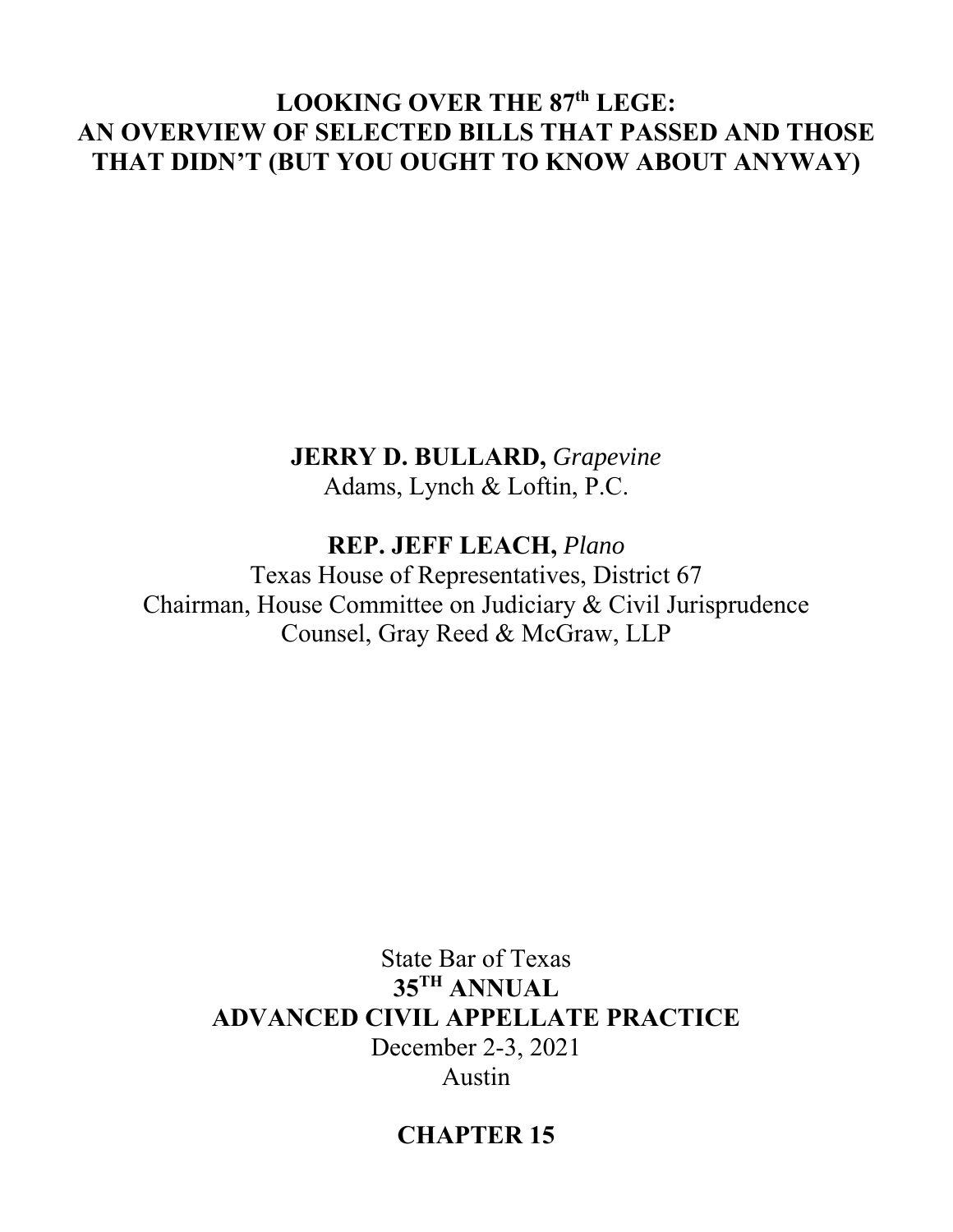# LOOKING OVER THE 87th LEGE: AN OVERVIEW OF SELECTED BILLS THAT PASSED AND THOSE THAT DIDN'T (BUT YOU OUGHT TO KNOW ABOUT ANYWAY)

**JERRY D. BULLARD,** *Grapevine*
Adams, Lynch & Loftin, P.C.

**REP. JEFF LEACH,** *Plano*
Texas House of Representatives, District 67
Chairman, House Committee on Judiciary & Civil Jurisprudence
Counsel, Gray Reed & McGraw, LLP

State Bar of Texas
**35TH ANNUAL**
**ADVANCED CIVIL APPELLATE PRACTICE**
December 2-3, 2021
Austin

**CHAPTER 15**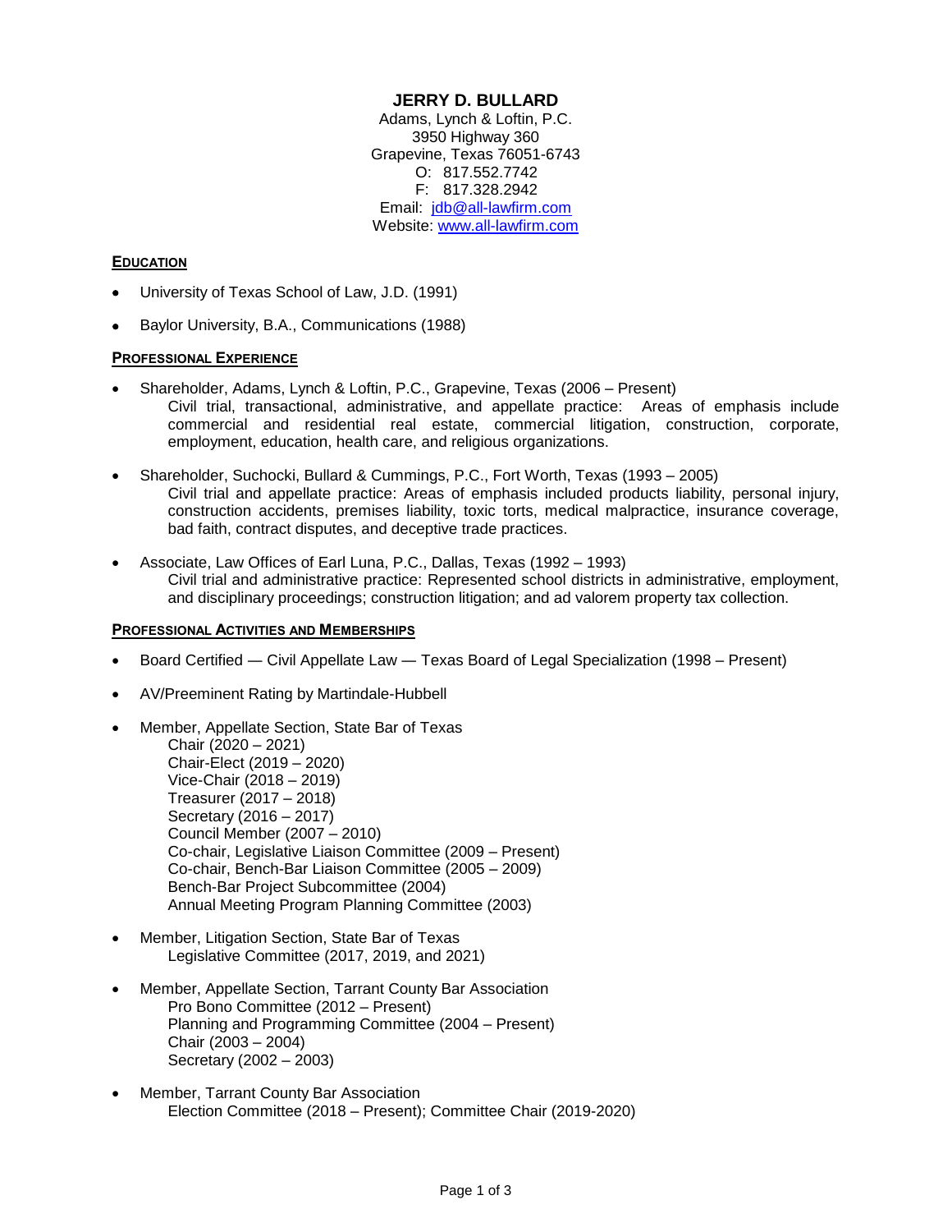# JERRY D. BULLARD

Adams, Lynch & Loftin, P.C.
3950 Highway 360
Grapevine, Texas 76051-6743
O: 817.552.7742
F: 817.328.2942
Email: [jdb@all-lawfirm.com](mailto:jdb@all-lawfirm.com)
Website: [www.all-lawfirm.com](http://www.all-lawfirm.com)

## EDUCATION

- University of Texas School of Law, J.D. (1991)
- Baylor University, B.A., Communications (1988)

## PROFESSIONAL EXPERIENCE

- Shareholder, Adams, Lynch & Loftin, P.C., Grapevine, Texas (2006 – Present)
  Civil trial, transactional, administrative, and appellate practice: Areas of emphasis include commercial and residential real estate, commercial litigation, construction, corporate, employment, education, health care, and religious organizations.

- Shareholder, Suchocki, Bullard & Cummings, P.C., Fort Worth, Texas (1993 – 2005)
  Civil trial and appellate practice: Areas of emphasis included products liability, personal injury, construction accidents, premises liability, toxic torts, medical malpractice, insurance coverage, bad faith, contract disputes, and deceptive trade practices.

- Associate, Law Offices of Earl Luna, P.C., Dallas, Texas (1992 – 1993)
  Civil trial and administrative practice: Represented school districts in administrative, employment, and disciplinary proceedings; construction litigation; and ad valorem property tax collection.

## PROFESSIONAL ACTIVITIES AND MEMBERSHIPS

- Board Certified — Civil Appellate Law — Texas Board of Legal Specialization (1998 – Present)

- AV/Preeminent Rating by Martindale-Hubbell

- Member, Appellate Section, State Bar of Texas
  Chair (2020 – 2021)
  Chair-Elect (2019 – 2020)
  Vice-Chair (2018 – 2019)
  Treasurer (2017 – 2018)
  Secretary (2016 – 2017)
  Council Member (2007 – 2010)
  Co-chair, Legislative Liaison Committee (2009 – Present)
  Co-chair, Bench-Bar Liaison Committee (2005 – 2009)
  Bench-Bar Project Subcommittee (2004)
  Annual Meeting Program Planning Committee (2003)

- Member, Litigation Section, State Bar of Texas
  Legislative Committee (2017, 2019, and 2021)

- Member, Appellate Section, Tarrant County Bar Association
  Pro Bono Committee (2012 – Present)
  Planning and Programming Committee (2004 – Present)
  Chair (2003 – 2004)
  Secretary (2002 – 2003)

- Member, Tarrant County Bar Association
  Election Committee (2018 – Present); Committee Chair (2019-2020)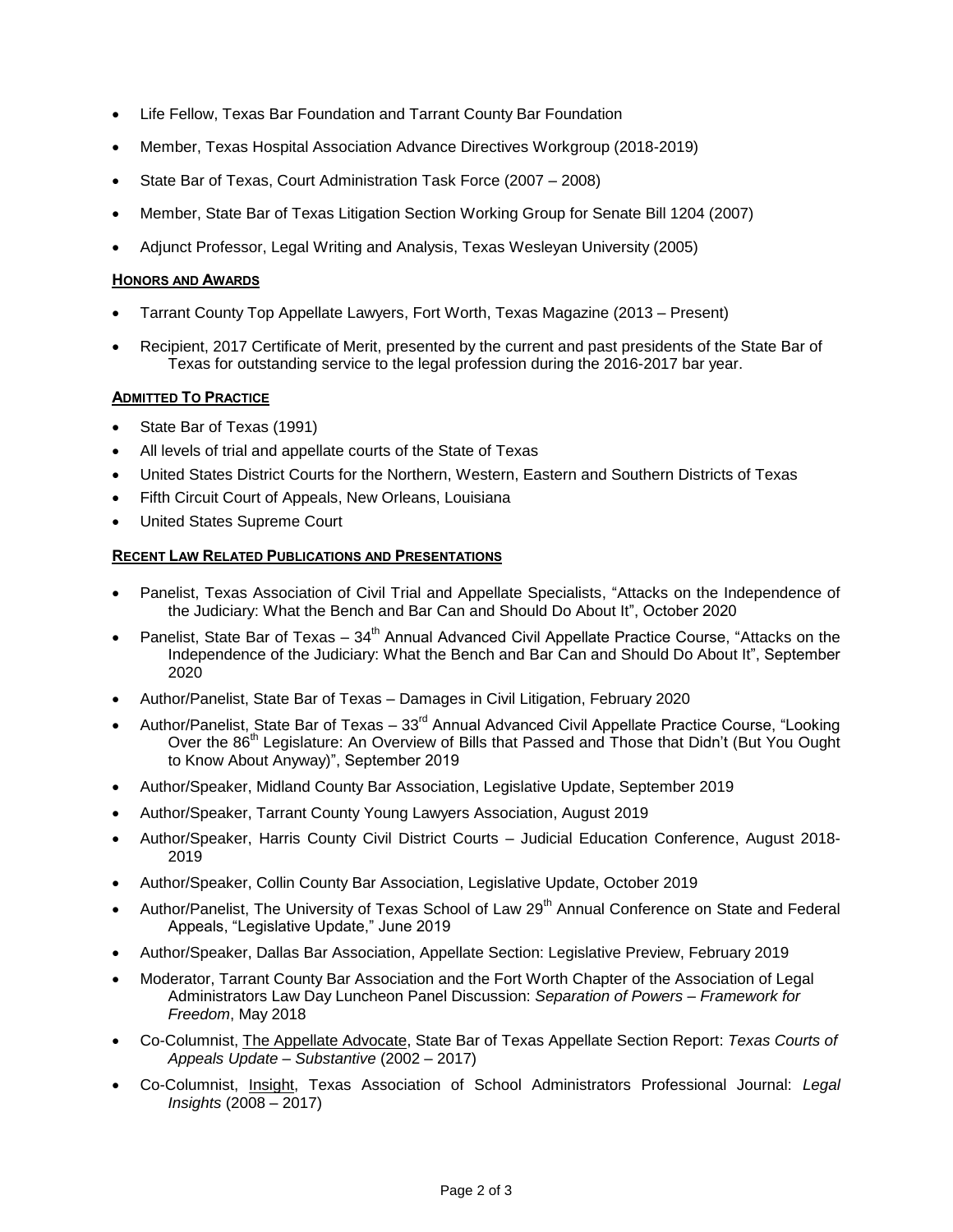- Life Fellow, Texas Bar Foundation and Tarrant County Bar Foundation
- Member, Texas Hospital Association Advance Directives Workgroup (2018-2019)
- State Bar of Texas, Court Administration Task Force (2007 – 2008)
- Member, State Bar of Texas Litigation Section Working Group for Senate Bill 1204 (2007)
- Adjunct Professor, Legal Writing and Analysis, Texas Wesleyan University (2005)

## HONORS AND AWARDS

- Tarrant County Top Appellate Lawyers, Fort Worth, Texas Magazine (2013 – Present)
- Recipient, 2017 Certificate of Merit, presented by the current and past presidents of the State Bar of Texas for outstanding service to the legal profession during the 2016-2017 bar year.

## ADMITTED TO PRACTICE

- State Bar of Texas (1991)
- All levels of trial and appellate courts of the State of Texas
- United States District Courts for the Northern, Western, Eastern and Southern Districts of Texas
- Fifth Circuit Court of Appeals, New Orleans, Louisiana
- United States Supreme Court

## RECENT LAW RELATED PUBLICATIONS AND PRESENTATIONS

- Panelist, Texas Association of Civil Trial and Appellate Specialists, "Attacks on the Independence of the Judiciary: What the Bench and Bar Can and Should Do About It", October 2020
- Panelist, State Bar of Texas – 34th Annual Advanced Civil Appellate Practice Course, "Attacks on the Independence of the Judiciary: What the Bench and Bar Can and Should Do About It", September 2020
- Author/Panelist, State Bar of Texas – Damages in Civil Litigation, February 2020
- Author/Panelist, State Bar of Texas – 33rd Annual Advanced Civil Appellate Practice Course, "Looking Over the 86th Legislature: An Overview of Bills that Passed and Those that Didn't (But You Ought to Know About Anyway)", September 2019
- Author/Speaker, Midland County Bar Association, Legislative Update, September 2019
- Author/Speaker, Tarrant County Young Lawyers Association, August 2019
- Author/Speaker, Harris County Civil District Courts – Judicial Education Conference, August 2018-2019
- Author/Speaker, Collin County Bar Association, Legislative Update, October 2019
- Author/Panelist, The University of Texas School of Law 29th Annual Conference on State and Federal Appeals, "Legislative Update," June 2019
- Author/Speaker, Dallas Bar Association, Appellate Section: Legislative Preview, February 2019
- Moderator, Tarrant County Bar Association and the Fort Worth Chapter of the Association of Legal Administrators Law Day Luncheon Panel Discussion: *Separation of Powers – Framework for Freedom*, May 2018
- Co-Columnist, The Appellate Advocate, State Bar of Texas Appellate Section Report: *Texas Courts of Appeals Update – Substantive* (2002 – 2017)
- Co-Columnist, Insight, Texas Association of School Administrators Professional Journal: *Legal Insights* (2008 – 2017)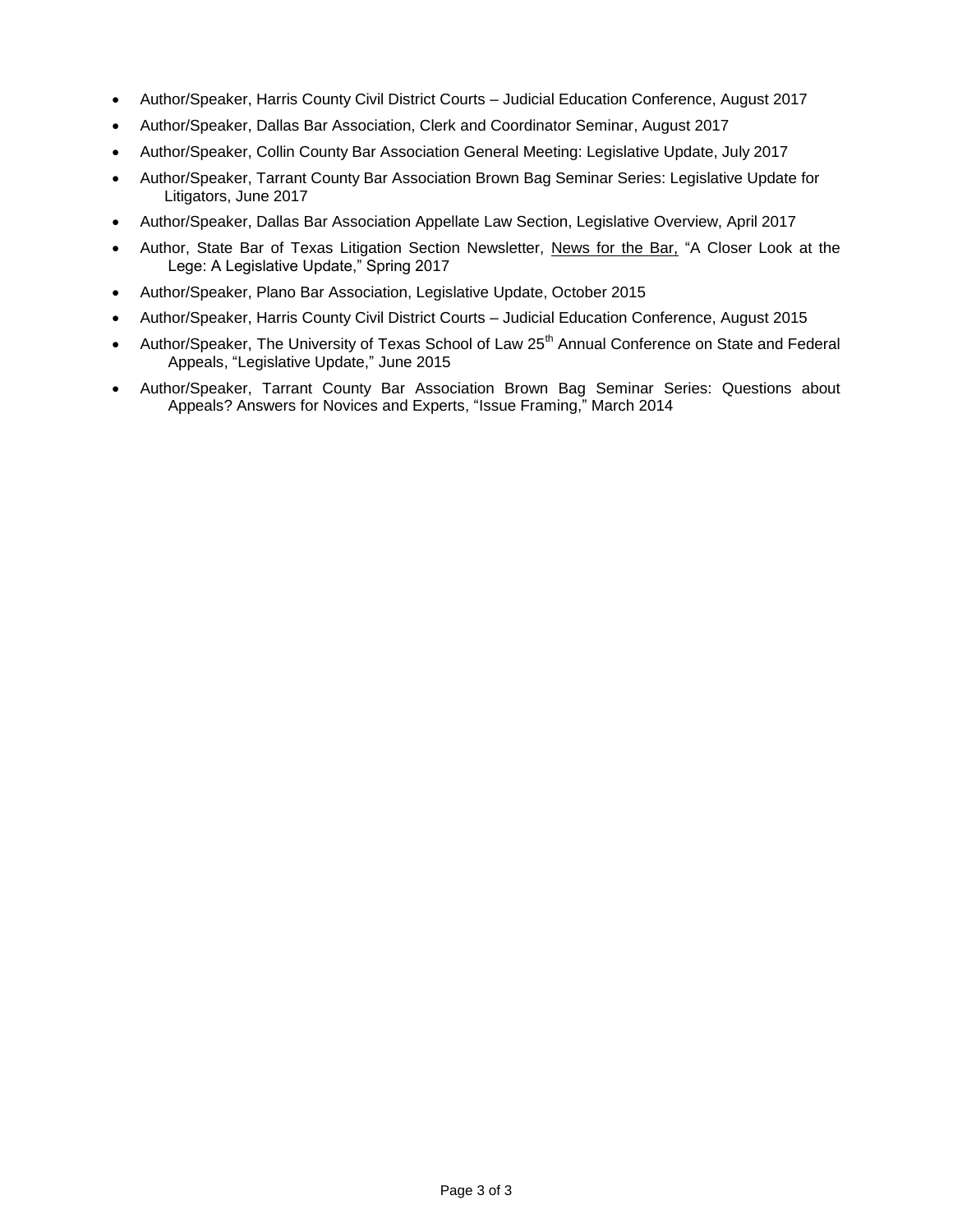- Author/Speaker, Harris County Civil District Courts – Judicial Education Conference, August 2017
- Author/Speaker, Dallas Bar Association, Clerk and Coordinator Seminar, August 2017
- Author/Speaker, Collin County Bar Association General Meeting: Legislative Update, July 2017
- Author/Speaker, Tarrant County Bar Association Brown Bag Seminar Series: Legislative Update for Litigators, June 2017
- Author/Speaker, Dallas Bar Association Appellate Law Section, Legislative Overview, April 2017
- Author, State Bar of Texas Litigation Section Newsletter, News for the Bar, "A Closer Look at the Lege: A Legislative Update," Spring 2017
- Author/Speaker, Plano Bar Association, Legislative Update, October 2015
- Author/Speaker, Harris County Civil District Courts – Judicial Education Conference, August 2015
- Author/Speaker, The University of Texas School of Law 25th Annual Conference on State and Federal Appeals, "Legislative Update," June 2015
- Author/Speaker, Tarrant County Bar Association Brown Bag Seminar Series: Questions about Appeals? Answers for Novices and Experts, "Issue Framing," March 2014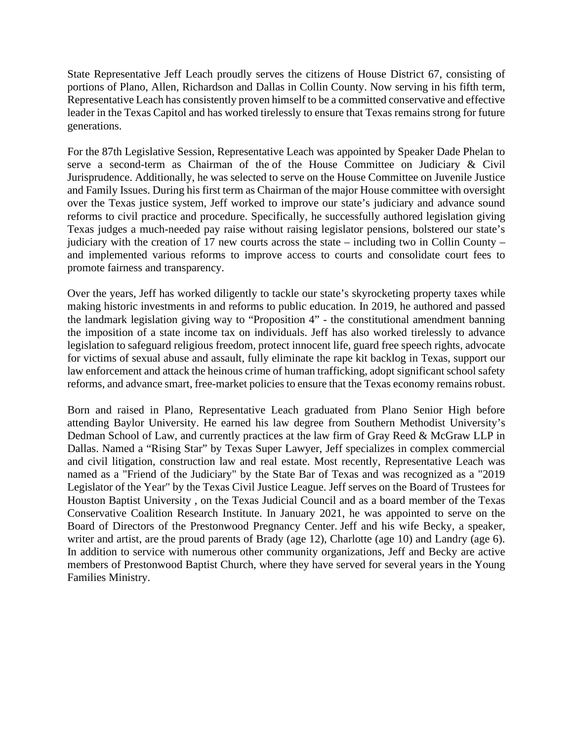State Representative Jeff Leach proudly serves the citizens of House District 67, consisting of portions of Plano, Allen, Richardson and Dallas in Collin County. Now serving in his fifth term, Representative Leach has consistently proven himself to be a committed conservative and effective leader in the Texas Capitol and has worked tirelessly to ensure that Texas remains strong for future generations.

For the 87th Legislative Session, Representative Leach was appointed by Speaker Dade Phelan to serve a second-term as Chairman of the of the House Committee on Judiciary & Civil Jurisprudence. Additionally, he was selected to serve on the House Committee on Juvenile Justice and Family Issues. During his first term as Chairman of the major House committee with oversight over the Texas justice system, Jeff worked to improve our state's judiciary and advance sound reforms to civil practice and procedure. Specifically, he successfully authored legislation giving Texas judges a much-needed pay raise without raising legislator pensions, bolstered our state's judiciary with the creation of 17 new courts across the state – including two in Collin County – and implemented various reforms to improve access to courts and consolidate court fees to promote fairness and transparency.

Over the years, Jeff has worked diligently to tackle our state's skyrocketing property taxes while making historic investments in and reforms to public education. In 2019, he authored and passed the landmark legislation giving way to "Proposition 4" - the constitutional amendment banning the imposition of a state income tax on individuals. Jeff has also worked tirelessly to advance legislation to safeguard religious freedom, protect innocent life, guard free speech rights, advocate for victims of sexual abuse and assault, fully eliminate the rape kit backlog in Texas, support our law enforcement and attack the heinous crime of human trafficking, adopt significant school safety reforms, and advance smart, free-market policies to ensure that the Texas economy remains robust.

Born and raised in Plano, Representative Leach graduated from Plano Senior High before attending Baylor University. He earned his law degree from Southern Methodist University's Dedman School of Law, and currently practices at the law firm of Gray Reed & McGraw LLP in Dallas. Named a "Rising Star" by Texas Super Lawyer, Jeff specializes in complex commercial and civil litigation, construction law and real estate. Most recently, Representative Leach was named as a "Friend of the Judiciary" by the State Bar of Texas and was recognized as a "2019 Legislator of the Year" by the Texas Civil Justice League. Jeff serves on the Board of Trustees for Houston Baptist University , on the Texas Judicial Council and as a board member of the Texas Conservative Coalition Research Institute. In January 2021, he was appointed to serve on the Board of Directors of the Prestonwood Pregnancy Center. Jeff and his wife Becky, a speaker, writer and artist, are the proud parents of Brady (age 12), Charlotte (age 10) and Landry (age 6). In addition to service with numerous other community organizations, Jeff and Becky are active members of Prestonwood Baptist Church, where they have served for several years in the Young Families Ministry.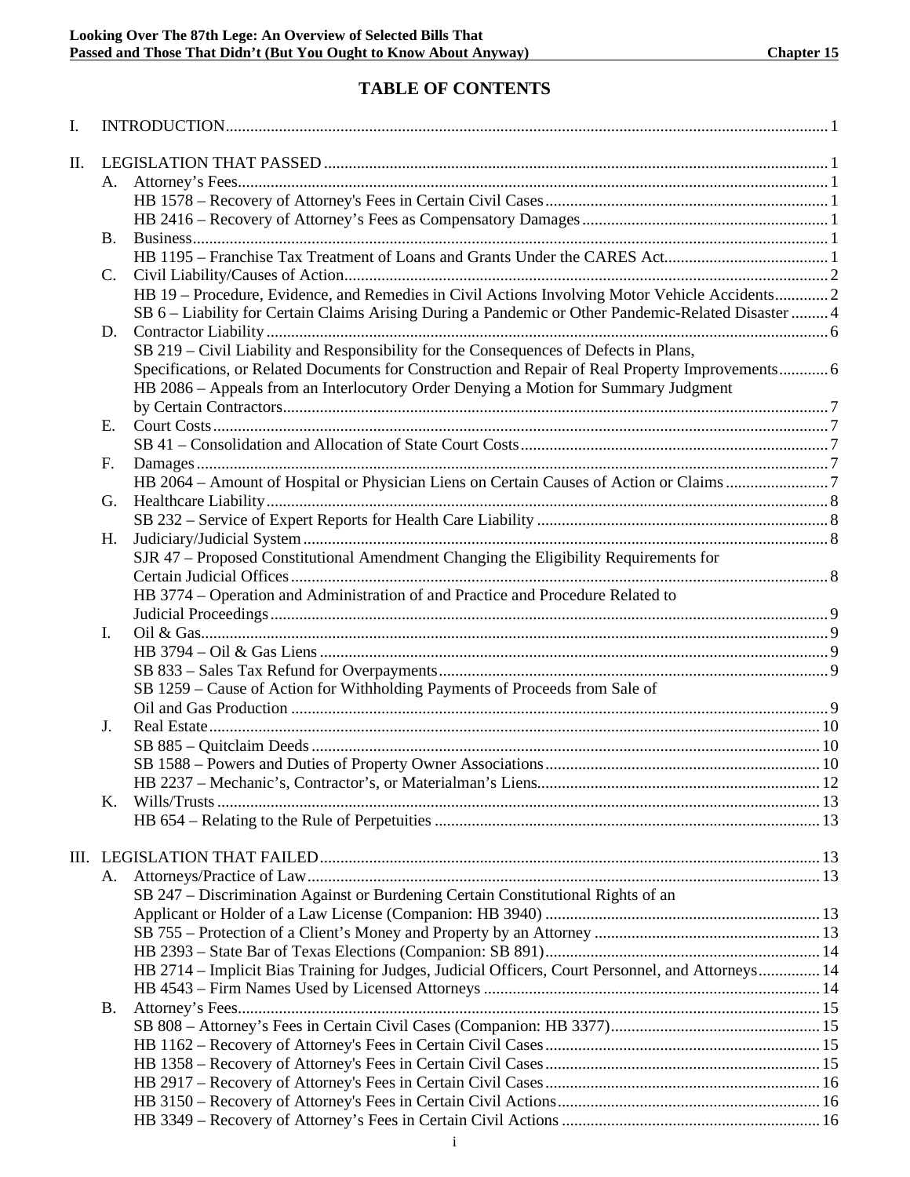# TABLE OF CONTENTS

I. INTRODUCTION .......... 1

II. LEGISLATION THAT PASSED .......... 1

- A. Attorney's Fees .......... 1
  - HB 1578 – Recovery of Attorney's Fees in Certain Civil Cases .......... 1
  - HB 2416 – Recovery of Attorney's Fees as Compensatory Damages .......... 1
- B. Business .......... 1
  - HB 1195 – Franchise Tax Treatment of Loans and Grants Under the CARES Act .......... 1
- C. Civil Liability/Causes of Action .......... 2
  - HB 19 – Procedure, Evidence, and Remedies in Civil Actions Involving Motor Vehicle Accidents .......... 2
  - SB 6 – Liability for Certain Claims Arising During a Pandemic or Other Pandemic-Related Disaster .......... 4
- D. Contractor Liability .......... 6
  - SB 219 – Civil Liability and Responsibility for the Consequences of Defects in Plans, Specifications, or Related Documents for Construction and Repair of Real Property Improvements .......... 6
  - HB 2086 – Appeals from an Interlocutory Order Denying a Motion for Summary Judgment by Certain Contractors .......... 7
- E. Court Costs .......... 7
  - SB 41 – Consolidation and Allocation of State Court Costs .......... 7
- F. Damages .......... 7
  - HB 2064 – Amount of Hospital or Physician Liens on Certain Causes of Action or Claims .......... 7
- G. Healthcare Liability .......... 8
  - SB 232 – Service of Expert Reports for Health Care Liability .......... 8
- H. Judiciary/Judicial System .......... 8
  - SJR 47 – Proposed Constitutional Amendment Changing the Eligibility Requirements for Certain Judicial Offices .......... 8
  - HB 3774 – Operation and Administration of and Practice and Procedure Related to Judicial Proceedings .......... 9
- I. Oil & Gas .......... 9
  - HB 3794 – Oil & Gas Liens .......... 9
  - SB 833 – Sales Tax Refund for Overpayments .......... 9
  - SB 1259 – Cause of Action for Withholding Payments of Proceeds from Sale of Oil and Gas Production .......... 9
- J. Real Estate .......... 10
  - SB 885 – Quitclaim Deeds .......... 10
  - SB 1588 – Powers and Duties of Property Owner Associations .......... 10
  - HB 2237 – Mechanic's, Contractor's, or Materialman's Liens .......... 12
- K. Wills/Trusts .......... 13
  - HB 654 – Relating to the Rule of Perpetuities .......... 13

III. LEGISLATION THAT FAILED .......... 13

- A. Attorneys/Practice of Law .......... 13
  - SB 247 – Discrimination Against or Burdening Certain Constitutional Rights of an Applicant or Holder of a Law License (Companion: HB 3940) .......... 13
  - SB 755 – Protection of a Client's Money and Property by an Attorney .......... 13
  - HB 2393 – State Bar of Texas Elections (Companion: SB 891) .......... 14
  - HB 2714 – Implicit Bias Training for Judges, Judicial Officers, Court Personnel, and Attorneys .......... 14
  - HB 4543 – Firm Names Used by Licensed Attorneys .......... 14
- B. Attorney's Fees .......... 15
  - SB 808 – Attorney's Fees in Certain Civil Cases (Companion: HB 3377) .......... 15
  - HB 1162 – Recovery of Attorney's Fees in Certain Civil Cases .......... 15
  - HB 1358 – Recovery of Attorney's Fees in Certain Civil Cases .......... 15
  - HB 2917 – Recovery of Attorney's Fees in Certain Civil Cases .......... 16
  - HB 3150 – Recovery of Attorney's Fees in Certain Civil Actions .......... 16
  - HB 3349 – Recovery of Attorney's Fees in Certain Civil Actions .......... 16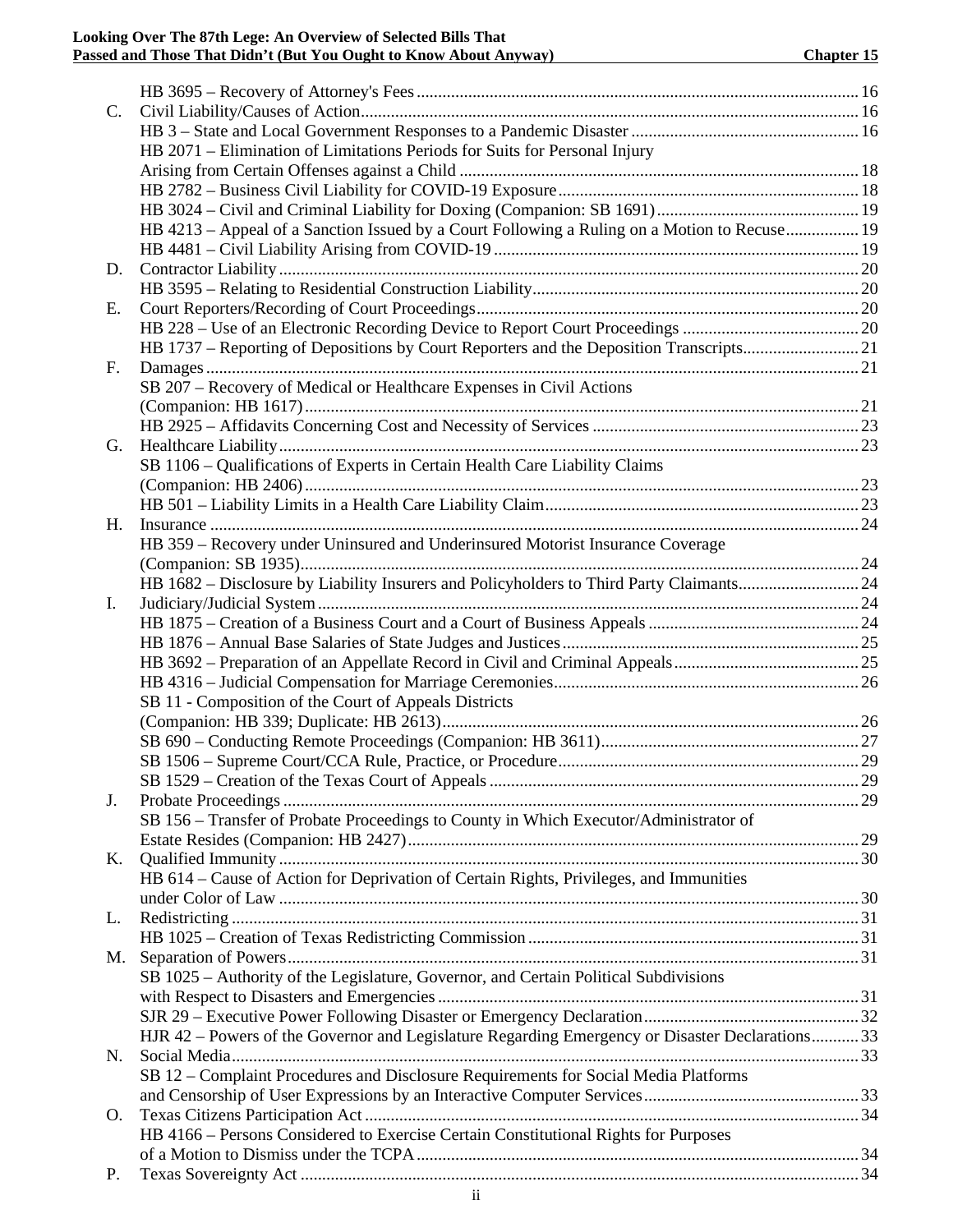HB 3695 – Recovery of Attorney's Fees ..... 16

C. Civil Liability/Causes of Action ..... 16

HB 3 – State and Local Government Responses to a Pandemic Disaster ..... 16

HB 2071 – Elimination of Limitations Periods for Suits for Personal Injury Arising from Certain Offenses against a Child ..... 18

HB 2782 – Business Civil Liability for COVID-19 Exposure ..... 18

HB 3024 – Civil and Criminal Liability for Doxing (Companion: SB 1691) ..... 19

HB 4213 – Appeal of a Sanction Issued by a Court Following a Ruling on a Motion to Recuse ..... 19

HB 4481 – Civil Liability Arising from COVID-19 ..... 19

D. Contractor Liability ..... 20

HB 3595 – Relating to Residential Construction Liability ..... 20

E. Court Reporters/Recording of Court Proceedings ..... 20

HB 228 – Use of an Electronic Recording Device to Report Court Proceedings ..... 20

HB 1737 – Reporting of Depositions by Court Reporters and the Deposition Transcripts ..... 21

F. Damages ..... 21

SB 207 – Recovery of Medical or Healthcare Expenses in Civil Actions (Companion: HB 1617) ..... 21

HB 2925 – Affidavits Concerning Cost and Necessity of Services ..... 23

G. Healthcare Liability ..... 23

SB 1106 – Qualifications of Experts in Certain Health Care Liability Claims (Companion: HB 2406) ..... 23

HB 501 – Liability Limits in a Health Care Liability Claim ..... 23

H. Insurance ..... 24

HB 359 – Recovery under Uninsured and Underinsured Motorist Insurance Coverage (Companion: SB 1935) ..... 24

HB 1682 – Disclosure by Liability Insurers and Policyholders to Third Party Claimants ..... 24

I. Judiciary/Judicial System ..... 24

HB 1875 – Creation of a Business Court and a Court of Business Appeals ..... 24

HB 1876 – Annual Base Salaries of State Judges and Justices ..... 25

HB 3692 – Preparation of an Appellate Record in Civil and Criminal Appeals ..... 25

HB 4316 – Judicial Compensation for Marriage Ceremonies ..... 26

SB 11 - Composition of the Court of Appeals Districts (Companion: HB 339; Duplicate: HB 2613) ..... 26

SB 690 – Conducting Remote Proceedings (Companion: HB 3611) ..... 27

SB 1506 – Supreme Court/CCA Rule, Practice, or Procedure ..... 29

SB 1529 – Creation of the Texas Court of Appeals ..... 29

J. Probate Proceedings ..... 29

SB 156 – Transfer of Probate Proceedings to County in Which Executor/Administrator of Estate Resides (Companion: HB 2427) ..... 29

K. Qualified Immunity ..... 30

HB 614 – Cause of Action for Deprivation of Certain Rights, Privileges, and Immunities under Color of Law ..... 30

L. Redistricting ..... 31

HB 1025 – Creation of Texas Redistricting Commission ..... 31

M. Separation of Powers ..... 31

SB 1025 – Authority of the Legislature, Governor, and Certain Political Subdivisions with Respect to Disasters and Emergencies ..... 31

SJR 29 – Executive Power Following Disaster or Emergency Declaration ..... 32

HJR 42 – Powers of the Governor and Legislature Regarding Emergency or Disaster Declarations ..... 33

N. Social Media ..... 33

SB 12 – Complaint Procedures and Disclosure Requirements for Social Media Platforms and Censorship of User Expressions by an Interactive Computer Services ..... 33

O. Texas Citizens Participation Act ..... 34

HB 4166 – Persons Considered to Exercise Certain Constitutional Rights for Purposes of a Motion to Dismiss under the TCPA ..... 34

P. Texas Sovereignty Act ..... 34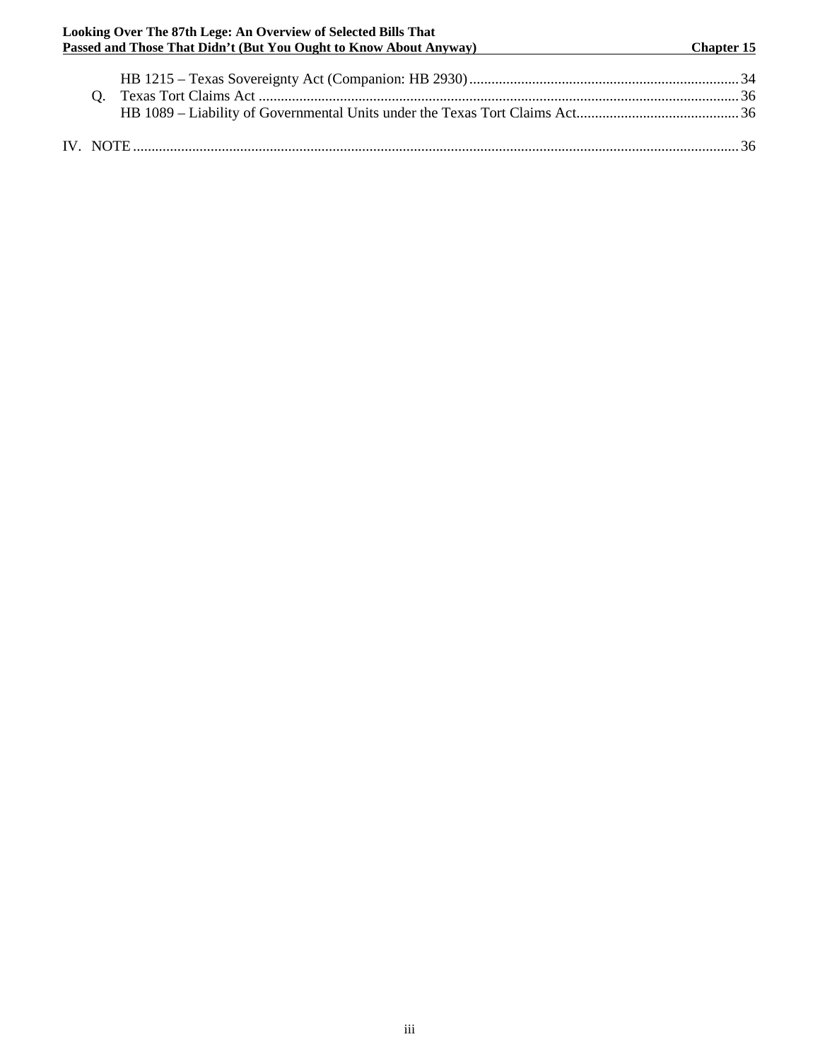HB 1215 – Texas Sovereignty Act (Companion: HB 2930) ........................................................................ 34

Q. Texas Tort Claims Act ................................................................................................................................ 36

HB 1089 – Liability of Governmental Units under the Texas Tort Claims Act............................................ 36

IV. NOTE ................................................................................................................................................................ 36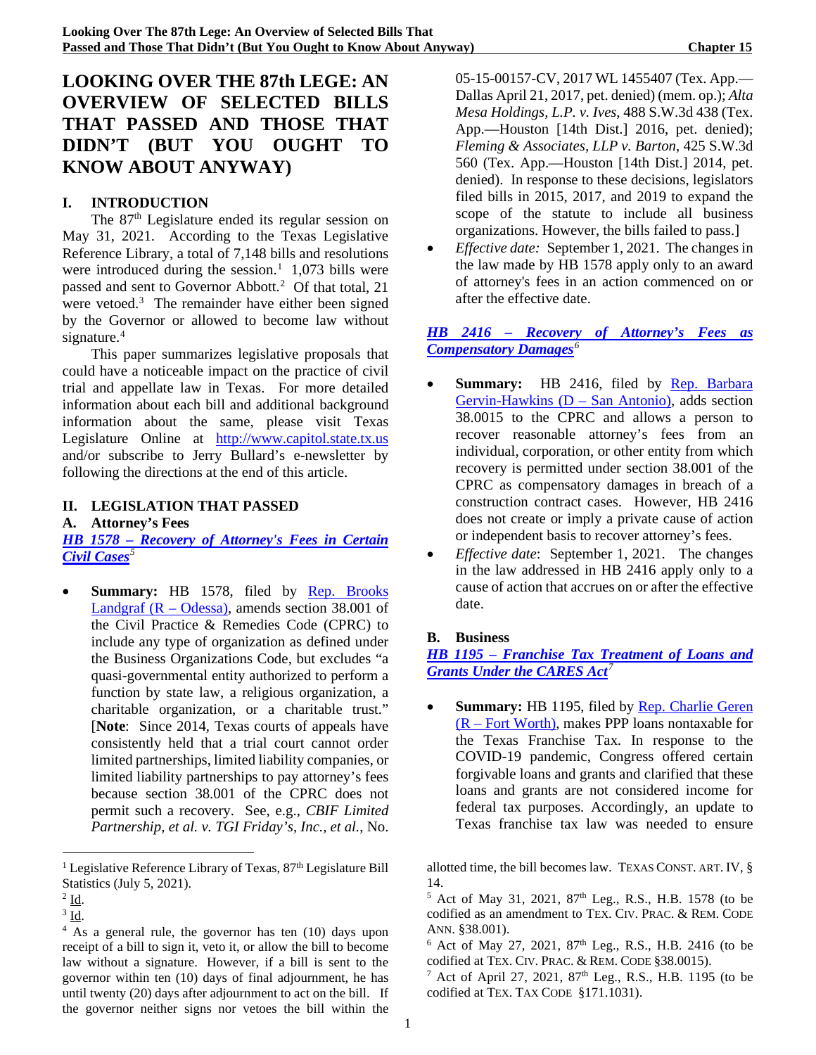# LOOKING OVER THE 87th LEGE: AN OVERVIEW OF SELECTED BILLS THAT PASSED AND THOSE THAT DIDN'T (BUT YOU OUGHT TO KNOW ABOUT ANYWAY)

## I. INTRODUCTION

The 87th Legislature ended its regular session on May 31, 2021. According to the Texas Legislative Reference Library, a total of 7,148 bills and resolutions were introduced during the session.[1] 1,073 bills were passed and sent to Governor Abbott.[2] Of that total, 21 were vetoed.[3] The remainder have either been signed by the Governor or allowed to become law without signature.[4]

This paper summarizes legislative proposals that could have a noticeable impact on the practice of civil trial and appellate law in Texas. For more detailed information about each bill and additional background information about the same, please visit Texas Legislature Online at http://www.capitol.state.tx.us and/or subscribe to Jerry Bullard's e-newsletter by following the directions at the end of this article.

## II. LEGISLATION THAT PASSED

### A. Attorney's Fees

***HB 1578 – Recovery of Attorney's Fees in Certain Civil Cases***[5]

- **Summary:** HB 1578, filed by Rep. Brooks Landgraf (R – Odessa), amends section 38.001 of the Civil Practice & Remedies Code (CPRC) to include any type of organization as defined under the Business Organizations Code, but excludes "a quasi-governmental entity authorized to perform a function by state law, a religious organization, a charitable organization, or a charitable trust." [**Note**: Since 2014, Texas courts of appeals have consistently held that a trial court cannot order limited partnerships, limited liability companies, or limited liability partnerships to pay attorney's fees because section 38.001 of the CPRC does not permit such a recovery. See, e.g., *CBIF Limited Partnership, et al. v. TGI Friday's, Inc., et al.*, No. 05-15-00157-CV, 2017 WL 1455407 (Tex. App.—Dallas April 21, 2017, pet. denied) (mem. op.); *Alta Mesa Holdings, L.P. v. Ives*, 488 S.W.3d 438 (Tex. App.—Houston [14th Dist.] 2016, pet. denied); *Fleming & Associates, LLP v. Barton*, 425 S.W.3d 560 (Tex. App.—Houston [14th Dist.] 2014, pet. denied). In response to these decisions, legislators filed bills in 2015, 2017, and 2019 to expand the scope of the statute to include all business organizations. However, the bills failed to pass.]
- *Effective date:* September 1, 2021. The changes in the law made by HB 1578 apply only to an award of attorney's fees in an action commenced on or after the effective date.

***HB 2416 – Recovery of Attorney's Fees as Compensatory Damages***[6]

- **Summary:** HB 2416, filed by Rep. Barbara Gervin-Hawkins (D – San Antonio), adds section 38.0015 to the CPRC and allows a person to recover reasonable attorney's fees from an individual, corporation, or other entity from which recovery is permitted under section 38.001 of the CPRC as compensatory damages in breach of a construction contract cases. However, HB 2416 does not create or imply a private cause of action or independent basis to recover attorney's fees.
- *Effective date*: September 1, 2021. The changes in the law addressed in HB 2416 apply only to a cause of action that accrues on or after the effective date.

### B. Business

***HB 1195 – Franchise Tax Treatment of Loans and Grants Under the CARES Act***[7]

- **Summary:** HB 1195, filed by Rep. Charlie Geren (R – Fort Worth), makes PPP loans nontaxable for the Texas Franchise Tax. In response to the COVID-19 pandemic, Congress offered certain forgivable loans and grants and clarified that these loans and grants are not considered income for federal tax purposes. Accordingly, an update to Texas franchise tax law was needed to ensure

---

[1] Legislative Reference Library of Texas, 87th Legislature Bill Statistics (July 5, 2021).

[2] Id.

[3] Id.

[4] As a general rule, the governor has ten (10) days upon receipt of a bill to sign it, veto it, or allow the bill to become law without a signature. However, if a bill is sent to the governor within ten (10) days of final adjournment, he has until twenty (20) days after adjournment to act on the bill. If the governor neither signs nor vetoes the bill within the allotted time, the bill becomes law. TEXAS CONST. ART. IV, § 14.

[5] Act of May 31, 2021, 87th Leg., R.S., H.B. 1578 (to be codified as an amendment to TEX. CIV. PRAC. & REM. CODE ANN. §38.001).

[6] Act of May 27, 2021, 87th Leg., R.S., H.B. 2416 (to be codified at TEX. CIV. PRAC. & REM. CODE §38.0015).

[7] Act of April 27, 2021, 87th Leg., R.S., H.B. 1195 (to be codified at TEX. TAX CODE §171.1031).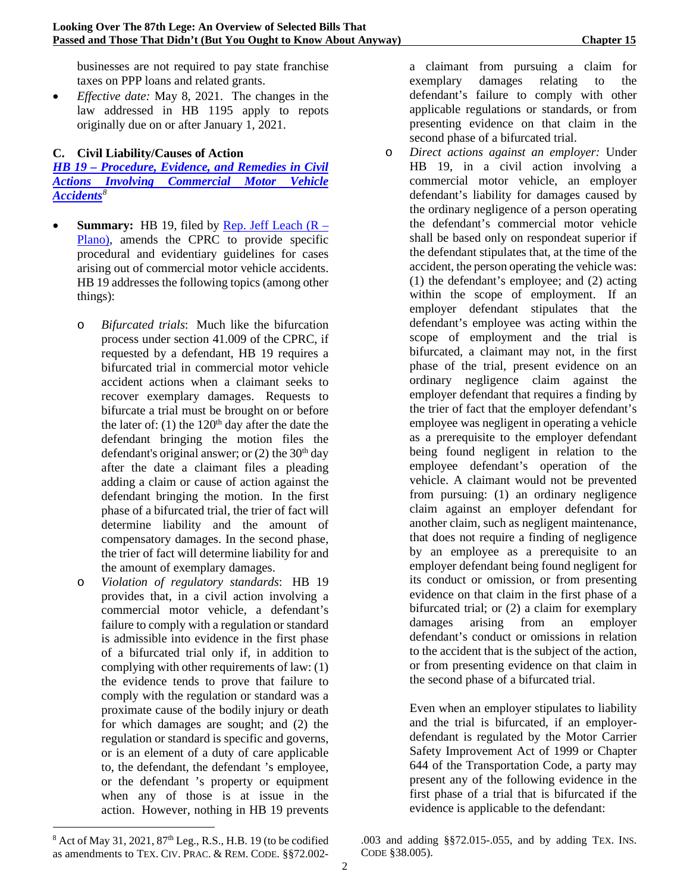businesses are not required to pay state franchise taxes on PPP loans and related grants.

- *Effective date:* May 8, 2021. The changes in the law addressed in HB 1195 apply to repots originally due on or after January 1, 2021.

### C. Civil Liability/Causes of Action

***HB 19 – Procedure, Evidence, and Remedies in Civil Actions Involving Commercial Motor Vehicle Accidents***[8]

- **Summary:** HB 19, filed by Rep. Jeff Leach (R – Plano), amends the CPRC to provide specific procedural and evidentiary guidelines for cases arising out of commercial motor vehicle accidents. HB 19 addresses the following topics (among other things):
  - *Bifurcated trials*: Much like the bifurcation process under section 41.009 of the CPRC, if requested by a defendant, HB 19 requires a bifurcated trial in commercial motor vehicle accident actions when a claimant seeks to recover exemplary damages. Requests to bifurcate a trial must be brought on or before the later of: (1) the 120th day after the date the defendant bringing the motion files the defendant's original answer; or (2) the 30th day after the date a claimant files a pleading adding a claim or cause of action against the defendant bringing the motion. In the first phase of a bifurcated trial, the trier of fact will determine liability and the amount of compensatory damages. In the second phase, the trier of fact will determine liability for and the amount of exemplary damages.
  - *Violation of regulatory standards*: HB 19 provides that, in a civil action involving a commercial motor vehicle, a defendant's failure to comply with a regulation or standard is admissible into evidence in the first phase of a bifurcated trial only if, in addition to complying with other requirements of law: (1) the evidence tends to prove that failure to comply with the regulation or standard was a proximate cause of the bodily injury or death for which damages are sought; and (2) the regulation or standard is specific and governs, or is an element of a duty of care applicable to, the defendant, the defendant 's employee, or the defendant 's property or equipment when any of those is at issue in the action. However, nothing in HB 19 prevents a claimant from pursuing a claim for exemplary damages relating to the defendant's failure to comply with other applicable regulations or standards, or from presenting evidence on that claim in the second phase of a bifurcated trial.
  - *Direct actions against an employer:* Under HB 19, in a civil action involving a commercial motor vehicle, an employer defendant's liability for damages caused by the ordinary negligence of a person operating the defendant's commercial motor vehicle shall be based only on respondeat superior if the defendant stipulates that, at the time of the accident, the person operating the vehicle was: (1) the defendant's employee; and (2) acting within the scope of employment. If an employer defendant stipulates that the defendant's employee was acting within the scope of employment and the trial is bifurcated, a claimant may not, in the first phase of the trial, present evidence on an ordinary negligence claim against the employer defendant that requires a finding by the trier of fact that the employer defendant's employee was negligent in operating a vehicle as a prerequisite to the employer defendant being found negligent in relation to the employee defendant's operation of the vehicle. A claimant would not be prevented from pursuing: (1) an ordinary negligence claim against an employer defendant for another claim, such as negligent maintenance, that does not require a finding of negligence by an employee as a prerequisite to an employer defendant being found negligent for its conduct or omission, or from presenting evidence on that claim in the first phase of a bifurcated trial; or (2) a claim for exemplary damages arising from an employer defendant's conduct or omissions in relation to the accident that is the subject of the action, or from presenting evidence on that claim in the second phase of a bifurcated trial.

    Even when an employer stipulates to liability and the trial is bifurcated, if an employer-defendant is regulated by the Motor Carrier Safety Improvement Act of 1999 or Chapter 644 of the Transportation Code, a party may present any of the following evidence in the first phase of a trial that is bifurcated if the evidence is applicable to the defendant:

---

[8] Act of May 31, 2021, 87th Leg., R.S., H.B. 19 (to be codified as amendments to TEX. CIV. PRAC. & REM. CODE. §§72.002-.003 and adding §§72.015-.055, and by adding TEX. INS. CODE §38.005).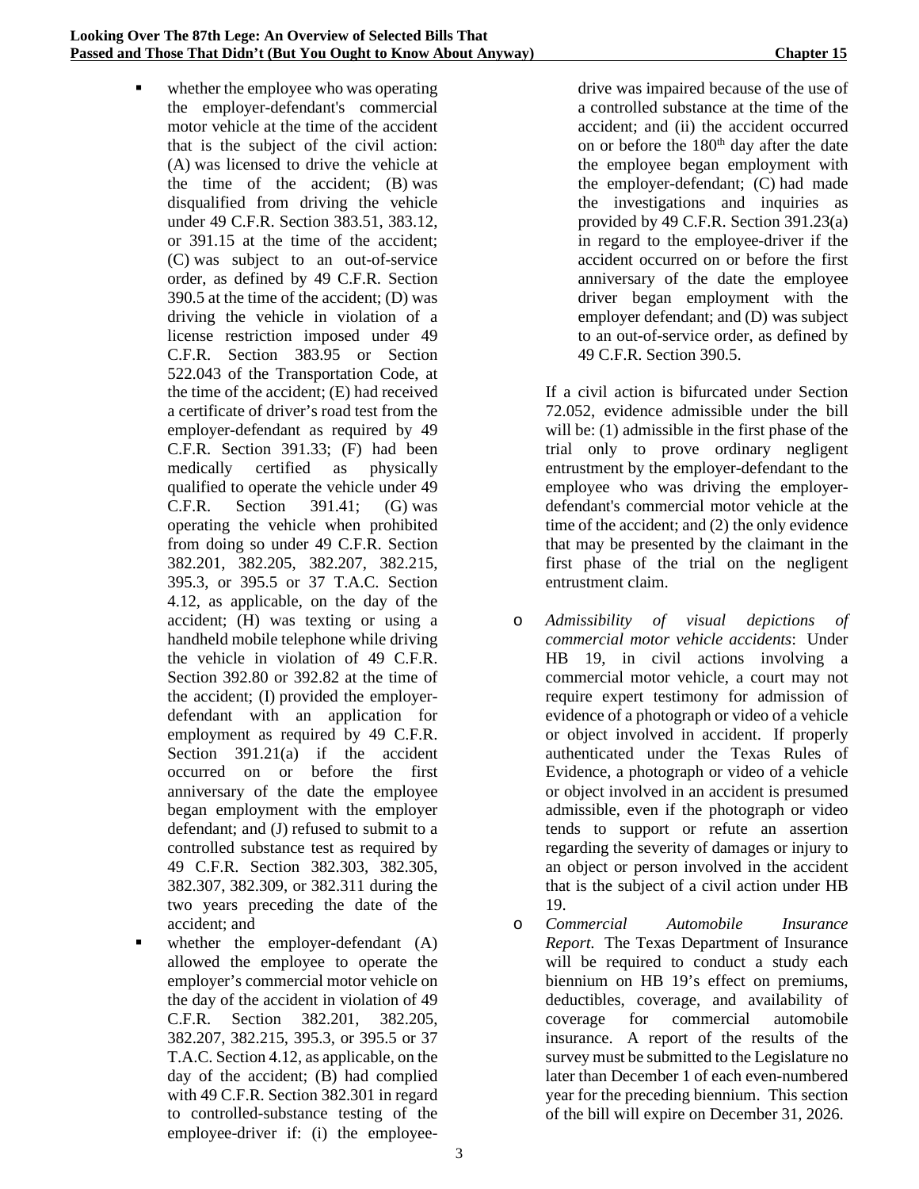- whether the employee who was operating the employer-defendant's commercial motor vehicle at the time of the accident that is the subject of the civil action: (A) was licensed to drive the vehicle at the time of the accident; (B) was disqualified from driving the vehicle under 49 C.F.R. Section 383.51, 383.12, or 391.15 at the time of the accident; (C) was subject to an out-of-service order, as defined by 49 C.F.R. Section 390.5 at the time of the accident; (D) was driving the vehicle in violation of a license restriction imposed under 49 C.F.R. Section 383.95 or Section 522.043 of the Transportation Code, at the time of the accident; (E) had received a certificate of driver's road test from the employer-defendant as required by 49 C.F.R. Section 391.33; (F) had been medically certified as physically qualified to operate the vehicle under 49 C.F.R. Section 391.41; (G) was operating the vehicle when prohibited from doing so under 49 C.F.R. Section 382.201, 382.205, 382.207, 382.215, 395.3, or 395.5 or 37 T.A.C. Section 4.12, as applicable, on the day of the accident; (H) was texting or using a handheld mobile telephone while driving the vehicle in violation of 49 C.F.R. Section 392.80 or 392.82 at the time of the accident; (I) provided the employer-defendant with an application for employment as required by 49 C.F.R. Section 391.21(a) if the accident occurred on or before the first anniversary of the date the employee began employment with the employer defendant; and (J) refused to submit to a controlled substance test as required by 49 C.F.R. Section 382.303, 382.305, 382.307, 382.309, or 382.311 during the two years preceding the date of the accident; and
- whether the employer-defendant (A) allowed the employee to operate the employer's commercial motor vehicle on the day of the accident in violation of 49 C.F.R. Section 382.201, 382.205, 382.207, 382.215, 395.3, or 395.5 or 37 T.A.C. Section 4.12, as applicable, on the day of the accident; (B) had complied with 49 C.F.R. Section 382.301 in regard to controlled-substance testing of the employee-driver if: (i) the employee-drive was impaired because of the use of a controlled substance at the time of the accident; and (ii) the accident occurred on or before the 180th day after the date the employee began employment with the employer-defendant; (C) had made the investigations and inquiries as provided by 49 C.F.R. Section 391.23(a) in regard to the employee-driver if the accident occurred on or before the first anniversary of the date the employee driver began employment with the employer defendant; and (D) was subject to an out-of-service order, as defined by 49 C.F.R. Section 390.5.

If a civil action is bifurcated under Section 72.052, evidence admissible under the bill will be: (1) admissible in the first phase of the trial only to prove ordinary negligent entrustment by the employer-defendant to the employee who was driving the employer-defendant's commercial motor vehicle at the time of the accident; and (2) the only evidence that may be presented by the claimant in the first phase of the trial on the negligent entrustment claim.

- *Admissibility of visual depictions of commercial motor vehicle accidents*: Under HB 19, in civil actions involving a commercial motor vehicle, a court may not require expert testimony for admission of evidence of a photograph or video of a vehicle or object involved in accident. If properly authenticated under the Texas Rules of Evidence, a photograph or video of a vehicle or object involved in an accident is presumed admissible, even if the photograph or video tends to support or refute an assertion regarding the severity of damages or injury to an object or person involved in the accident that is the subject of a civil action under HB 19.
- *Commercial Automobile Insurance Report.* The Texas Department of Insurance will be required to conduct a study each biennium on HB 19's effect on premiums, deductibles, coverage, and availability of coverage for commercial automobile insurance. A report of the results of the survey must be submitted to the Legislature no later than December 1 of each even-numbered year for the preceding biennium. This section of the bill will expire on December 31, 2026.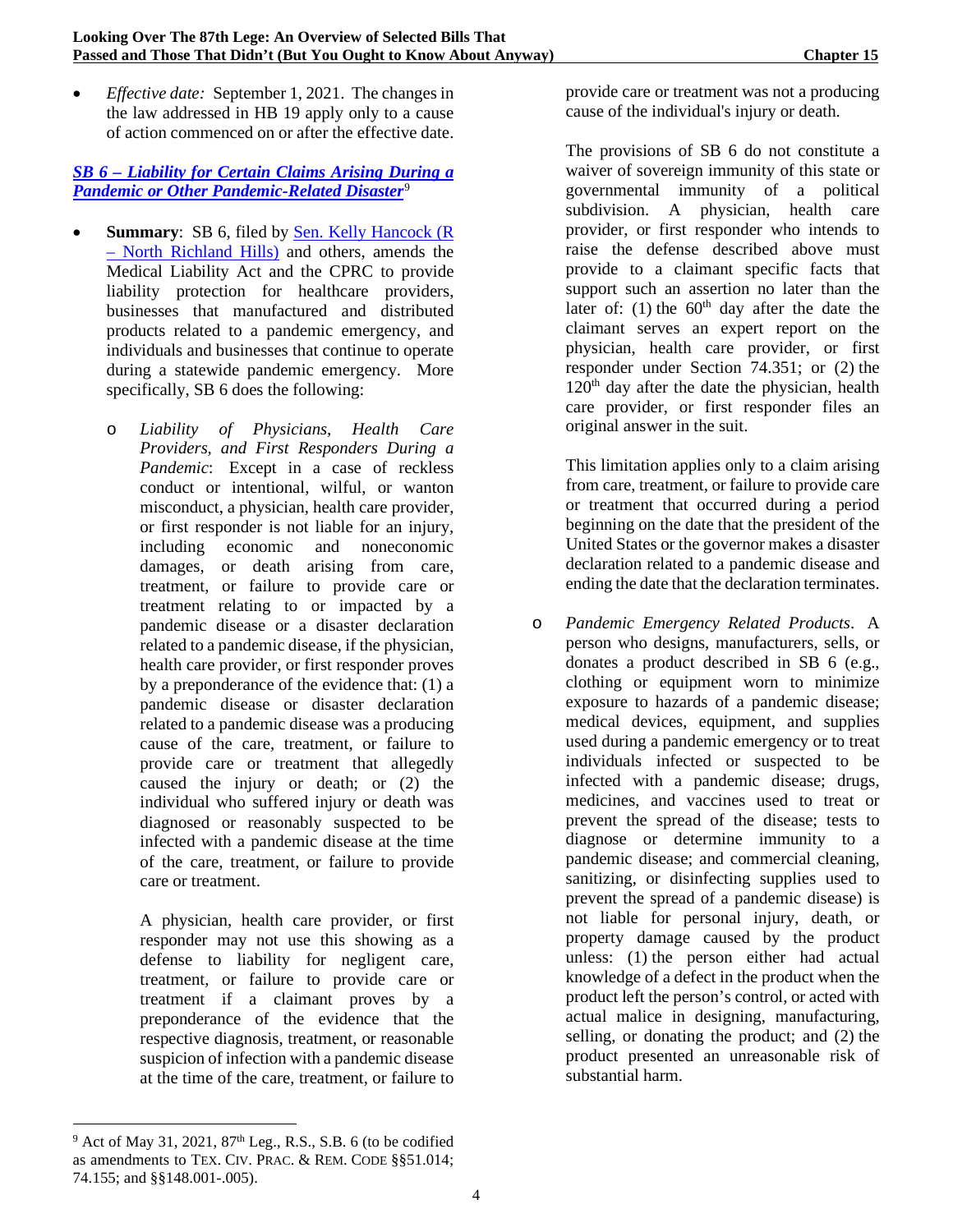- *Effective date:* September 1, 2021. The changes in the law addressed in HB 19 apply only to a cause of action commenced on or after the effective date.

***SB 6 – Liability for Certain Claims Arising During a Pandemic or Other Pandemic-Related Disaster***[9]

- **Summary**: SB 6, filed by Sen. Kelly Hancock (R – North Richland Hills) and others, amends the Medical Liability Act and the CPRC to provide liability protection for healthcare providers, businesses that manufactured and distributed products related to a pandemic emergency, and individuals and businesses that continue to operate during a statewide pandemic emergency. More specifically, SB 6 does the following:
  - *Liability of Physicians, Health Care Providers, and First Responders During a Pandemic*: Except in a case of reckless conduct or intentional, wilful, or wanton misconduct, a physician, health care provider, or first responder is not liable for an injury, including economic and noneconomic damages, or death arising from care, treatment, or failure to provide care or treatment relating to or impacted by a pandemic disease or a disaster declaration related to a pandemic disease, if the physician, health care provider, or first responder proves by a preponderance of the evidence that: (1) a pandemic disease or disaster declaration related to a pandemic disease was a producing cause of the care, treatment, or failure to provide care or treatment that allegedly caused the injury or death; or (2) the individual who suffered injury or death was diagnosed or reasonably suspected to be infected with a pandemic disease at the time of the care, treatment, or failure to provide care or treatment.

    A physician, health care provider, or first responder may not use this showing as a defense to liability for negligent care, treatment, or failure to provide care or treatment if a claimant proves by a preponderance of the evidence that the respective diagnosis, treatment, or reasonable suspicion of infection with a pandemic disease at the time of the care, treatment, or failure to provide care or treatment was not a producing cause of the individual's injury or death.

    The provisions of SB 6 do not constitute a waiver of sovereign immunity of this state or governmental immunity of a political subdivision. A physician, health care provider, or first responder who intends to raise the defense described above must provide to a claimant specific facts that support such an assertion no later than the later of: (1) the 60th day after the date the claimant serves an expert report on the physician, health care provider, or first responder under Section 74.351; or (2) the 120th day after the date the physician, health care provider, or first responder files an original answer in the suit.

    This limitation applies only to a claim arising from care, treatment, or failure to provide care or treatment that occurred during a period beginning on the date that the president of the United States or the governor makes a disaster declaration related to a pandemic disease and ending the date that the declaration terminates.
  - *Pandemic Emergency Related Products*. A person who designs, manufacturers, sells, or donates a product described in SB 6 (e.g., clothing or equipment worn to minimize exposure to hazards of a pandemic disease; medical devices, equipment, and supplies used during a pandemic emergency or to treat individuals infected or suspected to be infected with a pandemic disease; drugs, medicines, and vaccines used to treat or prevent the spread of the disease; tests to diagnose or determine immunity to a pandemic disease; and commercial cleaning, sanitizing, or disinfecting supplies used to prevent the spread of a pandemic disease) is not liable for personal injury, death, or property damage caused by the product unless: (1) the person either had actual knowledge of a defect in the product when the product left the person's control, or acted with actual malice in designing, manufacturing, selling, or donating the product; and (2) the product presented an unreasonable risk of substantial harm.

[9] Act of May 31, 2021, 87th Leg., R.S., S.B. 6 (to be codified as amendments to TEX. CIV. PRAC. & REM. CODE §§51.014; 74.155; and §§148.001-.005).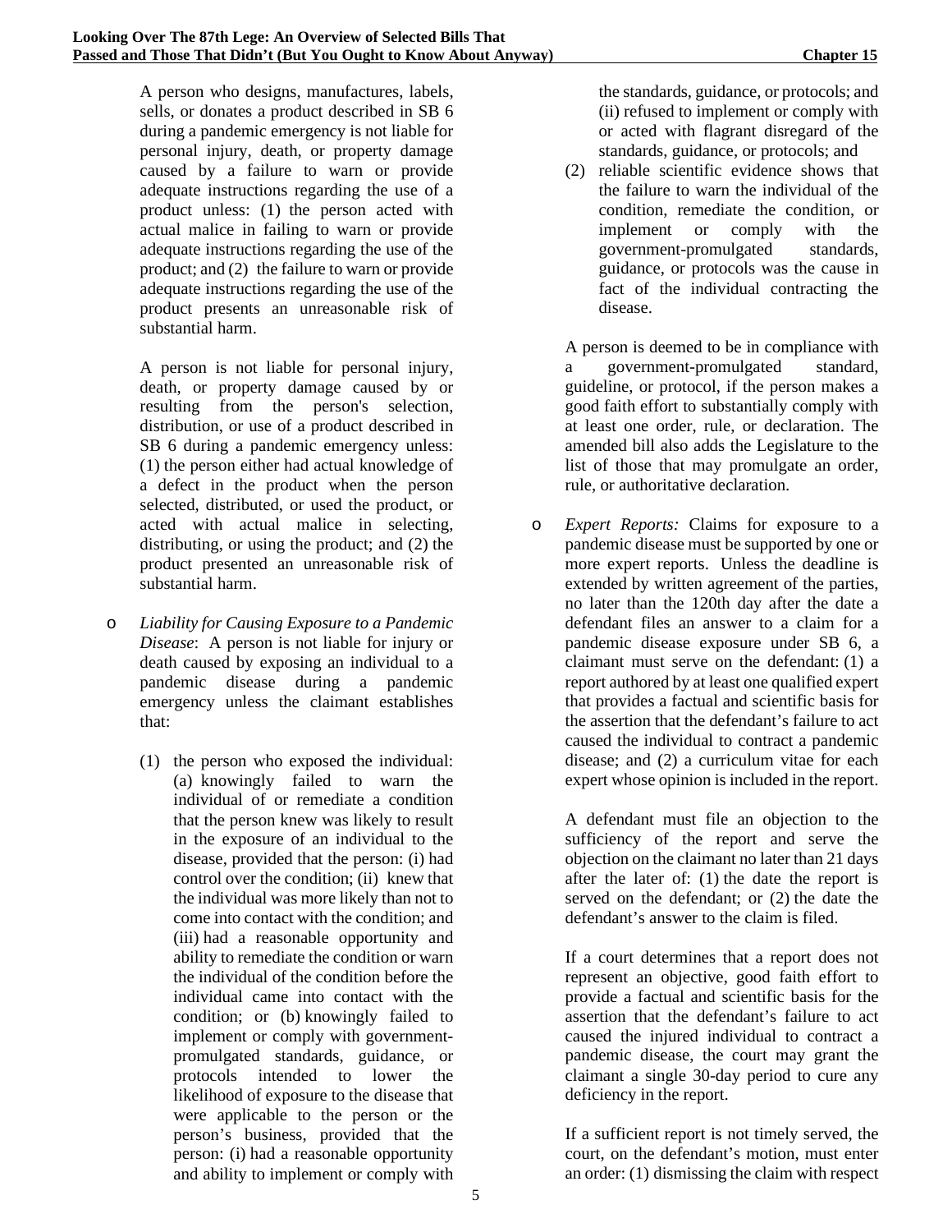A person who designs, manufactures, labels, sells, or donates a product described in SB 6 during a pandemic emergency is not liable for personal injury, death, or property damage caused by a failure to warn or provide adequate instructions regarding the use of a product unless: (1) the person acted with actual malice in failing to warn or provide adequate instructions regarding the use of the product; and (2) the failure to warn or provide adequate instructions regarding the use of the product presents an unreasonable risk of substantial harm.

A person is not liable for personal injury, death, or property damage caused by or resulting from the person's selection, distribution, or use of a product described in SB 6 during a pandemic emergency unless: (1) the person either had actual knowledge of a defect in the product when the person selected, distributed, or used the product, or acted with actual malice in selecting, distributing, or using the product; and (2) the product presented an unreasonable risk of substantial harm.

- *Liability for Causing Exposure to a Pandemic Disease*: A person is not liable for injury or death caused by exposing an individual to a pandemic disease during a pandemic emergency unless the claimant establishes that:

  (1) the person who exposed the individual: (a) knowingly failed to warn the individual of or remediate a condition that the person knew was likely to result in the exposure of an individual to the disease, provided that the person: (i) had control over the condition; (ii) knew that the individual was more likely than not to come into contact with the condition; and (iii) had a reasonable opportunity and ability to remediate the condition or warn the individual of the condition before the individual came into contact with the condition; or (b) knowingly failed to implement or comply with government-promulgated standards, guidance, or protocols intended to lower the likelihood of exposure to the disease that were applicable to the person or the person's business, provided that the person: (i) had a reasonable opportunity and ability to implement or comply with the standards, guidance, or protocols; and (ii) refused to implement or comply with or acted with flagrant disregard of the standards, guidance, or protocols; and

  (2) reliable scientific evidence shows that the failure to warn the individual of the condition, remediate the condition, or implement or comply with the government-promulgated standards, guidance, or protocols was the cause in fact of the individual contracting the disease.

  A person is deemed to be in compliance with a government-promulgated standard, guideline, or protocol, if the person makes a good faith effort to substantially comply with at least one order, rule, or declaration. The amended bill also adds the Legislature to the list of those that may promulgate an order, rule, or authoritative declaration.

- *Expert Reports:* Claims for exposure to a pandemic disease must be supported by one or more expert reports. Unless the deadline is extended by written agreement of the parties, no later than the 120th day after the date a defendant files an answer to a claim for a pandemic disease exposure under SB 6, a claimant must serve on the defendant: (1) a report authored by at least one qualified expert that provides a factual and scientific basis for the assertion that the defendant's failure to act caused the individual to contract a pandemic disease; and (2) a curriculum vitae for each expert whose opinion is included in the report.

  A defendant must file an objection to the sufficiency of the report and serve the objection on the claimant no later than 21 days after the later of: (1) the date the report is served on the defendant; or (2) the date the defendant's answer to the claim is filed.

  If a court determines that a report does not represent an objective, good faith effort to provide a factual and scientific basis for the assertion that the defendant's failure to act caused the injured individual to contract a pandemic disease, the court may grant the claimant a single 30-day period to cure any deficiency in the report.

  If a sufficient report is not timely served, the court, on the defendant's motion, must enter an order: (1) dismissing the claim with respect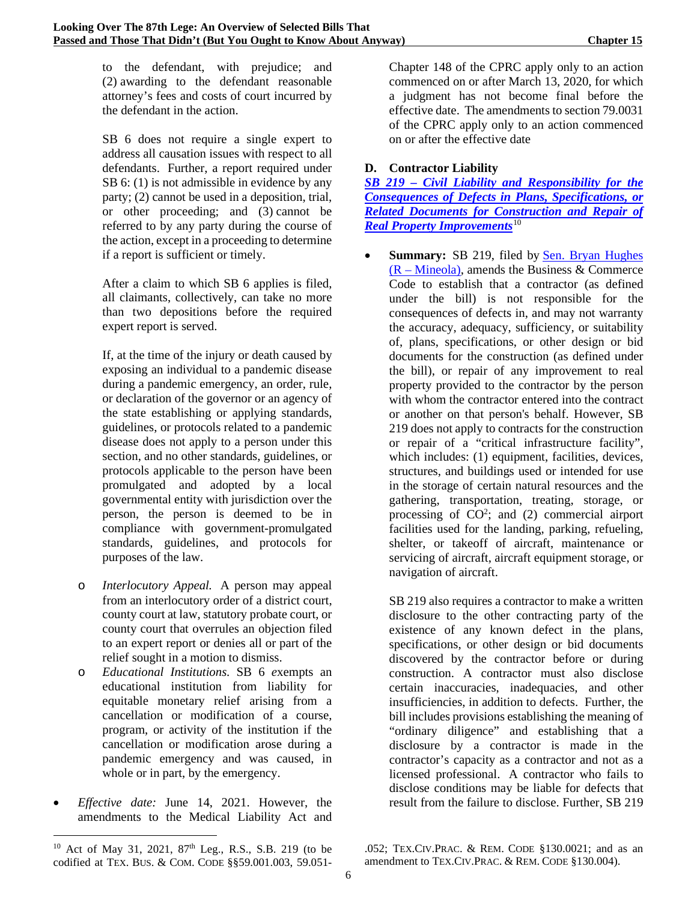to the defendant, with prejudice; and (2) awarding to the defendant reasonable attorney's fees and costs of court incurred by the defendant in the action.

SB 6 does not require a single expert to address all causation issues with respect to all defendants. Further, a report required under SB 6: (1) is not admissible in evidence by any party; (2) cannot be used in a deposition, trial, or other proceeding; and (3) cannot be referred to by any party during the course of the action, except in a proceeding to determine if a report is sufficient or timely.

After a claim to which SB 6 applies is filed, all claimants, collectively, can take no more than two depositions before the required expert report is served.

If, at the time of the injury or death caused by exposing an individual to a pandemic disease during a pandemic emergency, an order, rule, or declaration of the governor or an agency of the state establishing or applying standards, guidelines, or protocols related to a pandemic disease does not apply to a person under this section, and no other standards, guidelines, or protocols applicable to the person have been promulgated and adopted by a local governmental entity with jurisdiction over the person, the person is deemed to be in compliance with government-promulgated standards, guidelines, and protocols for purposes of the law.

- *Interlocutory Appeal.* A person may appeal from an interlocutory order of a district court, county court at law, statutory probate court, or county court that overrules an objection filed to an expert report or denies all or part of the relief sought in a motion to dismiss.
- *Educational Institutions.* SB 6 exempts an educational institution from liability for equitable monetary relief arising from a cancellation or modification of a course, program, or activity of the institution if the cancellation or modification arose during a pandemic emergency and was caused, in whole or in part, by the emergency.

- *Effective date:* June 14, 2021. However, the amendments to the Medical Liability Act and Chapter 148 of the CPRC apply only to an action commenced on or after March 13, 2020, for which a judgment has not become final before the effective date. The amendments to section 79.0031 of the CPRC apply only to an action commenced on or after the effective date

### D. Contractor Liability

***SB 219 – Civil Liability and Responsibility for the Consequences of Defects in Plans, Specifications, or Related Documents for Construction and Repair of Real Property Improvements***[10]

- **Summary:** SB 219, filed by Sen. Bryan Hughes (R – Mineola), amends the Business & Commerce Code to establish that a contractor (as defined under the bill) is not responsible for the consequences of defects in, and may not warranty the accuracy, adequacy, sufficiency, or suitability of, plans, specifications, or other design or bid documents for the construction (as defined under the bill), or repair of any improvement to real property provided to the contractor by the person with whom the contractor entered into the contract or another on that person's behalf. However, SB 219 does not apply to contracts for the construction or repair of a "critical infrastructure facility", which includes: (1) equipment, facilities, devices, structures, and buildings used or intended for use in the storage of certain natural resources and the gathering, transportation, treating, storage, or processing of $CO^2$; and (2) commercial airport facilities used for the landing, parking, refueling, shelter, or takeoff of aircraft, maintenance or servicing of aircraft, aircraft equipment storage, or navigation of aircraft.

  SB 219 also requires a contractor to make a written disclosure to the other contracting party of the existence of any known defect in the plans, specifications, or other design or bid documents discovered by the contractor before or during construction. A contractor must also disclose certain inaccuracies, inadequacies, and other insufficiencies, in addition to defects. Further, the bill includes provisions establishing the meaning of "ordinary diligence" and establishing that a disclosure by a contractor is made in the contractor's capacity as a contractor and not as a licensed professional. A contractor who fails to disclose conditions may be liable for defects that result from the failure to disclose. Further, SB 219

---

[10] Act of May 31, 2021, 87th Leg., R.S., S.B. 219 (to be codified at TEX. BUS. & COM. CODE §§59.001.003, 59.051-.052; TEX.CIV.PRAC. & REM. CODE §130.0021; and as an amendment to TEX.CIV.PRAC. & REM. CODE §130.004).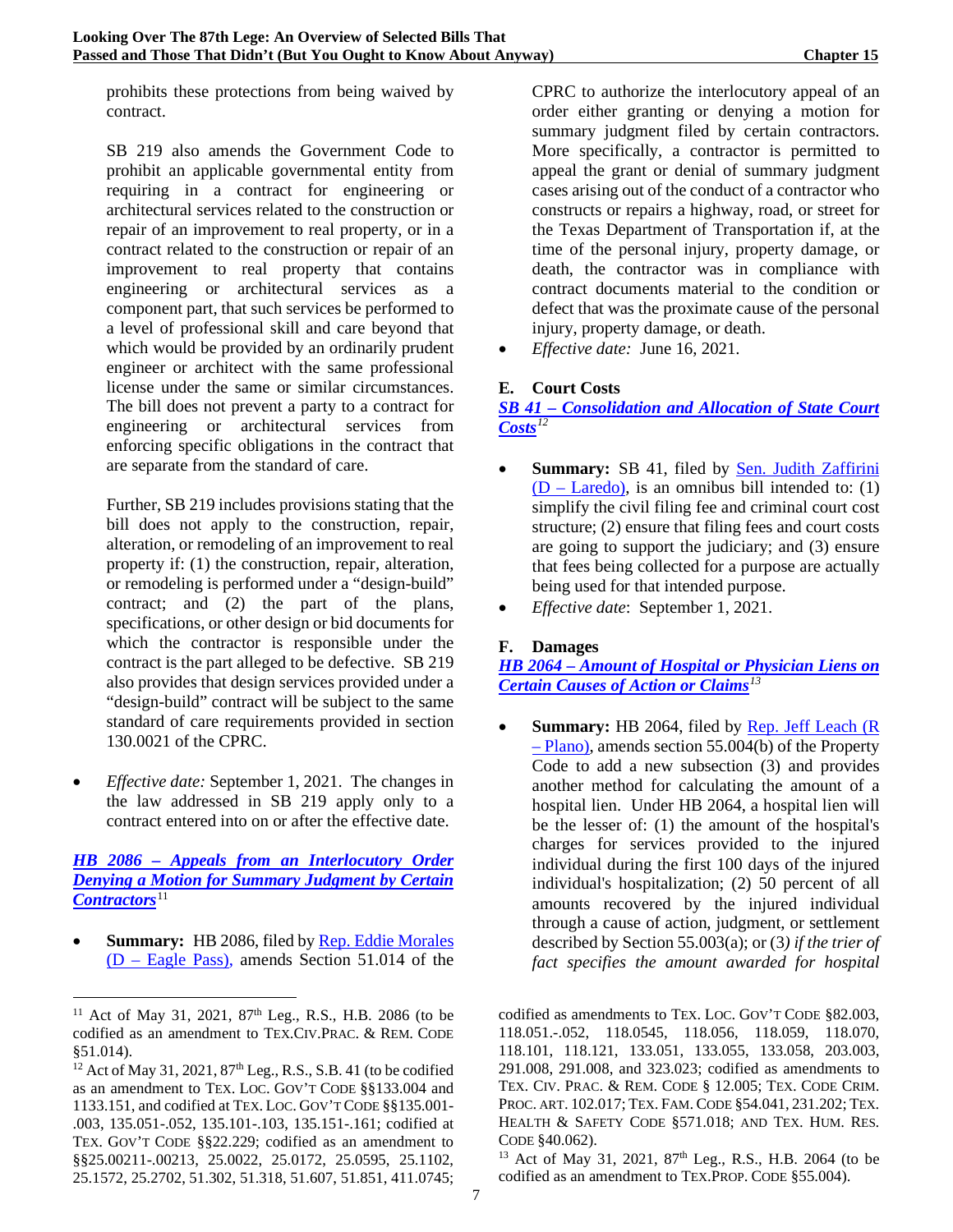prohibits these protections from being waived by contract.

SB 219 also amends the Government Code to prohibit an applicable governmental entity from requiring in a contract for engineering or architectural services related to the construction or repair of an improvement to real property, or in a contract related to the construction or repair of an improvement to real property that contains engineering or architectural services as a component part, that such services be performed to a level of professional skill and care beyond that which would be provided by an ordinarily prudent engineer or architect with the same professional license under the same or similar circumstances. The bill does not prevent a party to a contract for engineering or architectural services from enforcing specific obligations in the contract that are separate from the standard of care.

Further, SB 219 includes provisions stating that the bill does not apply to the construction, repair, alteration, or remodeling of an improvement to real property if: (1) the construction, repair, alteration, or remodeling is performed under a "design-build" contract; and (2) the part of the plans, specifications, or other design or bid documents for which the contractor is responsible under the contract is the part alleged to be defective. SB 219 also provides that design services provided under a "design-build" contract will be subject to the same standard of care requirements provided in section 130.0021 of the CPRC.

- *Effective date:* September 1, 2021. The changes in the law addressed in SB 219 apply only to a contract entered into on or after the effective date.

***HB 2086 – Appeals from an Interlocutory Order Denying a Motion for Summary Judgment by Certain Contractors***[11]

- **Summary:** HB 2086, filed by Rep. Eddie Morales (D – Eagle Pass), amends Section 51.014 of the CPRC to authorize the interlocutory appeal of an order either granting or denying a motion for summary judgment filed by certain contractors. More specifically, a contractor is permitted to appeal the grant or denial of summary judgment cases arising out of the conduct of a contractor who constructs or repairs a highway, road, or street for the Texas Department of Transportation if, at the time of the personal injury, property damage, or death, the contractor was in compliance with contract documents material to the condition or defect that was the proximate cause of the personal injury, property damage, or death.
- *Effective date:* June 16, 2021.

### E. Court Costs

***SB 41 – Consolidation and Allocation of State Court Costs***[12]

- **Summary:** SB 41, filed by Sen. Judith Zaffirini (D – Laredo), is an omnibus bill intended to: (1) simplify the civil filing fee and criminal court cost structure; (2) ensure that filing fees and court costs are going to support the judiciary; and (3) ensure that fees being collected for a purpose are actually being used for that intended purpose.
- *Effective date*: September 1, 2021.

### F. Damages

***HB 2064 – Amount of Hospital or Physician Liens on Certain Causes of Action or Claims***[13]

- **Summary:** HB 2064, filed by Rep. Jeff Leach (R – Plano), amends section 55.004(b) of the Property Code to add a new subsection (3) and provides another method for calculating the amount of a hospital lien. Under HB 2064, a hospital lien will be the lesser of: (1) the amount of the hospital's charges for services provided to the injured individual during the first 100 days of the injured individual's hospitalization; (2) 50 percent of all amounts recovered by the injured individual through a cause of action, judgment, or settlement described by Section 55.003(a); or (3*) if the trier of fact specifies the amount awarded for hospital*

---

[11] Act of May 31, 2021, 87th Leg., R.S., H.B. 2086 (to be codified as an amendment to TEX.CIV.PRAC. & REM. CODE §51.014).

[12] Act of May 31, 2021, 87th Leg., R.S., S.B. 41 (to be codified as an amendment to TEX. LOC. GOV'T CODE §§133.004 and 1133.151, and codified at TEX. LOC. GOV'T CODE §§135.001-.003, 135.051-.052, 135.101-.103, 135.151-.161; codified at TEX. GOV'T CODE §§22.229; codified as an amendment to §§25.00211-.00213, 25.0022, 25.0172, 25.0595, 25.1102, 25.1572, 25.2702, 51.302, 51.318, 51.607, 51.851, 411.0745; codified as amendments to TEX. LOC. GOV'T CODE §82.003, 118.051-.052, 118.0545, 118.056, 118.059, 118.070, 118.101, 118.121, 133.051, 133.055, 133.058, 203.003, 291.008, 291.008, and 323.023; codified as amendments to TEX. CIV. PRAC. & REM. CODE § 12.005; TEX. CODE CRIM. PROC. ART. 102.017; TEX. FAM. CODE §54.041, 231.202; TEX. HEALTH & SAFETY CODE §571.018; AND TEX. HUM. RES. CODE §40.062).

[13] Act of May 31, 2021, 87th Leg., R.S., H.B. 2064 (to be codified as an amendment to TEX.PROP. CODE §55.004).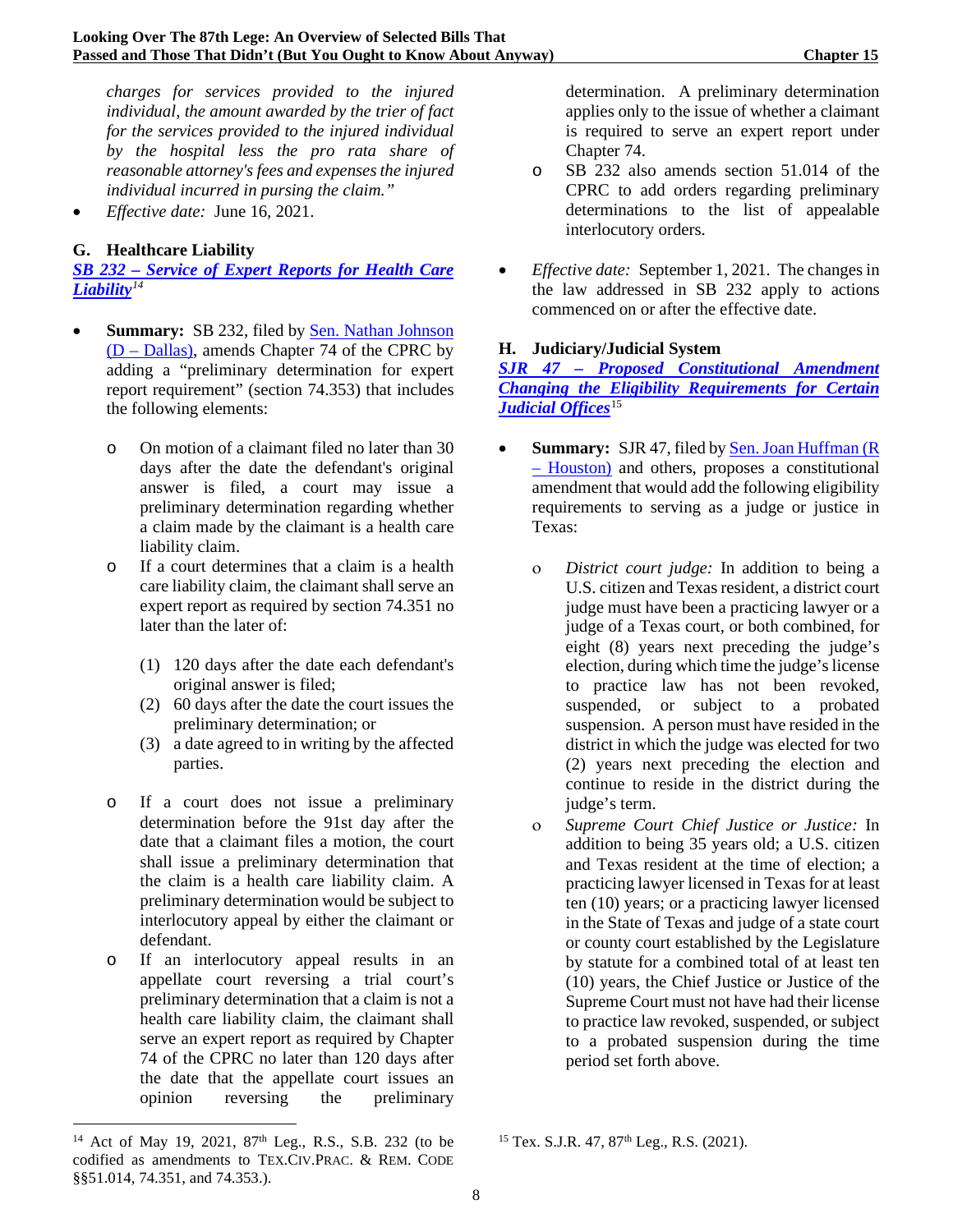*charges for services provided to the injured individual, the amount awarded by the trier of fact for the services provided to the injured individual by the hospital less the pro rata share of reasonable attorney's fees and expenses the injured individual incurred in pursuing the claim."*

- *Effective date:* June 16, 2021.

### G. Healthcare Liability

***SB 232 – Service of Expert Reports for Health Care Liability***[14]

- **Summary:** SB 232, filed by Sen. Nathan Johnson (D – Dallas), amends Chapter 74 of the CPRC by adding a "preliminary determination for expert report requirement" (section 74.353) that includes the following elements:

  - On motion of a claimant filed no later than 30 days after the date the defendant's original answer is filed, a court may issue a preliminary determination regarding whether a claim made by the claimant is a health care liability claim.
  - If a court determines that a claim is a health care liability claim, the claimant shall serve an expert report as required by section 74.351 no later than the later of:

    (1) 120 days after the date each defendant's original answer is filed;
    (2) 60 days after the date the court issues the preliminary determination; or
    (3) a date agreed to in writing by the affected parties.

  - If a court does not issue a preliminary determination before the 91st day after the date that a claimant files a motion, the court shall issue a preliminary determination that the claim is a health care liability claim. A preliminary determination would be subject to interlocutory appeal by either the claimant or defendant.
  - If an interlocutory appeal results in an appellate court reversing a trial court's preliminary determination that a claim is not a health care liability claim, the claimant shall serve an expert report as required by Chapter 74 of the CPRC no later than 120 days after the date that the appellate court issues an opinion reversing the preliminary determination. A preliminary determination applies only to the issue of whether a claimant is required to serve an expert report under Chapter 74.
  - SB 232 also amends section 51.014 of the CPRC to add orders regarding preliminary determinations to the list of appealable interlocutory orders.

- *Effective date:* September 1, 2021. The changes in the law addressed in SB 232 apply to actions commenced on or after the effective date.

### H. Judiciary/Judicial System

***SJR 47 – Proposed Constitutional Amendment Changing the Eligibility Requirements for Certain Judicial Offices***[15]

- **Summary:** SJR 47, filed by Sen. Joan Huffman (R – Houston) and others, proposes a constitutional amendment that would add the following eligibility requirements to serving as a judge or justice in Texas:

  - *District court judge:* In addition to being a U.S. citizen and Texas resident, a district court judge must have been a practicing lawyer or a judge of a Texas court, or both combined, for eight (8) years next preceding the judge's election, during which time the judge's license to practice law has not been revoked, suspended, or subject to a probated suspension. A person must have resided in the district in which the judge was elected for two (2) years next preceding the election and continue to reside in the district during the judge's term.
  - *Supreme Court Chief Justice or Justice:* In addition to being 35 years old; a U.S. citizen and Texas resident at the time of election; a practicing lawyer licensed in Texas for at least ten (10) years; or a practicing lawyer licensed in the State of Texas and judge of a state court or county court established by the Legislature by statute for a combined total of at least ten (10) years, the Chief Justice or Justice of the Supreme Court must not have had their license to practice law revoked, suspended, or subject to a probated suspension during the time period set forth above.

[14] Act of May 19, 2021, 87th Leg., R.S., S.B. 232 (to be codified as amendments to TEX.CIV.PRAC. & REM. CODE §§51.014, 74.351, and 74.353.).

[15] Tex. S.J.R. 47, 87th Leg., R.S. (2021).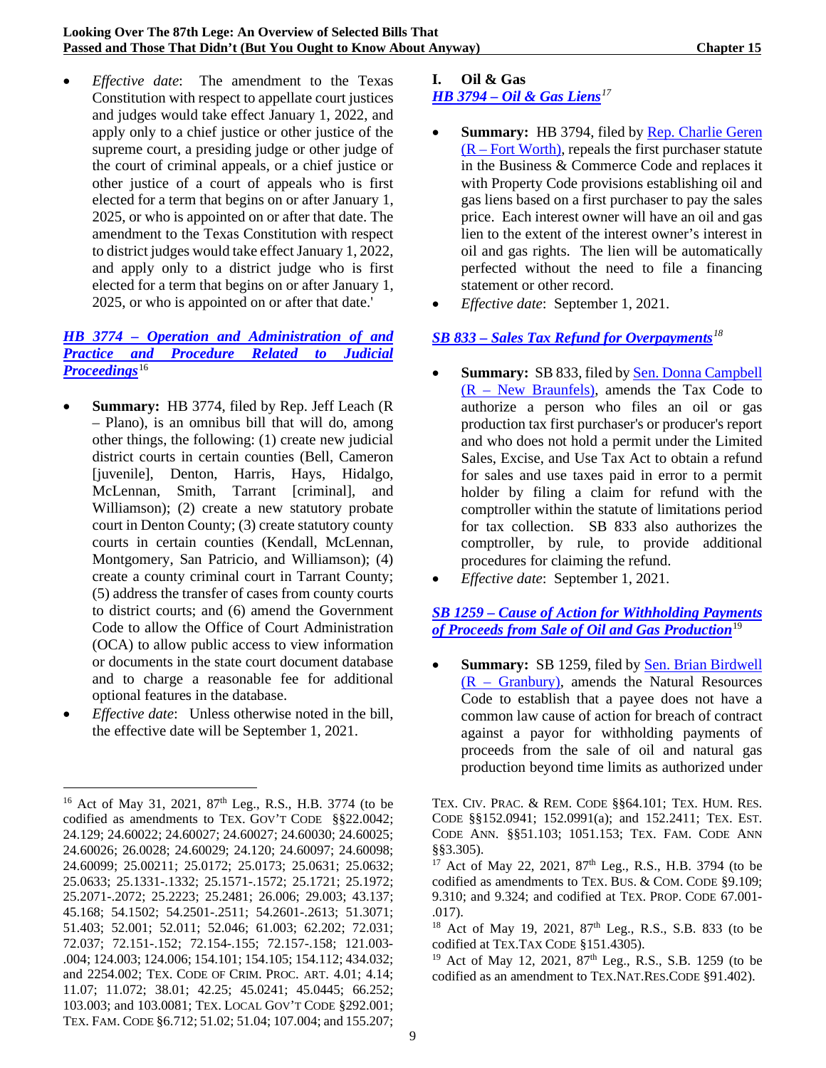- *Effective date*: The amendment to the Texas Constitution with respect to appellate court justices and judges would take effect January 1, 2022, and apply only to a chief justice or other justice of the supreme court, a presiding judge or other judge of the court of criminal appeals, or a chief justice or other justice of a court of appeals who is first elected for a term that begins on or after January 1, 2025, or who is appointed on or after that date. The amendment to the Texas Constitution with respect to district judges would take effect January 1, 2022, and apply only to a district judge who is first elected for a term that begins on or after January 1, 2025, or who is appointed on or after that date.'

***HB 3774 – Operation and Administration of and Practice and Procedure Related to Judicial Proceedings***[16]

- **Summary:** HB 3774, filed by Rep. Jeff Leach (R – Plano), is an omnibus bill that will do, among other things, the following: (1) create new judicial district courts in certain counties (Bell, Cameron [juvenile], Denton, Harris, Hays, Hidalgo, McLennan, Smith, Tarrant [criminal], and Williamson); (2) create a new statutory probate court in Denton County; (3) create statutory county courts in certain counties (Kendall, McLennan, Montgomery, San Patricio, and Williamson); (4) create a county criminal court in Tarrant County; (5) address the transfer of cases from county courts to district courts; and (6) amend the Government Code to allow the Office of Court Administration (OCA) to allow public access to view information or documents in the state court document database and to charge a reasonable fee for additional optional features in the database.
- *Effective date*: Unless otherwise noted in the bill, the effective date will be September 1, 2021.

## I. Oil & Gas

***HB 3794 – Oil & Gas Liens***[17]

- **Summary:** HB 3794, filed by Rep. Charlie Geren (R – Fort Worth), repeals the first purchaser statute in the Business & Commerce Code and replaces it with Property Code provisions establishing oil and gas liens based on a first purchaser to pay the sales price. Each interest owner will have an oil and gas lien to the extent of the interest owner's interest in oil and gas rights. The lien will be automatically perfected without the need to file a financing statement or other record.
- *Effective date*: September 1, 2021.

***SB 833 – Sales Tax Refund for Overpayments***[18]

- **Summary:** SB 833, filed by Sen. Donna Campbell (R – New Braunfels), amends the Tax Code to authorize a person who files an oil or gas production tax first purchaser's or producer's report and who does not hold a permit under the Limited Sales, Excise, and Use Tax Act to obtain a refund for sales and use taxes paid in error to a permit holder by filing a claim for refund with the comptroller within the statute of limitations period for tax collection. SB 833 also authorizes the comptroller, by rule, to provide additional procedures for claiming the refund.
- *Effective date*: September 1, 2021.

***SB 1259 – Cause of Action for Withholding Payments of Proceeds from Sale of Oil and Gas Production***[19]

- **Summary:** SB 1259, filed by Sen. Brian Birdwell (R – Granbury), amends the Natural Resources Code to establish that a payee does not have a common law cause of action for breach of contract against a payor for withholding payments of proceeds from the sale of oil and natural gas production beyond time limits as authorized under

---

[16] Act of May 31, 2021, 87th Leg., R.S., H.B. 3774 (to be codified as amendments to TEX. GOV'T CODE §§22.0042; 24.129; 24.60022; 24.60027; 24.60027; 24.60030; 24.60025; 24.60026; 26.0028; 24.60029; 24.120; 24.60097; 24.60098; 24.60099; 25.00211; 25.0172; 25.0173; 25.0631; 25.0632; 25.0633; 25.1331-.1332; 25.1571-.1572; 25.1721; 25.1972; 25.2071-.2072; 25.2223; 25.2481; 26.006; 29.003; 43.137; 45.168; 54.1502; 54.2501-.2511; 54.2601-.2613; 51.3071; 51.403; 52.001; 52.011; 52.046; 61.003; 62.202; 72.031; 72.037; 72.151-.152; 72.154-.155; 72.157-.158; 121.003-.004; 124.003; 124.006; 154.101; 154.105; 154.112; 434.032; and 2254.002; TEX. CODE OF CRIM. PROC. ART. 4.01; 4.14; 11.07; 11.072; 38.01; 42.25; 45.0241; 45.0445; 66.252; 103.003; and 103.0081; TEX. LOCAL GOV'T CODE §292.001; TEX. FAM. CODE §6.712; 51.02; 51.04; 107.004; and 155.207; TEX. CIV. PRAC. & REM. CODE §§64.101; TEX. HUM. RES. CODE §§152.0941; 152.0991(a); and 152.2411; TEX. EST. CODE ANN. §§51.103; 1051.153; TEX. FAM. CODE ANN §§3.305).

[17] Act of May 22, 2021, 87th Leg., R.S., H.B. 3794 (to be codified as amendments to TEX. BUS. & COM. CODE §9.109; 9.310; and 9.324; and codified at TEX. PROP. CODE 67.001-.017).

[18] Act of May 19, 2021, 87th Leg., R.S., S.B. 833 (to be codified at TEX.TAX CODE §151.4305).

[19] Act of May 12, 2021, 87th Leg., R.S., S.B. 1259 (to be codified as an amendment to TEX.NAT.RES.CODE §91.402).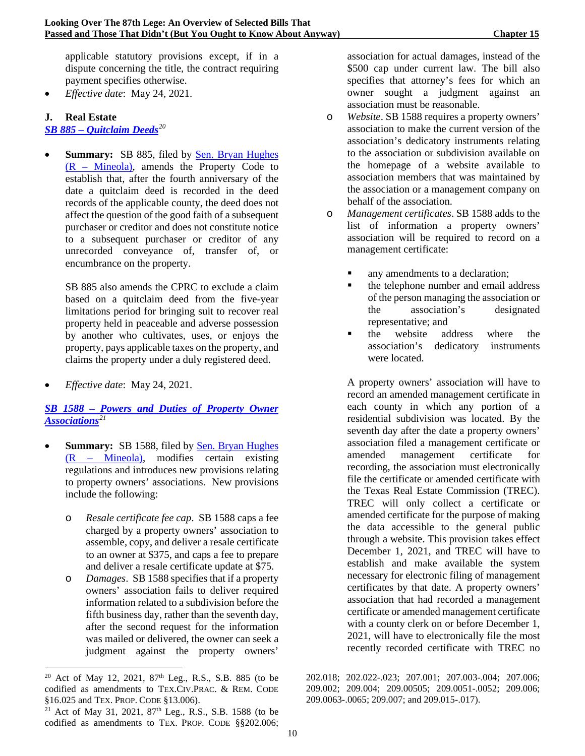applicable statutory provisions except, if in a dispute concerning the title, the contract requiring payment specifies otherwise.

- *Effective date*: May 24, 2021.

## J. Real Estate

***SB 885 – Quitclaim Deeds***[20]

- **Summary:** SB 885, filed by Sen. Bryan Hughes (R – Mineola), amends the Property Code to establish that, after the fourth anniversary of the date a quitclaim deed is recorded in the deed records of the applicable county, the deed does not affect the question of the good faith of a subsequent purchaser or creditor and does not constitute notice to a subsequent purchaser or creditor of any unrecorded conveyance of, transfer of, or encumbrance on the property.

  SB 885 also amends the CPRC to exclude a claim based on a quitclaim deed from the five-year limitations period for bringing suit to recover real property held in peaceable and adverse possession by another who cultivates, uses, or enjoys the property, pays applicable taxes on the property, and claims the property under a duly registered deed.

- *Effective date*: May 24, 2021.

***SB 1588 – Powers and Duties of Property Owner Associations***[21]

- **Summary:** SB 1588, filed by Sen. Bryan Hughes (R – Mineola), modifies certain existing regulations and introduces new provisions relating to property owners' associations. New provisions include the following:

  - *Resale certificate fee cap*. SB 1588 caps a fee charged by a property owners' association to assemble, copy, and deliver a resale certificate to an owner at $375, and caps a fee to prepare and deliver a resale certificate update at $75.
  - *Damages*. SB 1588 specifies that if a property owners' association fails to deliver required information related to a subdivision before the fifth business day, rather than the seventh day, after the second request for the information was mailed or delivered, the owner can seek a judgment against the property owners' association for actual damages, instead of the $500 cap under current law. The bill also specifies that attorney's fees for which an owner sought a judgment against an association must be reasonable.
  - *Website*. SB 1588 requires a property owners' association to make the current version of the association's dedicatory instruments relating to the association or subdivision available on the homepage of a website available to association members that was maintained by the association or a management company on behalf of the association.
  - *Management certificates*. SB 1588 adds to the list of information a property owners' association will be required to record on a management certificate:

    - any amendments to a declaration;
    - the telephone number and email address of the person managing the association or the association's designated representative; and
    - the website address where the association's dedicatory instruments were located.

    A property owners' association will have to record an amended management certificate in each county in which any portion of a residential subdivision was located. By the seventh day after the date a property owners' association filed a management certificate or amended management certificate for recording, the association must electronically file the certificate or amended certificate with the Texas Real Estate Commission (TREC). TREC will only collect a certificate or amended certificate for the purpose of making the data accessible to the general public through a website. This provision takes effect December 1, 2021, and TREC will have to establish and make available the system necessary for electronic filing of management certificates by that date. A property owners' association that had recorded a management certificate or amended management certificate with a county clerk on or before December 1, 2021, will have to electronically file the most recently recorded certificate with TREC no

---

[20] Act of May 12, 2021, 87th Leg., R.S., S.B. 885 (to be codified as amendments to TEX.CIV.PRAC. & REM. CODE §16.025 and TEX. PROP. CODE §13.006).

[21] Act of May 31, 2021, 87th Leg., R.S., S.B. 1588 (to be codified as amendments to TEX. PROP. CODE §§202.006; 202.018; 202.022-.023; 207.001; 207.003-.004; 207.006; 209.002; 209.004; 209.00505; 209.0051-.0052; 209.006; 209.0063-.0065; 209.007; and 209.015-.017).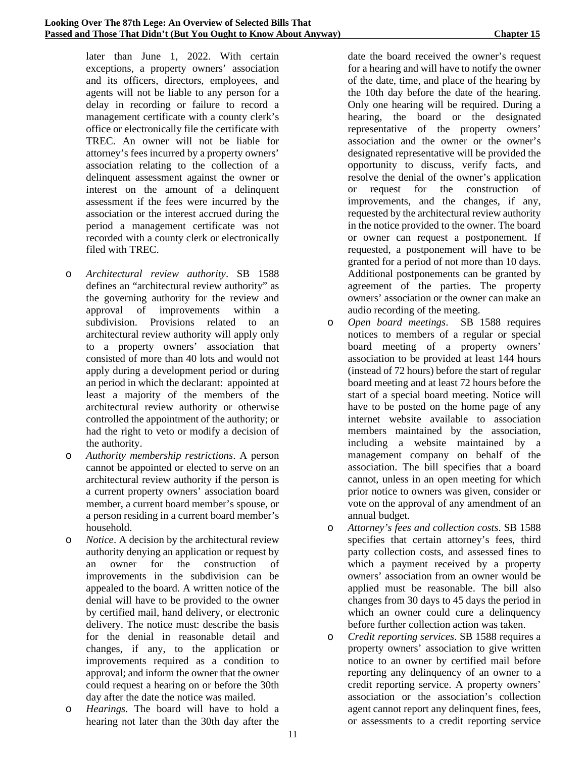later than June 1, 2022. With certain exceptions, a property owners' association and its officers, directors, employees, and agents will not be liable to any person for a delay in recording or failure to record a management certificate with a county clerk's office or electronically file the certificate with TREC. An owner will not be liable for attorney's fees incurred by a property owners' association relating to the collection of a delinquent assessment against the owner or interest on the amount of a delinquent assessment if the fees were incurred by the association or the interest accrued during the period a management certificate was not recorded with a county clerk or electronically filed with TREC.

- *Architectural review authority*. SB 1588 defines an "architectural review authority" as the governing authority for the review and approval of improvements within a subdivision. Provisions related to an architectural review authority will apply only to a property owners' association that consisted of more than 40 lots and would not apply during a development period or during an period in which the declarant: appointed at least a majority of the members of the architectural review authority or otherwise controlled the appointment of the authority; or had the right to veto or modify a decision of the authority.
- *Authority membership restrictions*. A person cannot be appointed or elected to serve on an architectural review authority if the person is a current property owners' association board member, a current board member's spouse, or a person residing in a current board member's household.
- *Notice*. A decision by the architectural review authority denying an application or request by an owner for the construction of improvements in the subdivision can be appealed to the board. A written notice of the denial will have to be provided to the owner by certified mail, hand delivery, or electronic delivery. The notice must: describe the basis for the denial in reasonable detail and changes, if any, to the application or improvements required as a condition to approval; and inform the owner that the owner could request a hearing on or before the 30th day after the date the notice was mailed.
- *Hearings*. The board will have to hold a hearing not later than the 30th day after the date the board received the owner's request for a hearing and will have to notify the owner of the date, time, and place of the hearing by the 10th day before the date of the hearing. Only one hearing will be required. During a hearing, the board or the designated representative of the property owners' association and the owner or the owner's designated representative will be provided the opportunity to discuss, verify facts, and resolve the denial of the owner's application or request for the construction of improvements, and the changes, if any, requested by the architectural review authority in the notice provided to the owner. The board or owner can request a postponement. If requested, a postponement will have to be granted for a period of not more than 10 days. Additional postponements can be granted by agreement of the parties. The property owners' association or the owner can make an audio recording of the meeting.
- *Open board meetings*. SB 1588 requires notices to members of a regular or special board meeting of a property owners' association to be provided at least 144 hours (instead of 72 hours) before the start of regular board meeting and at least 72 hours before the start of a special board meeting. Notice will have to be posted on the home page of any internet website available to association members maintained by the association, including a website maintained by a management company on behalf of the association. The bill specifies that a board cannot, unless in an open meeting for which prior notice to owners was given, consider or vote on the approval of any amendment of an annual budget.
- *Attorney's fees and collection costs*. SB 1588 specifies that certain attorney's fees, third party collection costs, and assessed fines to which a payment received by a property owners' association from an owner would be applied must be reasonable. The bill also changes from 30 days to 45 days the period in which an owner could cure a delinquency before further collection action was taken.
- *Credit reporting services*. SB 1588 requires a property owners' association to give written notice to an owner by certified mail before reporting any delinquency of an owner to a credit reporting service. A property owners' association or the association's collection agent cannot report any delinquent fines, fees, or assessments to a credit reporting service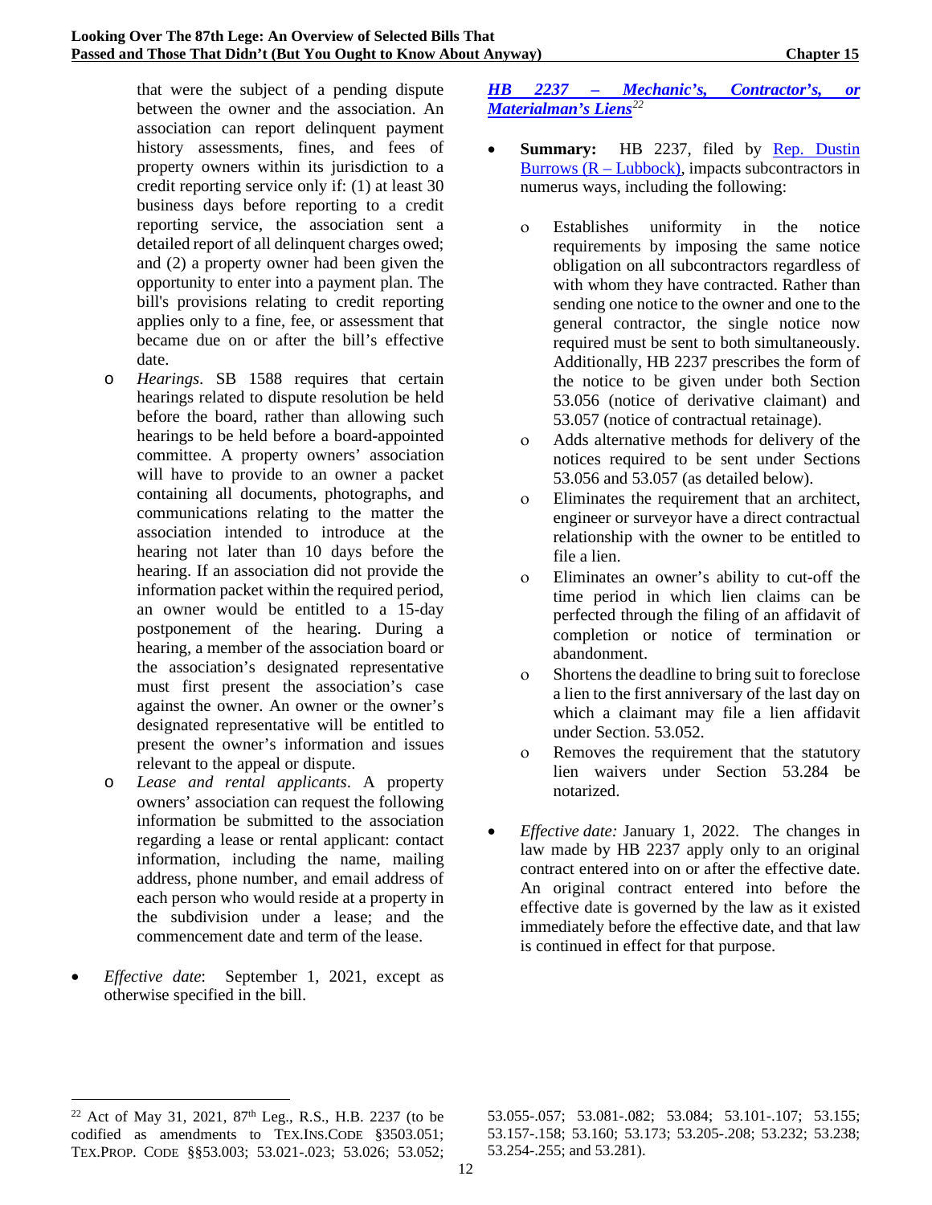- that were the subject of a pending dispute between the owner and the association. An association can report delinquent payment history assessments, fines, and fees of property owners within its jurisdiction to a credit reporting service only if: (1) at least 30 business days before reporting to a credit reporting service, the association sent a detailed report of all delinquent charges owed; and (2) a property owner had been given the opportunity to enter into a payment plan. The bill's provisions relating to credit reporting applies only to a fine, fee, or assessment that became due on or after the bill's effective date.
- *Hearings*. SB 1588 requires that certain hearings related to dispute resolution be held before the board, rather than allowing such hearings to be held before a board-appointed committee. A property owners' association will have to provide to an owner a packet containing all documents, photographs, and communications relating to the matter the association intended to introduce at the hearing not later than 10 days before the hearing. If an association did not provide the information packet within the required period, an owner would be entitled to a 15-day postponement of the hearing. During a hearing, a member of the association board or the association's designated representative must first present the association's case against the owner. An owner or the owner's designated representative will be entitled to present the owner's information and issues relevant to the appeal or dispute.
- *Lease and rental applicants*. A property owners' association can request the following information be submitted to the association regarding a lease or rental applicant: contact information, including the name, mailing address, phone number, and email address of each person who would reside at a property in the subdivision under a lease; and the commencement date and term of the lease.

- *Effective date*: September 1, 2021, except as otherwise specified in the bill.

### *HB 2237 – Mechanic's, Contractor's, or Materialman's Liens*[22]

- **Summary:** HB 2237, filed by Rep. Dustin Burrows (R – Lubbock), impacts subcontractors in numerous ways, including the following:
  - Establishes uniformity in the notice requirements by imposing the same notice obligation on all subcontractors regardless of with whom they have contracted. Rather than sending one notice to the owner and one to the general contractor, the single notice now required must be sent to both simultaneously. Additionally, HB 2237 prescribes the form of the notice to be given under both Section 53.056 (notice of derivative claimant) and 53.057 (notice of contractual retainage).
  - Adds alternative methods for delivery of the notices required to be sent under Sections 53.056 and 53.057 (as detailed below).
  - Eliminates the requirement that an architect, engineer or surveyor have a direct contractual relationship with the owner to be entitled to file a lien.
  - Eliminates an owner's ability to cut-off the time period in which lien claims can be perfected through the filing of an affidavit of completion or notice of termination or abandonment.
  - Shortens the deadline to bring suit to foreclose a lien to the first anniversary of the last day on which a claimant may file a lien affidavit under Section. 53.052.
  - Removes the requirement that the statutory lien waivers under Section 53.284 be notarized.

- *Effective date:* January 1, 2022. The changes in law made by HB 2237 apply only to an original contract entered into on or after the effective date. An original contract entered into before the effective date is governed by the law as it existed immediately before the effective date, and that law is continued in effect for that purpose.

---

[22] Act of May 31, 2021, 87th Leg., R.S., H.B. 2237 (to be codified as amendments to TEX.INS.CODE §3503.051; TEX.PROP. CODE §§53.003; 53.021-.023; 53.026; 53.052; 53.055-.057; 53.081-.082; 53.084; 53.101-.107; 53.155; 53.157-.158; 53.160; 53.173; 53.205-.208; 53.232; 53.238; 53.254-.255; and 53.281).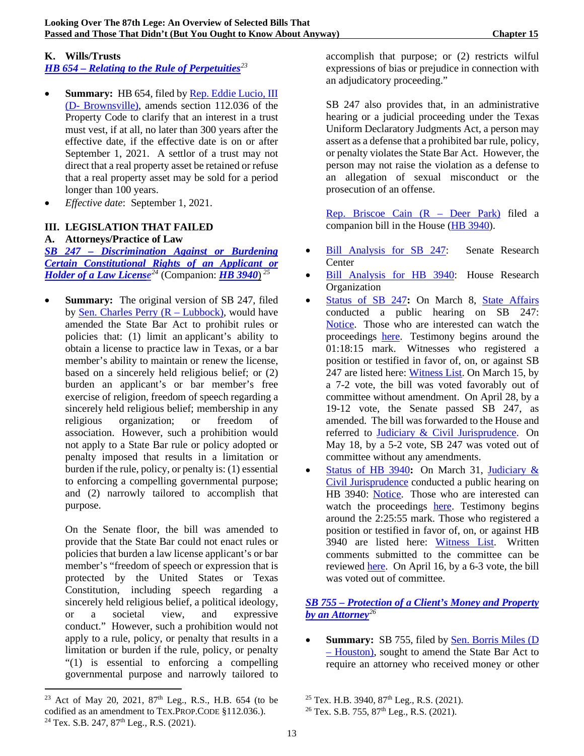## K. Wills/Trusts

***HB 654 – Relating to the Rule of Perpetuities***[23]

- **Summary:** HB 654, filed by Rep. Eddie Lucio, III (D- Brownsville), amends section 112.036 of the Property Code to clarify that an interest in a trust must vest, if at all, no later than 300 years after the effective date, if the effective date is on or after September 1, 2021. A settlor of a trust may not direct that a real property asset be retained or refuse that a real property asset may be sold for a period longer than 100 years.
- *Effective date*: September 1, 2021.

# III. LEGISLATION THAT FAILED

## A. Attorneys/Practice of Law

***SB 247 – Discrimination Against or Burdening Certain Constitutional Rights of an Applicant or Holder of a Law License***[24] (Companion: ***HB 3940***) [25]

- **Summary:** The original version of SB 247, filed by Sen. Charles Perry (R – Lubbock), would have amended the State Bar Act to prohibit rules or policies that: (1) limit an applicant's ability to obtain a license to practice law in Texas, or a bar member's ability to maintain or renew the license, based on a sincerely held religious belief; or (2) burden an applicant's or bar member's free exercise of religion, freedom of speech regarding a sincerely held religious belief; membership in any religious organization; or freedom of association. However, such a prohibition would not apply to a State Bar rule or policy adopted or penalty imposed that results in a limitation or burden if the rule, policy, or penalty is: (1) essential to enforcing a compelling governmental purpose; and (2) narrowly tailored to accomplish that purpose.

  On the Senate floor, the bill was amended to provide that the State Bar could not enact rules or policies that burden a law license applicant's or bar member's "freedom of speech or expression that is protected by the United States or Texas Constitution, including speech regarding a sincerely held religious belief, a political ideology, or a societal view, and expressive conduct." However, such a prohibition would not apply to a rule, policy, or penalty that results in a limitation or burden if the rule, policy, or penalty "(1) is essential to enforcing a compelling governmental purpose and narrowly tailored to accomplish that purpose; or (2) restricts wilful expressions of bias or prejudice in connection with an adjudicatory proceeding."

  SB 247 also provides that, in an administrative hearing or a judicial proceeding under the Texas Uniform Declaratory Judgments Act, a person may assert as a defense that a prohibited bar rule, policy, or penalty violates the State Bar Act. However, the person may not raise the violation as a defense to an allegation of sexual misconduct or the prosecution of an offense.

  Rep. Briscoe Cain (R – Deer Park) filed a companion bill in the House (HB 3940).

- Bill Analysis for SB 247: Senate Research Center
- Bill Analysis for HB 3940: House Research Organization
- **Status of SB 247:** On March 8, State Affairs conducted a public hearing on SB 247: Notice. Those who are interested can watch the proceedings here. Testimony begins around the 01:18:15 mark. Witnesses who registered a position or testified in favor of, on, or against SB 247 are listed here: Witness List. On March 15, by a 7-2 vote, the bill was voted favorably out of committee without amendment. On April 28, by a 19-12 vote, the Senate passed SB 247, as amended. The bill was forwarded to the House and referred to Judiciary & Civil Jurisprudence. On May 18, by a 5-2 vote, SB 247 was voted out of committee without any amendments.
- **Status of HB 3940:** On March 31, Judiciary & Civil Jurisprudence conducted a public hearing on HB 3940: Notice. Those who are interested can watch the proceedings here. Testimony begins around the 2:25:55 mark. Those who registered a position or testified in favor of, on, or against HB 3940 are listed here: Witness List. Written comments submitted to the committee can be reviewed here. On April 16, by a 6-3 vote, the bill was voted out of committee.

***SB 755 – Protection of a Client's Money and Property by an Attorney***[26]

- **Summary:** SB 755, filed by Sen. Borris Miles (D – Houston), sought to amend the State Bar Act to require an attorney who received money or other

---

[23] Act of May 20, 2021, 87th Leg., R.S., H.B. 654 (to be codified as an amendment to TEX.PROP.CODE §112.036.).

[24] Tex. S.B. 247, 87th Leg., R.S. (2021).

[25] Tex. H.B. 3940, 87th Leg., R.S. (2021).

[26] Tex. S.B. 755, 87th Leg., R.S. (2021).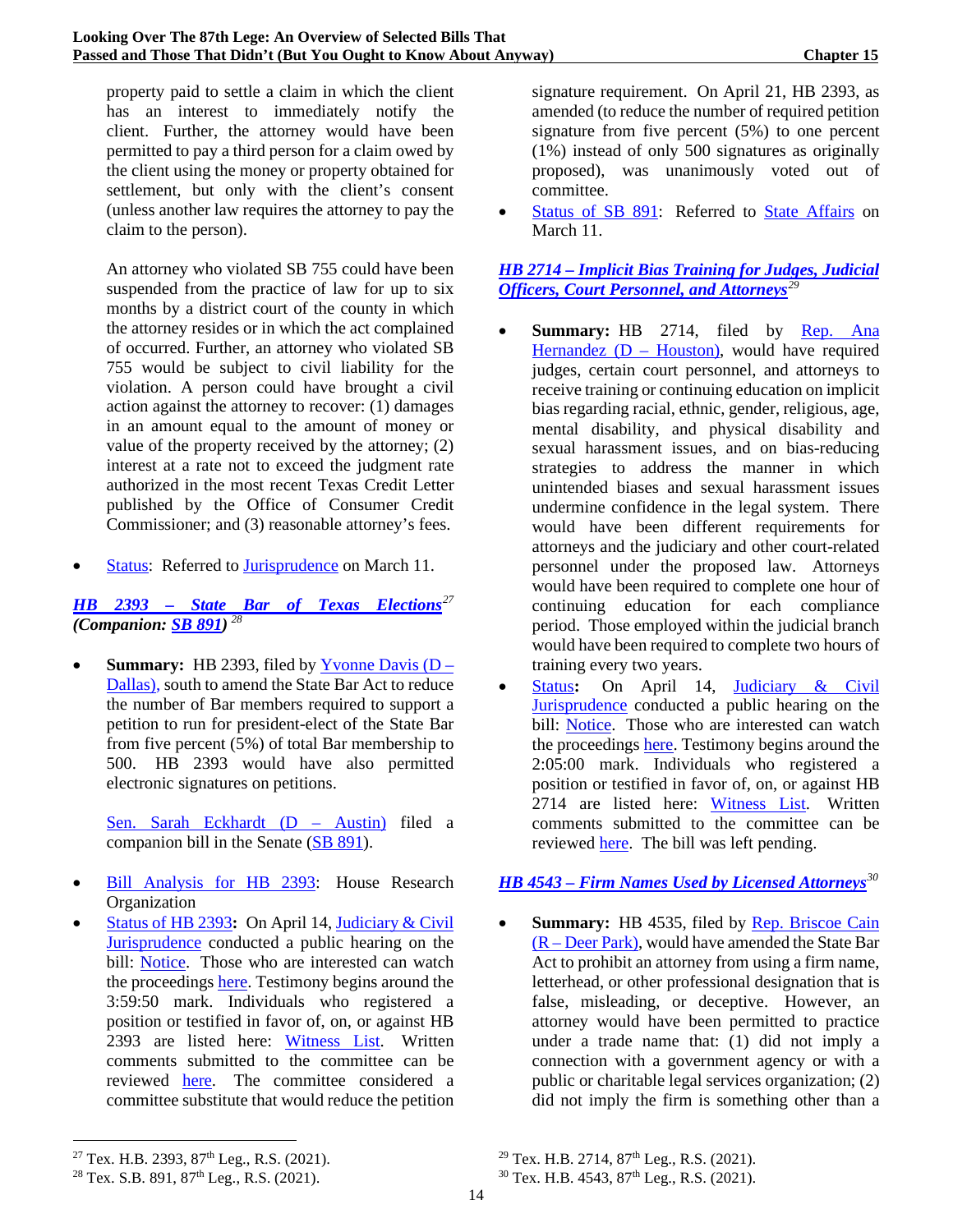property paid to settle a claim in which the client has an interest to immediately notify the client. Further, the attorney would have been permitted to pay a third person for a claim owed by the client using the money or property obtained for settlement, but only with the client's consent (unless another law requires the attorney to pay the claim to the person).

An attorney who violated SB 755 could have been suspended from the practice of law for up to six months by a district court of the county in which the attorney resides or in which the act complained of occurred. Further, an attorney who violated SB 755 would be subject to civil liability for the violation. A person could have brought a civil action against the attorney to recover: (1) damages in an amount equal to the amount of money or value of the property received by the attorney; (2) interest at a rate not to exceed the judgment rate authorized in the most recent Texas Credit Letter published by the Office of Consumer Credit Commissioner; and (3) reasonable attorney's fees.

- Status: Referred to Jurisprudence on March 11.

### *HB 2393 – State Bar of Texas Elections*[27] *(Companion: SB 891)*[28]

- **Summary:** HB 2393, filed by Yvonne Davis (D – Dallas), south to amend the State Bar Act to reduce the number of Bar members required to support a petition to run for president-elect of the State Bar from five percent (5%) of total Bar membership to 500. HB 2393 would have also permitted electronic signatures on petitions.

  Sen. Sarah Eckhardt (D – Austin) filed a companion bill in the Senate (SB 891).

- Bill Analysis for HB 2393: House Research Organization
- Status of HB 2393**:** On April 14, Judiciary & Civil Jurisprudence conducted a public hearing on the bill: Notice. Those who are interested can watch the proceedings here. Testimony begins around the 3:59:50 mark. Individuals who registered a position or testified in favor of, on, or against HB 2393 are listed here: Witness List. Written comments submitted to the committee can be reviewed here. The committee considered a committee substitute that would reduce the petition signature requirement. On April 21, HB 2393, as amended (to reduce the number of required petition signature from five percent (5%) to one percent (1%) instead of only 500 signatures as originally proposed), was unanimously voted out of committee.
- Status of SB 891: Referred to State Affairs on March 11.

### *HB 2714 – Implicit Bias Training for Judges, Judicial Officers, Court Personnel, and Attorneys*[29]

- **Summary:** HB 2714, filed by Rep. Ana Hernandez (D – Houston), would have required judges, certain court personnel, and attorneys to receive training or continuing education on implicit bias regarding racial, ethnic, gender, religious, age, mental disability, and physical disability and sexual harassment issues, and on bias-reducing strategies to address the manner in which unintended biases and sexual harassment issues undermine confidence in the legal system. There would have been different requirements for attorneys and the judiciary and other court-related personnel under the proposed law. Attorneys would have been required to complete one hour of continuing education for each compliance period. Those employed within the judicial branch would have been required to complete two hours of training every two years.
- Status**:** On April 14, Judiciary & Civil Jurisprudence conducted a public hearing on the bill: Notice. Those who are interested can watch the proceedings here. Testimony begins around the 2:05:00 mark. Individuals who registered a position or testified in favor of, on, or against HB 2714 are listed here: Witness List. Written comments submitted to the committee can be reviewed here. The bill was left pending.

### *HB 4543 – Firm Names Used by Licensed Attorneys*[30]

- **Summary:** HB 4535, filed by Rep. Briscoe Cain (R – Deer Park), would have amended the State Bar Act to prohibit an attorney from using a firm name, letterhead, or other professional designation that is false, misleading, or deceptive. However, an attorney would have been permitted to practice under a trade name that: (1) did not imply a connection with a government agency or with a public or charitable legal services organization; (2) did not imply the firm is something other than a

---

[27] Tex. H.B. 2393, 87th Leg., R.S. (2021).

[28] Tex. S.B. 891, 87th Leg., R.S. (2021).

[29] Tex. H.B. 2714, 87th Leg., R.S. (2021).

[30] Tex. H.B. 4543, 87th Leg., R.S. (2021).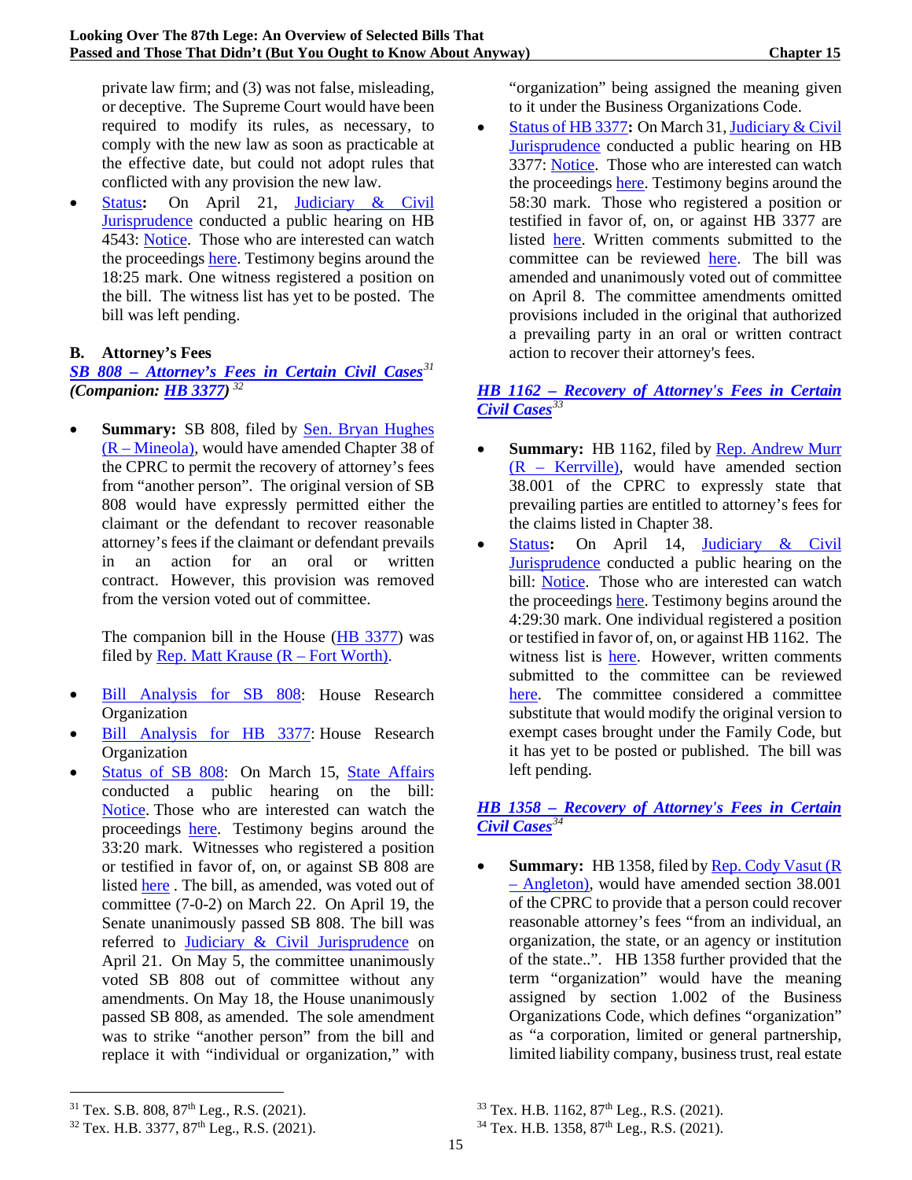private law firm; and (3) was not false, misleading, or deceptive. The Supreme Court would have been required to modify its rules, as necessary, to comply with the new law as soon as practicable at the effective date, but could not adopt rules that conflicted with any provision the new law.

- Status**:** On April 21, Judiciary & Civil Jurisprudence conducted a public hearing on HB 4543: Notice. Those who are interested can watch the proceedings here. Testimony begins around the 18:25 mark. One witness registered a position on the bill. The witness list has yet to be posted. The bill was left pending.

### B. Attorney's Fees

***SB 808 – Attorney's Fees in Certain Civil Cases*[31] *(Companion: HB 3377)*[32]**

- **Summary:** SB 808, filed by Sen. Bryan Hughes (R – Mineola), would have amended Chapter 38 of the CPRC to permit the recovery of attorney's fees from "another person." The original version of SB 808 would have expressly permitted either the claimant or the defendant to recover reasonable attorney's fees if the claimant or defendant prevails in an action for an oral or written contract. However, this provision was removed from the version voted out of committee.

  The companion bill in the House (HB 3377) was filed by Rep. Matt Krause (R – Fort Worth).

- Bill Analysis for SB 808: House Research Organization
- Bill Analysis for HB 3377: House Research Organization
- Status of SB 808: On March 15, State Affairs conducted a public hearing on the bill: Notice. Those who are interested can watch the proceedings here. Testimony begins around the 33:20 mark. Witnesses who registered a position or testified in favor of, on, or against SB 808 are listed here . The bill, as amended, was voted out of committee (7-0-2) on March 22. On April 19, the Senate unanimously passed SB 808. The bill was referred to Judiciary & Civil Jurisprudence on April 21. On May 5, the committee unanimously voted SB 808 out of committee without any amendments. On May 18, the House unanimously passed SB 808, as amended. The sole amendment was to strike "another person" from the bill and replace it with "individual or organization," with "organization" being assigned the meaning given to it under the Business Organizations Code.
- Status of HB 3377**:** On March 31, Judiciary & Civil Jurisprudence conducted a public hearing on HB 3377: Notice. Those who are interested can watch the proceedings here. Testimony begins around the 58:30 mark. Those who registered a position or testified in favor of, on, or against HB 3377 are listed here. Written comments submitted to the committee can be reviewed here. The bill was amended and unanimously voted out of committee on April 8. The committee amendments omitted provisions included in the original that authorized a prevailing party in an oral or written contract action to recover their attorney's fees.

***HB 1162 – Recovery of Attorney's Fees in Certain Civil Cases*[33]**

- **Summary:** HB 1162, filed by Rep. Andrew Murr (R – Kerrville), would have amended section 38.001 of the CPRC to expressly state that prevailing parties are entitled to attorney's fees for the claims listed in Chapter 38.
- Status**:** On April 14, Judiciary & Civil Jurisprudence conducted a public hearing on the bill: Notice. Those who are interested can watch the proceedings here. Testimony begins around the 4:29:30 mark. One individual registered a position or testified in favor of, on, or against HB 1162. The witness list is here. However, written comments submitted to the committee can be reviewed here. The committee considered a committee substitute that would modify the original version to exempt cases brought under the Family Code, but it has yet to be posted or published. The bill was left pending.

***HB 1358 – Recovery of Attorney's Fees in Certain Civil Cases*[34]**

- **Summary:** HB 1358, filed by Rep. Cody Vasut (R – Angleton), would have amended section 38.001 of the CPRC to provide that a person could recover reasonable attorney's fees "from an individual, an organization, the state, or an agency or institution of the state..". HB 1358 further provided that the term "organization" would have the meaning assigned by section 1.002 of the Business Organizations Code, which defines "organization" as "a corporation, limited or general partnership, limited liability company, business trust, real estate

---

[31] Tex. S.B. 808, 87th Leg., R.S. (2021).

[32] Tex. H.B. 3377, 87th Leg., R.S. (2021).

[33] Tex. H.B. 1162, 87th Leg., R.S. (2021).

[34] Tex. H.B. 1358, 87th Leg., R.S. (2021).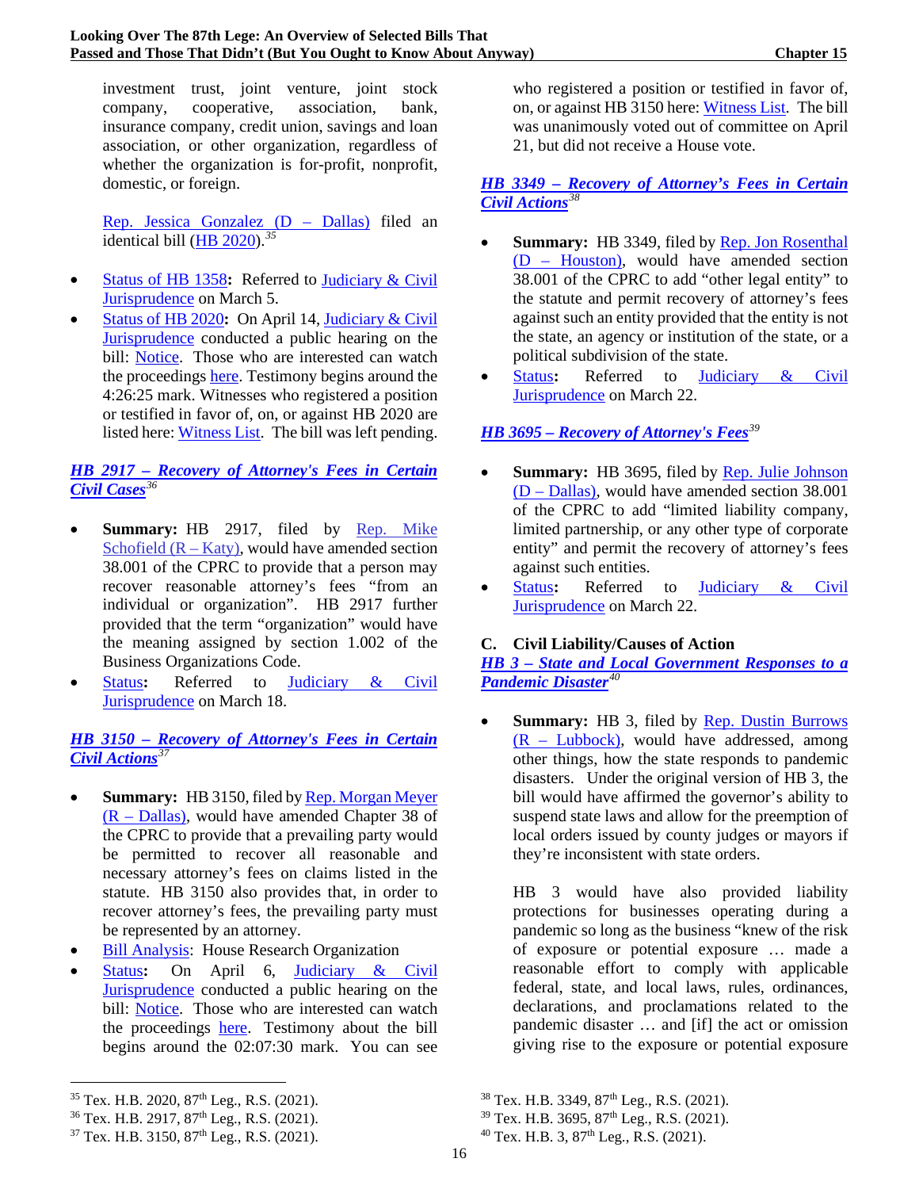investment trust, joint venture, joint stock company, cooperative, association, bank, insurance company, credit union, savings and loan association, or other organization, regardless of whether the organization is for-profit, nonprofit, domestic, or foreign.

Rep. Jessica Gonzalez (D – Dallas) filed an identical bill (HB 2020).[35]

- Status of HB 1358**:** Referred to Judiciary & Civil Jurisprudence on March 5.
- Status of HB 2020**:** On April 14, Judiciary & Civil Jurisprudence conducted a public hearing on the bill: Notice. Those who are interested can watch the proceedings here. Testimony begins around the 4:26:25 mark. Witnesses who registered a position or testified in favor of, on, or against HB 2020 are listed here: Witness List. The bill was left pending.

***HB 2917 – Recovery of Attorney's Fees in Certain Civil Cases***[36]

- **Summary:** HB 2917, filed by Rep. Mike Schofield (R – Katy), would have amended section 38.001 of the CPRC to provide that a person may recover reasonable attorney's fees "from an individual or organization". HB 2917 further provided that the term "organization" would have the meaning assigned by section 1.002 of the Business Organizations Code.
- Status**:** Referred to Judiciary & Civil Jurisprudence on March 18.

***HB 3150 – Recovery of Attorney's Fees in Certain Civil Actions***[37]

- **Summary:** HB 3150, filed by Rep. Morgan Meyer (R – Dallas), would have amended Chapter 38 of the CPRC to provide that a prevailing party would be permitted to recover all reasonable and necessary attorney's fees on claims listed in the statute. HB 3150 also provides that, in order to recover attorney's fees, the prevailing party must be represented by an attorney.
- Bill Analysis: House Research Organization
- Status**:** On April 6, Judiciary & Civil Jurisprudence conducted a public hearing on the bill: Notice. Those who are interested can watch the proceedings here. Testimony about the bill begins around the 02:07:30 mark. You can see who registered a position or testified in favor of, on, or against HB 3150 here: Witness List. The bill was unanimously voted out of committee on April 21, but did not receive a House vote.

***HB 3349 – Recovery of Attorney's Fees in Certain Civil Actions***[38]

- **Summary:** HB 3349, filed by Rep. Jon Rosenthal (D – Houston), would have amended section 38.001 of the CPRC to add "other legal entity" to the statute and permit recovery of attorney's fees against such an entity provided that the entity is not the state, an agency or institution of the state, or a political subdivision of the state.
- Status**:** Referred to Judiciary & Civil Jurisprudence on March 22.

***HB 3695 – Recovery of Attorney's Fees***[39]

- **Summary:** HB 3695, filed by Rep. Julie Johnson (D – Dallas), would have amended section 38.001 of the CPRC to add "limited liability company, limited partnership, or any other type of corporate entity" and permit the recovery of attorney's fees against such entities.
- Status**:** Referred to Judiciary & Civil Jurisprudence on March 22.

### C. Civil Liability/Causes of Action

***HB 3 – State and Local Government Responses to a Pandemic Disaster***[40]

- **Summary:** HB 3, filed by Rep. Dustin Burrows (R – Lubbock), would have addressed, among other things, how the state responds to pandemic disasters. Under the original version of HB 3, the bill would have affirmed the governor's ability to suspend state laws and allow for the preemption of local orders issued by county judges or mayors if they're inconsistent with state orders.

  HB 3 would have also provided liability protections for businesses operating during a pandemic so long as the business "knew of the risk of exposure or potential exposure … made a reasonable effort to comply with applicable federal, state, and local laws, rules, ordinances, declarations, and proclamations related to the pandemic disaster … and [if] the act or omission giving rise to the exposure or potential exposure

---

[35] Tex. H.B. 2020, 87th Leg., R.S. (2021).

[36] Tex. H.B. 2917, 87th Leg., R.S. (2021).

[37] Tex. H.B. 3150, 87th Leg., R.S. (2021).

[38] Tex. H.B. 3349, 87th Leg., R.S. (2021).

[39] Tex. H.B. 3695, 87th Leg., R.S. (2021).

[40] Tex. H.B. 3, 87th Leg., R.S. (2021).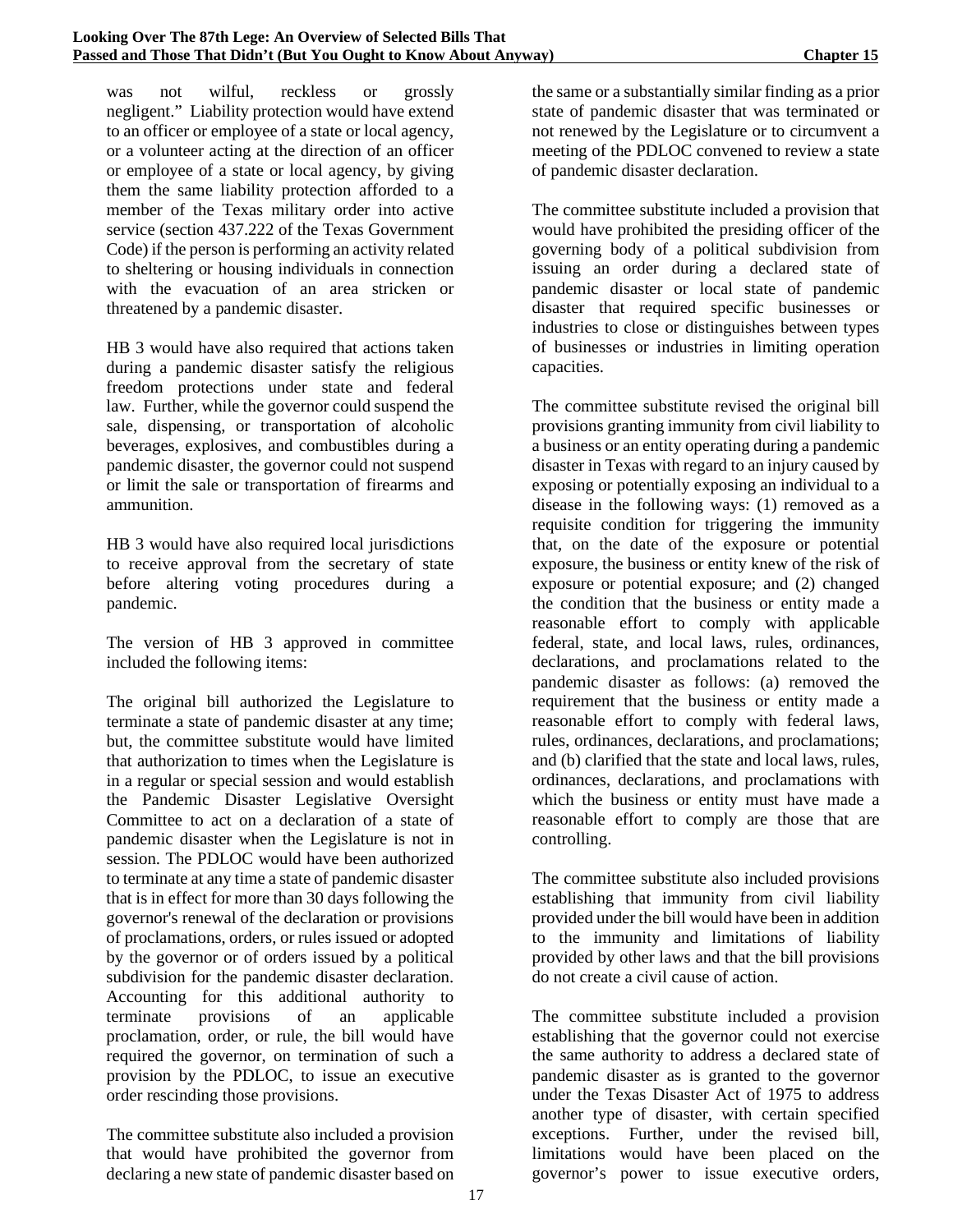was not wilful, reckless or grossly negligent." Liability protection would have extend to an officer or employee of a state or local agency, or a volunteer acting at the direction of an officer or employee of a state or local agency, by giving them the same liability protection afforded to a member of the Texas military order into active service (section 437.222 of the Texas Government Code) if the person is performing an activity related to sheltering or housing individuals in connection with the evacuation of an area stricken or threatened by a pandemic disaster.

HB 3 would have also required that actions taken during a pandemic disaster satisfy the religious freedom protections under state and federal law. Further, while the governor could suspend the sale, dispensing, or transportation of alcoholic beverages, explosives, and combustibles during a pandemic disaster, the governor could not suspend or limit the sale or transportation of firearms and ammunition.

HB 3 would have also required local jurisdictions to receive approval from the secretary of state before altering voting procedures during a pandemic.

The version of HB 3 approved in committee included the following items:

The original bill authorized the Legislature to terminate a state of pandemic disaster at any time; but, the committee substitute would have limited that authorization to times when the Legislature is in a regular or special session and would establish the Pandemic Disaster Legislative Oversight Committee to act on a declaration of a state of pandemic disaster when the Legislature is not in session. The PDLOC would have been authorized to terminate at any time a state of pandemic disaster that is in effect for more than 30 days following the governor's renewal of the declaration or provisions of proclamations, orders, or rules issued or adopted by the governor or of orders issued by a political subdivision for the pandemic disaster declaration. Accounting for this additional authority to terminate provisions of an applicable proclamation, order, or rule, the bill would have required the governor, on termination of such a provision by the PDLOC, to issue an executive order rescinding those provisions.

The committee substitute also included a provision that would have prohibited the governor from declaring a new state of pandemic disaster based on the same or a substantially similar finding as a prior state of pandemic disaster that was terminated or not renewed by the Legislature or to circumvent a meeting of the PDLOC convened to review a state of pandemic disaster declaration.

The committee substitute included a provision that would have prohibited the presiding officer of the governing body of a political subdivision from issuing an order during a declared state of pandemic disaster or local state of pandemic disaster that required specific businesses or industries to close or distinguishes between types of businesses or industries in limiting operation capacities.

The committee substitute revised the original bill provisions granting immunity from civil liability to a business or an entity operating during a pandemic disaster in Texas with regard to an injury caused by exposing or potentially exposing an individual to a disease in the following ways: (1) removed as a requisite condition for triggering the immunity that, on the date of the exposure or potential exposure, the business or entity knew of the risk of exposure or potential exposure; and (2) changed the condition that the business or entity made a reasonable effort to comply with applicable federal, state, and local laws, rules, ordinances, declarations, and proclamations related to the pandemic disaster as follows: (a) removed the requirement that the business or entity made a reasonable effort to comply with federal laws, rules, ordinances, declarations, and proclamations; and (b) clarified that the state and local laws, rules, ordinances, declarations, and proclamations with which the business or entity must have made a reasonable effort to comply are those that are controlling.

The committee substitute also included provisions establishing that immunity from civil liability provided under the bill would have been in addition to the immunity and limitations of liability provided by other laws and that the bill provisions do not create a civil cause of action.

The committee substitute included a provision establishing that the governor could not exercise the same authority to address a declared state of pandemic disaster as is granted to the governor under the Texas Disaster Act of 1975 to address another type of disaster, with certain specified exceptions. Further, under the revised bill, limitations would have been placed on the governor's power to issue executive orders,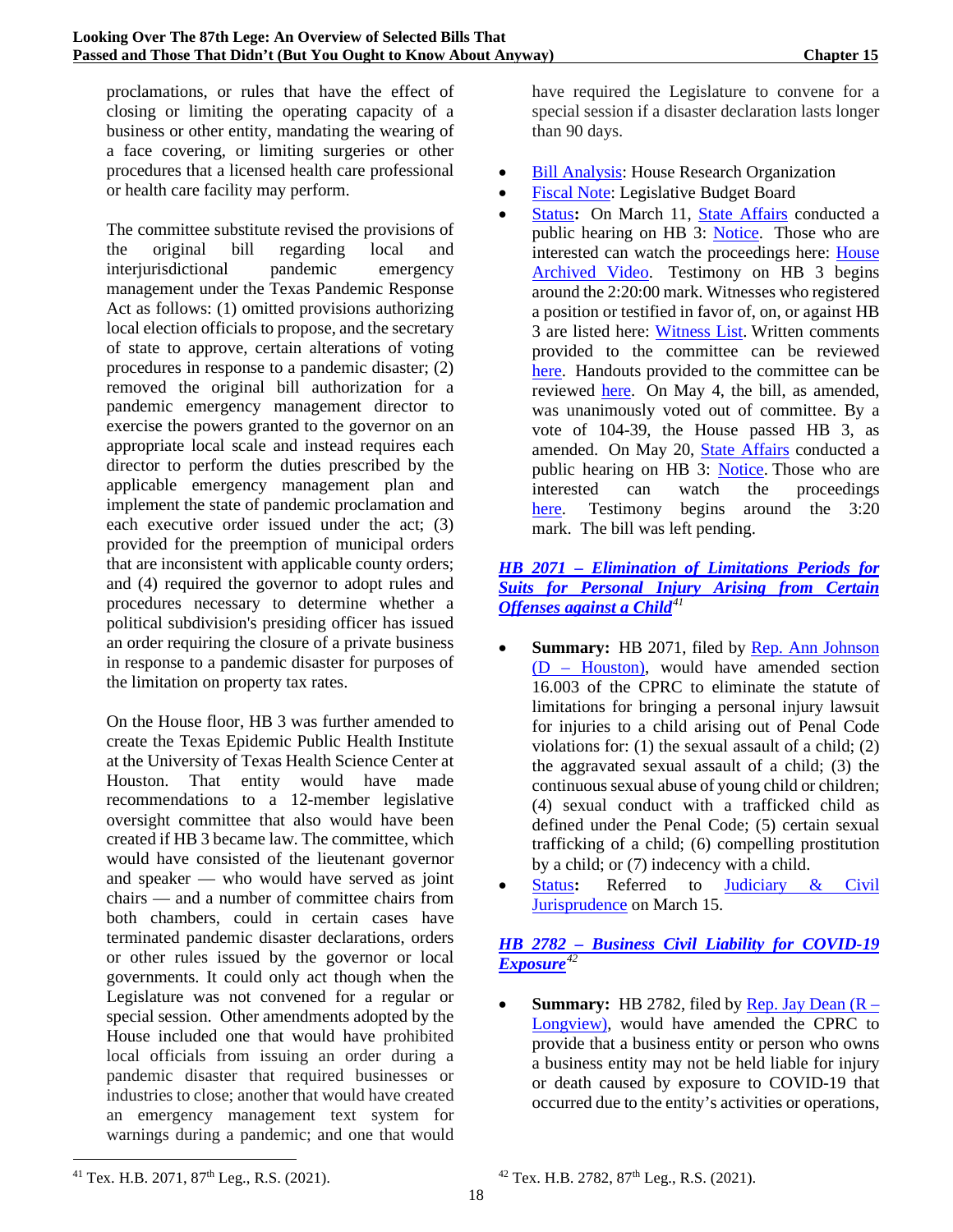proclamations, or rules that have the effect of closing or limiting the operating capacity of a business or other entity, mandating the wearing of a face covering, or limiting surgeries or other procedures that a licensed health care professional or health care facility may perform.

The committee substitute revised the provisions of the original bill regarding local and interjurisdictional pandemic emergency management under the Texas Pandemic Response Act as follows: (1) omitted provisions authorizing local election officials to propose, and the secretary of state to approve, certain alterations of voting procedures in response to a pandemic disaster; (2) removed the original bill authorization for a pandemic emergency management director to exercise the powers granted to the governor on an appropriate local scale and instead requires each director to perform the duties prescribed by the applicable emergency management plan and implement the state of pandemic proclamation and each executive order issued under the act; (3) provided for the preemption of municipal orders that are inconsistent with applicable county orders; and (4) required the governor to adopt rules and procedures necessary to determine whether a political subdivision's presiding officer has issued an order requiring the closure of a private business in response to a pandemic disaster for purposes of the limitation on property tax rates.

On the House floor, HB 3 was further amended to create the Texas Epidemic Public Health Institute at the University of Texas Health Science Center at Houston. That entity would have made recommendations to a 12-member legislative oversight committee that also would have been created if HB 3 became law. The committee, which would have consisted of the lieutenant governor and speaker — who would have served as joint chairs — and a number of committee chairs from both chambers, could in certain cases have terminated pandemic disaster declarations, orders or other rules issued by the governor or local governments. It could only act though when the Legislature was not convened for a regular or special session. Other amendments adopted by the House included one that would have prohibited local officials from issuing an order during a pandemic disaster that required businesses or industries to close; another that would have created an emergency management text system for warnings during a pandemic; and one that would have required the Legislature to convene for a special session if a disaster declaration lasts longer than 90 days.

- Bill Analysis: House Research Organization
- Fiscal Note: Legislative Budget Board
- **Status:** On March 11, State Affairs conducted a public hearing on HB 3: Notice. Those who are interested can watch the proceedings here: House Archived Video. Testimony on HB 3 begins around the 2:20:00 mark. Witnesses who registered a position or testified in favor of, on, or against HB 3 are listed here: Witness List. Written comments provided to the committee can be reviewed here. Handouts provided to the committee can be reviewed here. On May 4, the bill, as amended, was unanimously voted out of committee. By a vote of 104-39, the House passed HB 3, as amended. On May 20, State Affairs conducted a public hearing on HB 3: Notice. Those who are interested can watch the proceedings here. Testimony begins around the 3:20 mark. The bill was left pending.

### *HB 2071 – Elimination of Limitations Periods for Suits for Personal Injury Arising from Certain Offenses against a Child*[41]

- **Summary:** HB 2071, filed by Rep. Ann Johnson (D – Houston), would have amended section 16.003 of the CPRC to eliminate the statute of limitations for bringing a personal injury lawsuit for injuries to a child arising out of Penal Code violations for: (1) the sexual assault of a child; (2) the aggravated sexual assault of a child; (3) the continuous sexual abuse of young child or children; (4) sexual conduct with a trafficked child as defined under the Penal Code; (5) certain sexual trafficking of a child; (6) compelling prostitution by a child; or (7) indecency with a child.
- **Status:** Referred to Judiciary & Civil Jurisprudence on March 15.

### *HB 2782 – Business Civil Liability for COVID-19 Exposure*[42]

- **Summary:** HB 2782, filed by Rep. Jay Dean (R – Longview), would have amended the CPRC to provide that a business entity or person who owns a business entity may not be held liable for injury or death caused by exposure to COVID-19 that occurred due to the entity's activities or operations,

[41] Tex. H.B. 2071, 87th Leg., R.S. (2021).

[42] Tex. H.B. 2782, 87th Leg., R.S. (2021).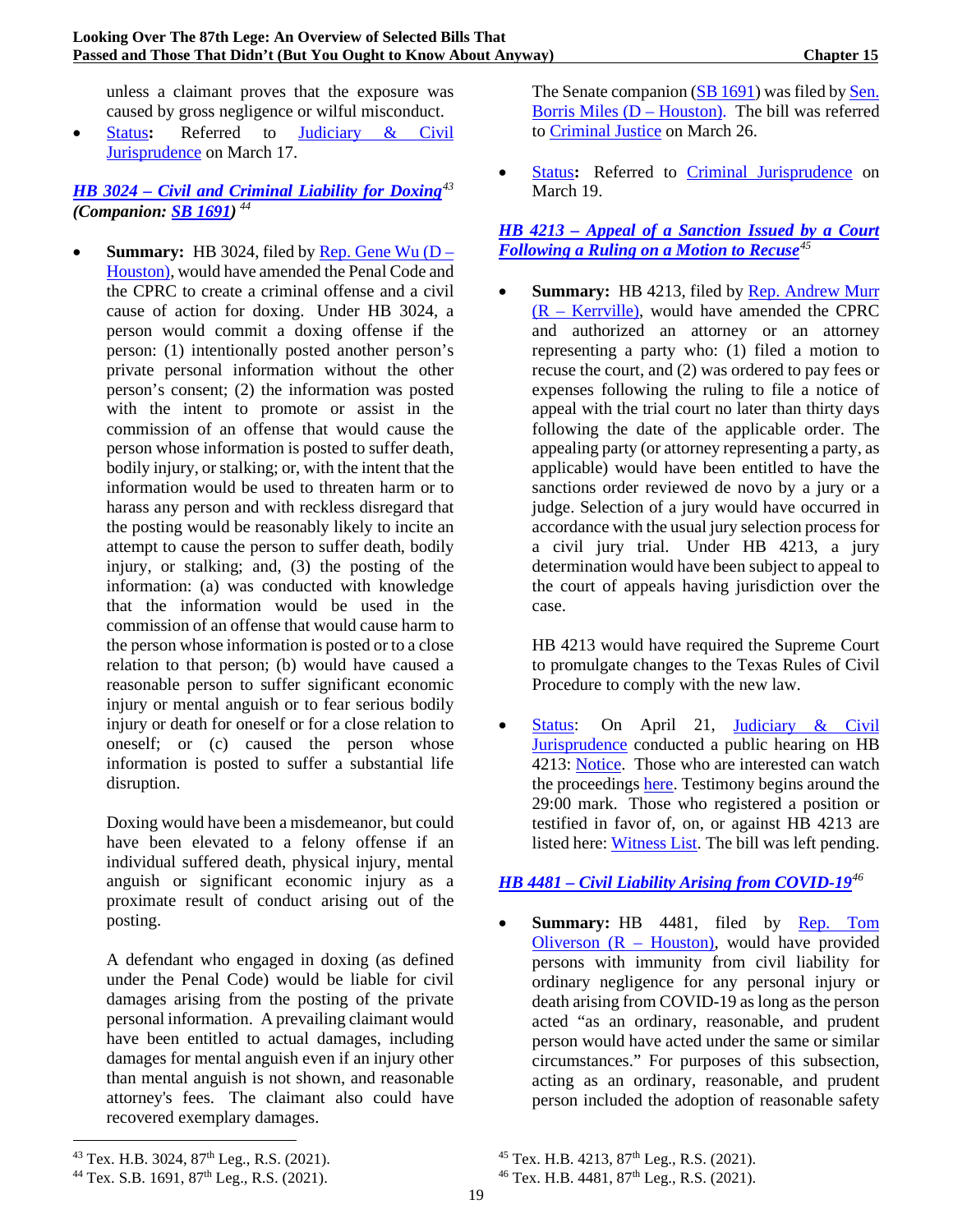unless a claimant proves that the exposure was caused by gross negligence or wilful misconduct.

- Status**:** Referred to Judiciary & Civil Jurisprudence on March 17.

***HB 3024 – Civil and Criminal Liability for Doxing***[43] ***(Companion: SB 1691)*** [44]

- **Summary:** HB 3024, filed by Rep. Gene Wu (D – Houston), would have amended the Penal Code and the CPRC to create a criminal offense and a civil cause of action for doxing. Under HB 3024, a person would commit a doxing offense if the person: (1) intentionally posted another person's private personal information without the other person's consent; (2) the information was posted with the intent to promote or assist in the commission of an offense that would cause the person whose information is posted to suffer death, bodily injury, or stalking; or, with the intent that the information would be used to threaten harm or to harass any person and with reckless disregard that the posting would be reasonably likely to incite an attempt to cause the person to suffer death, bodily injury, or stalking; and, (3) the posting of the information: (a) was conducted with knowledge that the information would be used in the commission of an offense that would cause harm to the person whose information is posted or to a close relation to that person; (b) would have caused a reasonable person to suffer significant economic injury or mental anguish or to fear serious bodily injury or death for oneself or for a close relation to oneself; or (c) caused the person whose information is posted to suffer a substantial life disruption.

  Doxing would have been a misdemeanor, but could have been elevated to a felony offense if an individual suffered death, physical injury, mental anguish or significant economic injury as a proximate result of conduct arising out of the posting.

  A defendant who engaged in doxing (as defined under the Penal Code) would be liable for civil damages arising from the posting of the private personal information. A prevailing claimant would have been entitled to actual damages, including damages for mental anguish even if an injury other than mental anguish is not shown, and reasonable attorney's fees. The claimant also could have recovered exemplary damages.

  The Senate companion (SB 1691) was filed by Sen. Borris Miles (D – Houston). The bill was referred to Criminal Justice on March 26.

- Status**:** Referred to Criminal Jurisprudence on March 19.

***HB 4213 – Appeal of a Sanction Issued by a Court Following a Ruling on a Motion to Recuse***[45]

- **Summary:** HB 4213, filed by Rep. Andrew Murr (R – Kerrville), would have amended the CPRC and authorized an attorney or an attorney representing a party who: (1) filed a motion to recuse the court, and (2) was ordered to pay fees or expenses following the ruling to file a notice of appeal with the trial court no later than thirty days following the date of the applicable order. The appealing party (or attorney representing a party, as applicable) would have been entitled to have the sanctions order reviewed de novo by a jury or a judge. Selection of a jury would have occurred in accordance with the usual jury selection process for a civil jury trial. Under HB 4213, a jury determination would have been subject to appeal to the court of appeals having jurisdiction over the case.

  HB 4213 would have required the Supreme Court to promulgate changes to the Texas Rules of Civil Procedure to comply with the new law.

- Status: On April 21, Judiciary & Civil Jurisprudence conducted a public hearing on HB 4213: Notice. Those who are interested can watch the proceedings here. Testimony begins around the 29:00 mark. Those who registered a position or testified in favor of, on, or against HB 4213 are listed here: Witness List. The bill was left pending.

***HB 4481 – Civil Liability Arising from COVID-19***[46]

- **Summary:** HB 4481, filed by Rep. Tom Oliverson (R – Houston), would have provided persons with immunity from civil liability for ordinary negligence for any personal injury or death arising from COVID-19 as long as the person acted "as an ordinary, reasonable, and prudent person would have acted under the same or similar circumstances." For purposes of this subsection, acting as an ordinary, reasonable, and prudent person included the adoption of reasonable safety

[43] Tex. H.B. 3024, 87th Leg., R.S. (2021).

[44] Tex. S.B. 1691, 87th Leg., R.S. (2021).

[45] Tex. H.B. 4213, 87th Leg., R.S. (2021).

[46] Tex. H.B. 4481, 87th Leg., R.S. (2021).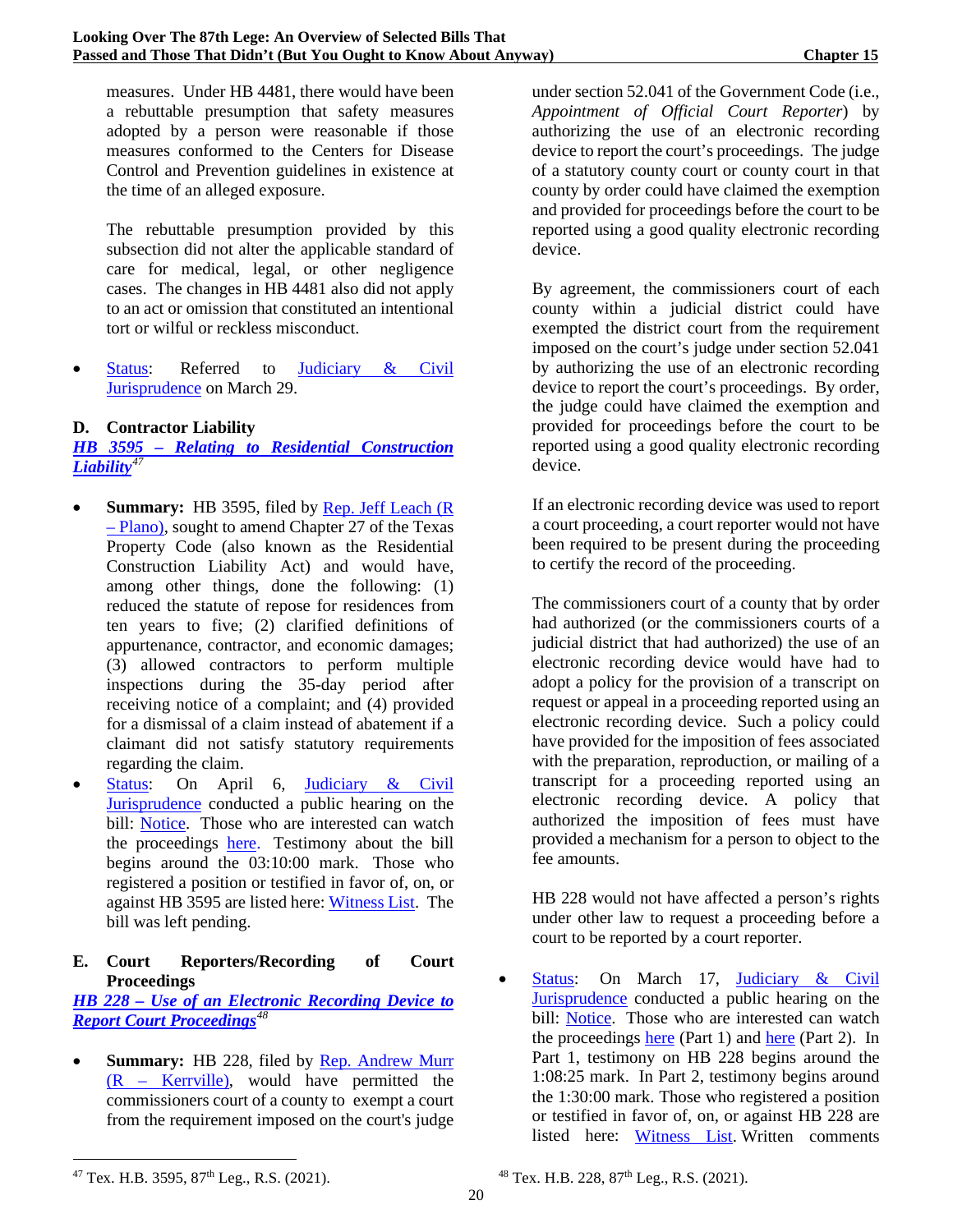measures. Under HB 4481, there would have been a rebuttable presumption that safety measures adopted by a person were reasonable if those measures conformed to the Centers for Disease Control and Prevention guidelines in existence at the time of an alleged exposure.

The rebuttable presumption provided by this subsection did not alter the applicable standard of care for medical, legal, or other negligence cases. The changes in HB 4481 also did not apply to an act or omission that constituted an intentional tort or wilful or reckless misconduct.

- Status: Referred to Judiciary & Civil Jurisprudence on March 29.

### D. Contractor Liability

***HB 3595 – Relating to Residential Construction Liability***[47]

- **Summary:** HB 3595, filed by Rep. Jeff Leach (R – Plano), sought to amend Chapter 27 of the Texas Property Code (also known as the Residential Construction Liability Act) and would have, among other things, done the following: (1) reduced the statute of repose for residences from ten years to five; (2) clarified definitions of appurtenance, contractor, and economic damages; (3) allowed contractors to perform multiple inspections during the 35-day period after receiving notice of a complaint; and (4) provided for a dismissal of a claim instead of abatement if a claimant did not satisfy statutory requirements regarding the claim.
- Status: On April 6, Judiciary & Civil Jurisprudence conducted a public hearing on the bill: Notice. Those who are interested can watch the proceedings here. Testimony about the bill begins around the 03:10:00 mark. Those who registered a position or testified in favor of, on, or against HB 3595 are listed here: Witness List. The bill was left pending.

### E. Court Reporters/Recording of Court Proceedings

***HB 228 – Use of an Electronic Recording Device to Report Court Proceedings***[48]

- **Summary:** HB 228, filed by Rep. Andrew Murr (R – Kerrville), would have permitted the commissioners court of a county to exempt a court from the requirement imposed on the court's judge under section 52.041 of the Government Code (i.e., *Appointment of Official Court Reporter*) by authorizing the use of an electronic recording device to report the court's proceedings. The judge of a statutory county court or county court in that county by order could have claimed the exemption and provided for proceedings before the court to be reported using a good quality electronic recording device.

  By agreement, the commissioners court of each county within a judicial district could have exempted the district court from the requirement imposed on the court's judge under section 52.041 by authorizing the use of an electronic recording device to report the court's proceedings. By order, the judge could have claimed the exemption and provided for proceedings before the court to be reported using a good quality electronic recording device.

  If an electronic recording device was used to report a court proceeding, a court reporter would not have been required to be present during the proceeding to certify the record of the proceeding.

  The commissioners court of a county that by order had authorized (or the commissioners courts of a judicial district that had authorized) the use of an electronic recording device would have had to adopt a policy for the provision of a transcript on request or appeal in a proceeding reported using an electronic recording device. Such a policy could have provided for the imposition of fees associated with the preparation, reproduction, or mailing of a transcript for a proceeding reported using an electronic recording device. A policy that authorized the imposition of fees must have provided a mechanism for a person to object to the fee amounts.

  HB 228 would not have affected a person's rights under other law to request a proceeding before a court to be reported by a court reporter.

- Status: On March 17, Judiciary & Civil Jurisprudence conducted a public hearing on the bill: Notice. Those who are interested can watch the proceedings here (Part 1) and here (Part 2). In Part 1, testimony on HB 228 begins around the 1:08:25 mark. In Part 2, testimony begins around the 1:30:00 mark. Those who registered a position or testified in favor of, on, or against HB 228 are listed here: Witness List. Written comments

---

[47] Tex. H.B. 3595, 87th Leg., R.S. (2021).

[48] Tex. H.B. 228, 87th Leg., R.S. (2021).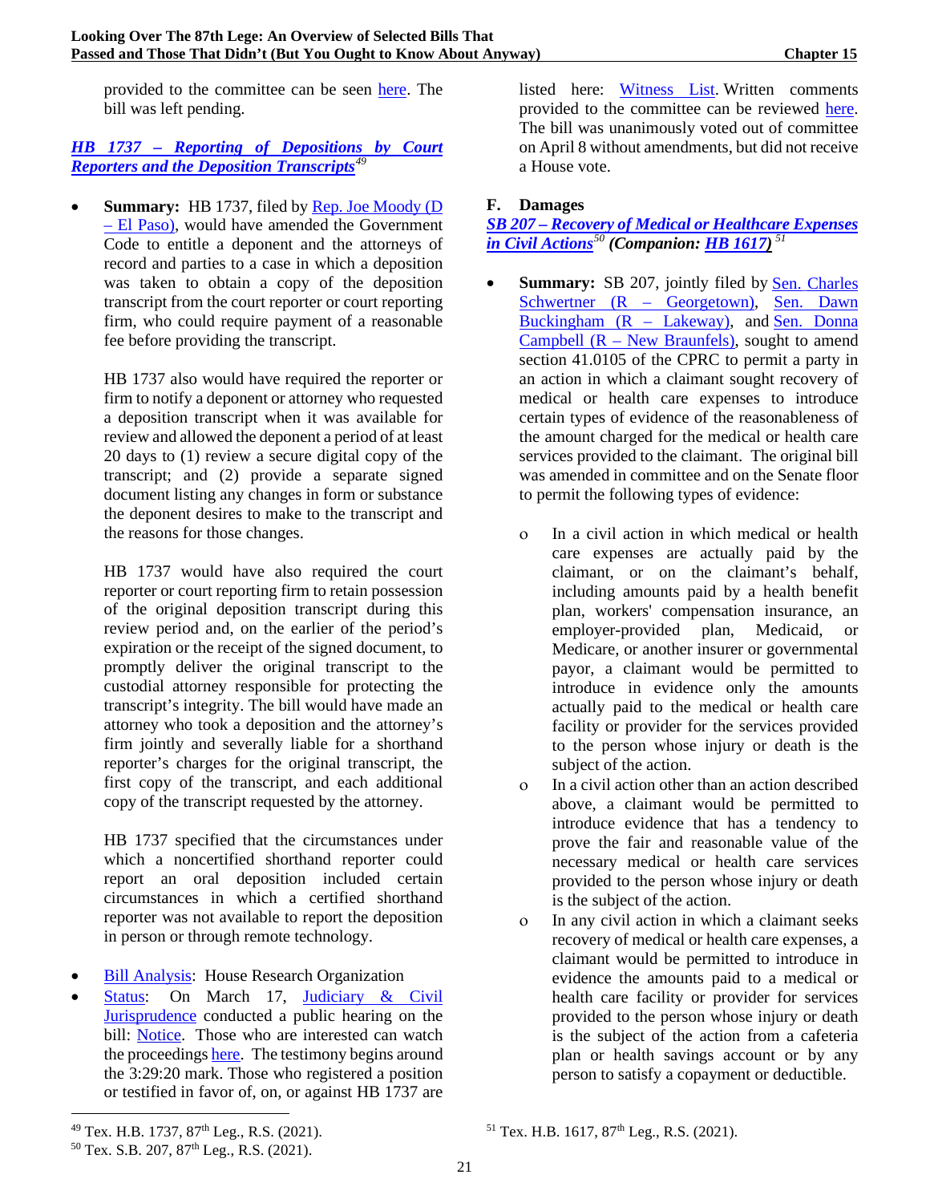provided to the committee can be seen here. The bill was left pending.

***HB 1737 – Reporting of Depositions by Court Reporters and the Deposition Transcripts***[49]

- **Summary:** HB 1737, filed by Rep. Joe Moody (D – El Paso), would have amended the Government Code to entitle a deponent and the attorneys of record and parties to a case in which a deposition was taken to obtain a copy of the deposition transcript from the court reporter or court reporting firm, who could require payment of a reasonable fee before providing the transcript.

  HB 1737 also would have required the reporter or firm to notify a deponent or attorney who requested a deposition transcript when it was available for review and allowed the deponent a period of at least 20 days to (1) review a secure digital copy of the transcript; and (2) provide a separate signed document listing any changes in form or substance the deponent desires to make to the transcript and the reasons for those changes.

  HB 1737 would have also required the court reporter or court reporting firm to retain possession of the original deposition transcript during this review period and, on the earlier of the period's expiration or the receipt of the signed document, to promptly deliver the original transcript to the custodial attorney responsible for protecting the transcript's integrity. The bill would have made an attorney who took a deposition and the attorney's firm jointly and severally liable for a shorthand reporter's charges for the original transcript, the first copy of the transcript, and each additional copy of the transcript requested by the attorney.

  HB 1737 specified that the circumstances under which a noncertified shorthand reporter could report an oral deposition included certain circumstances in which a certified shorthand reporter was not available to report the deposition in person or through remote technology.

- Bill Analysis: House Research Organization
- Status: On March 17, Judiciary & Civil Jurisprudence conducted a public hearing on the bill: Notice. Those who are interested can watch the proceedings here. The testimony begins around the 3:29:20 mark. Those who registered a position or testified in favor of, on, or against HB 1737 are listed here: Witness List. Written comments provided to the committee can be reviewed here. The bill was unanimously voted out of committee on April 8 without amendments, but did not receive a House vote.

## F. Damages

***SB 207 – Recovery of Medical or Healthcare Expenses in Civil Actions***[50] ***(Companion: HB 1617)***[51]

- **Summary:** SB 207, jointly filed by Sen. Charles Schwertner (R – Georgetown), Sen. Dawn Buckingham (R – Lakeway), and Sen. Donna Campbell (R – New Braunfels), sought to amend section 41.0105 of the CPRC to permit a party in an action in which a claimant sought recovery of medical or health care expenses to introduce certain types of evidence of the reasonableness of the amount charged for the medical or health care services provided to the claimant. The original bill was amended in committee and on the Senate floor to permit the following types of evidence:

  - In a civil action in which medical or health care expenses are actually paid by the claimant, or on the claimant's behalf, including amounts paid by a health benefit plan, workers' compensation insurance, an employer-provided plan, Medicaid, or Medicare, or another insurer or governmental payor, a claimant would be permitted to introduce in evidence only the amounts actually paid to the medical or health care facility or provider for the services provided to the person whose injury or death is the subject of the action.
  - In a civil action other than an action described above, a claimant would be permitted to introduce evidence that has a tendency to prove the fair and reasonable value of the necessary medical or health care services provided to the person whose injury or death is the subject of the action.
  - In any civil action in which a claimant seeks recovery of medical or health care expenses, a claimant would be permitted to introduce in evidence the amounts paid to a medical or health care facility or provider for services provided to the person whose injury or death is the subject of the action from a cafeteria plan or health savings account or by any person to satisfy a copayment or deductible.

---

[49] Tex. H.B. 1737, 87th Leg., R.S. (2021).

[50] Tex. S.B. 207, 87th Leg., R.S. (2021).

[51] Tex. H.B. 1617, 87th Leg., R.S. (2021).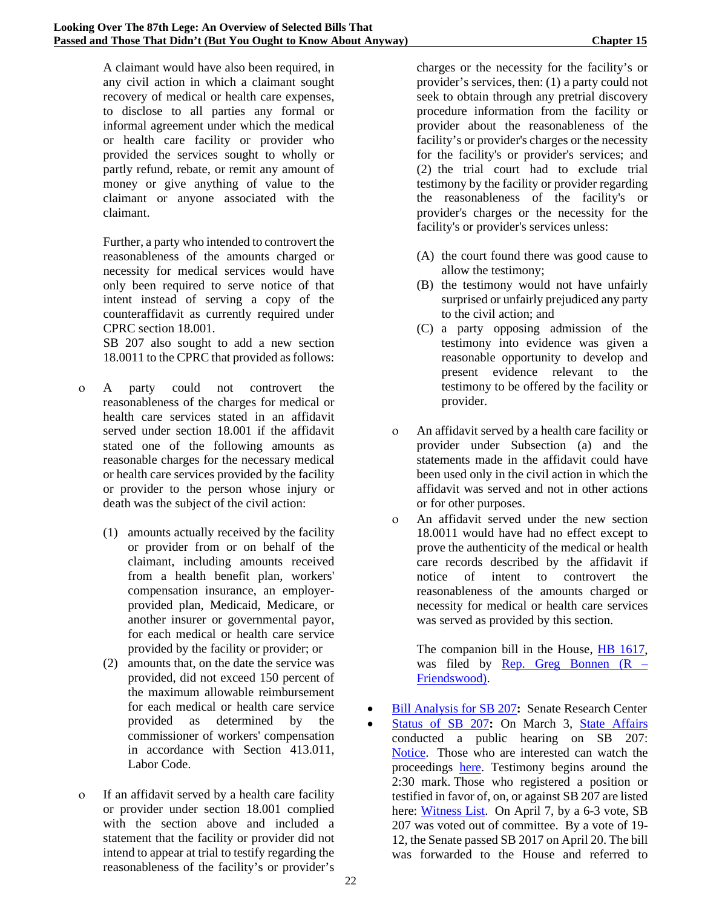A claimant would have also been required, in any civil action in which a claimant sought recovery of medical or health care expenses, to disclose to all parties any formal or informal agreement under which the medical or health care facility or provider who provided the services sought to wholly or partly refund, rebate, or remit any amount of money or give anything of value to the claimant or anyone associated with the claimant.

Further, a party who intended to controvert the reasonableness of the amounts charged or necessity for medical services would have only been required to serve notice of that intent instead of serving a copy of the counteraffidavit as currently required under CPRC section 18.001.

SB 207 also sought to add a new section 18.0011 to the CPRC that provided as follows:

- A party could not controvert the reasonableness of the charges for medical or health care services stated in an affidavit served under section 18.001 if the affidavit stated one of the following amounts as reasonable charges for the necessary medical or health care services provided by the facility or provider to the person whose injury or death was the subject of the civil action:

  (1) amounts actually received by the facility or provider from or on behalf of the claimant, including amounts received from a health benefit plan, workers' compensation insurance, an employer-provided plan, Medicaid, Medicare, or another insurer or governmental payor, for each medical or health care service provided by the facility or provider; or

  (2) amounts that, on the date the service was provided, did not exceed 150 percent of the maximum allowable reimbursement for each medical or health care service provided as determined by the commissioner of workers' compensation in accordance with Section 413.011, Labor Code.

- If an affidavit served by a health care facility or provider under section 18.001 complied with the section above and included a statement that the facility or provider did not intend to appear at trial to testify regarding the reasonableness of the facility's or provider's charges or the necessity for the facility's or provider's services, then: (1) a party could not seek to obtain through any pretrial discovery procedure information from the facility or provider about the reasonableness of the facility's or provider's charges or the necessity for the facility's or provider's services; and (2) the trial court had to exclude trial testimony by the facility or provider regarding the reasonableness of the facility's or provider's charges or the necessity for the facility's or provider's services unless:

  (A) the court found there was good cause to allow the testimony;

  (B) the testimony would not have unfairly surprised or unfairly prejudiced any party to the civil action; and

  (C) a party opposing admission of the testimony into evidence was given a reasonable opportunity to develop and present evidence relevant to the testimony to be offered by the facility or provider.

- An affidavit served by a health care facility or provider under Subsection (a) and the statements made in the affidavit could have been used only in the civil action in which the affidavit was served and not in other actions or for other purposes.

- An affidavit served under the new section 18.0011 would have had no effect except to prove the authenticity of the medical or health care records described by the affidavit if notice of intent to controvert the reasonableness of the amounts charged or necessity for medical or health care services was served as provided by this section.

The companion bill in the House, HB 1617, was filed by Rep. Greg Bonnen (R – Friendswood).

- Bill Analysis for SB 207**:** Senate Research Center
- Status of SB 207**:** On March 3, State Affairs conducted a public hearing on SB 207: Notice. Those who are interested can watch the proceedings here. Testimony begins around the 2:30 mark. Those who registered a position or testified in favor of, on, or against SB 207 are listed here: Witness List. On April 7, by a 6-3 vote, SB 207 was voted out of committee. By a vote of 19-12, the Senate passed SB 2017 on April 20. The bill was forwarded to the House and referred to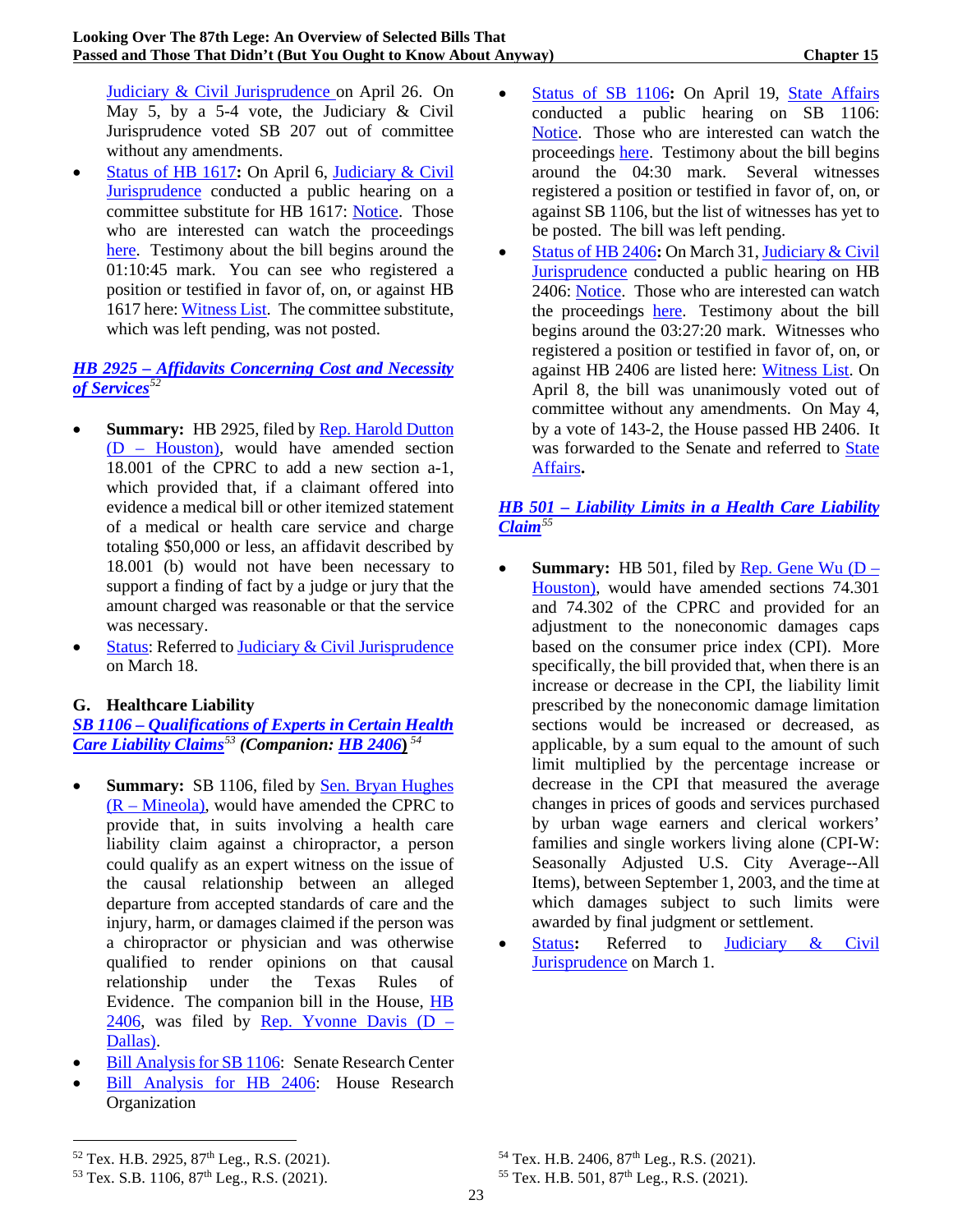Judiciary & Civil Jurisprudence on April 26. On May 5, by a 5-4 vote, the Judiciary & Civil Jurisprudence voted SB 207 out of committee without any amendments.

- Status of HB 1617**:** On April 6, Judiciary & Civil Jurisprudence conducted a public hearing on a committee substitute for HB 1617: Notice. Those who are interested can watch the proceedings here. Testimony about the bill begins around the 01:10:45 mark. You can see who registered a position or testified in favor of, on, or against HB 1617 here: Witness List. The committee substitute, which was left pending, was not posted.

***HB 2925 – Affidavits Concerning Cost and Necessity of Services***[52]

- **Summary:** HB 2925, filed by Rep. Harold Dutton (D – Houston), would have amended section 18.001 of the CPRC to add a new section a-1, which provided that, if a claimant offered into evidence a medical bill or other itemized statement of a medical or health care service and charge totaling $50,000 or less, an affidavit described by 18.001 (b) would not have been necessary to support a finding of fact by a judge or jury that the amount charged was reasonable or that the service was necessary.
- Status: Referred to Judiciary & Civil Jurisprudence on March 18.

### G. Healthcare Liability

***SB 1106 – Qualifications of Experts in Certain Health Care Liability Claims***[53] ***(Companion: HB 2406)***[54]

- **Summary:** SB 1106, filed by Sen. Bryan Hughes (R – Mineola), would have amended the CPRC to provide that, in suits involving a health care liability claim against a chiropractor, a person could qualify as an expert witness on the issue of the causal relationship between an alleged departure from accepted standards of care and the injury, harm, or damages claimed if the person was a chiropractor or physician and was otherwise qualified to render opinions on that causal relationship under the Texas Rules of Evidence. The companion bill in the House, HB 2406, was filed by Rep. Yvonne Davis (D – Dallas).
- Bill Analysis for SB 1106: Senate Research Center
- Bill Analysis for HB 2406: House Research Organization
- Status of SB 1106**:** On April 19, State Affairs conducted a public hearing on SB 1106: Notice. Those who are interested can watch the proceedings here. Testimony about the bill begins around the 04:30 mark. Several witnesses registered a position or testified in favor of, on, or against SB 1106, but the list of witnesses has yet to be posted. The bill was left pending.
- Status of HB 2406**:** On March 31, Judiciary & Civil Jurisprudence conducted a public hearing on HB 2406: Notice. Those who are interested can watch the proceedings here. Testimony about the bill begins around the 03:27:20 mark. Witnesses who registered a position or testified in favor of, on, or against HB 2406 are listed here: Witness List. On April 8, the bill was unanimously voted out of committee without any amendments. On May 4, by a vote of 143-2, the House passed HB 2406. It was forwarded to the Senate and referred to State Affairs**.**

***HB 501 – Liability Limits in a Health Care Liability Claim***[55]

- **Summary:** HB 501, filed by Rep. Gene Wu (D – Houston), would have amended sections 74.301 and 74.302 of the CPRC and provided for an adjustment to the noneconomic damages caps based on the consumer price index (CPI). More specifically, the bill provided that, when there is an increase or decrease in the CPI, the liability limit prescribed by the noneconomic damage limitation sections would be increased or decreased, as applicable, by a sum equal to the amount of such limit multiplied by the percentage increase or decrease in the CPI that measured the average changes in prices of goods and services purchased by urban wage earners and clerical workers' families and single workers living alone (CPI-W: Seasonally Adjusted U.S. City Average--All Items), between September 1, 2003, and the time at which damages subject to such limits were awarded by final judgment or settlement.
- Status**:** Referred to Judiciary & Civil Jurisprudence on March 1.

---

[52] Tex. H.B. 2925, 87th Leg., R.S. (2021).

[53] Tex. S.B. 1106, 87th Leg., R.S. (2021).

[54] Tex. H.B. 2406, 87th Leg., R.S. (2021).

[55] Tex. H.B. 501, 87th Leg., R.S. (2021).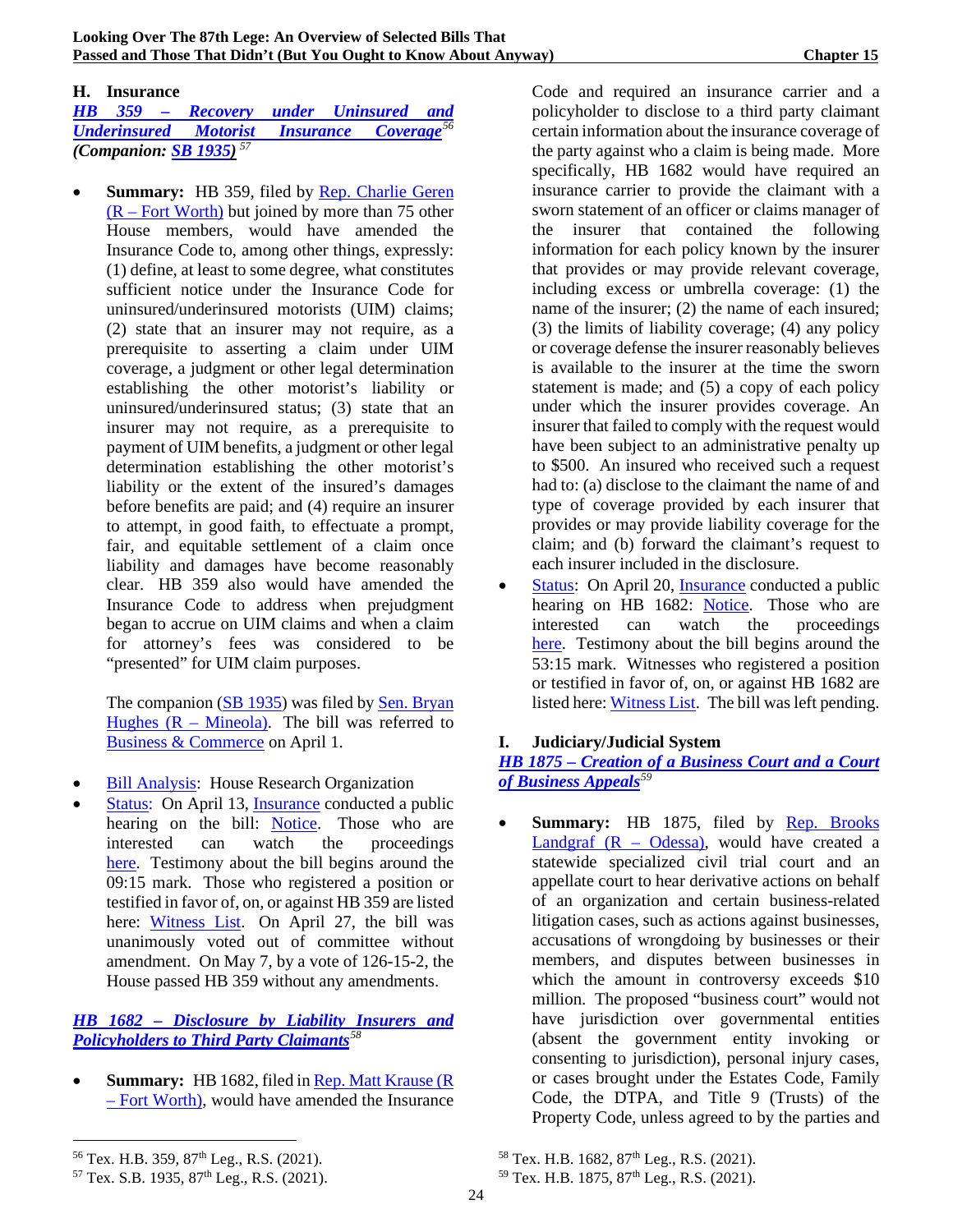## H. Insurance

***HB 359 – Recovery under Uninsured and Underinsured Motorist Insurance Coverage***[56] ***(Companion: SB 1935)***[57]

- **Summary:** HB 359, filed by Rep. Charlie Geren (R – Fort Worth) but joined by more than 75 other House members, would have amended the Insurance Code to, among other things, expressly: (1) define, at least to some degree, what constitutes sufficient notice under the Insurance Code for uninsured/underinsured motorists (UIM) claims; (2) state that an insurer may not require, as a prerequisite to asserting a claim under UIM coverage, a judgment or other legal determination establishing the other motorist's liability or uninsured/underinsured status; (3) state that an insurer may not require, as a prerequisite to payment of UIM benefits, a judgment or other legal determination establishing the other motorist's liability or the extent of the insured's damages before benefits are paid; and (4) require an insurer to attempt, in good faith, to effectuate a prompt, fair, and equitable settlement of a claim once liability and damages have become reasonably clear. HB 359 also would have amended the Insurance Code to address when prejudgment began to accrue on UIM claims and when a claim for attorney's fees was considered to be "presented" for UIM claim purposes.

  The companion (SB 1935) was filed by Sen. Bryan Hughes (R – Mineola). The bill was referred to Business & Commerce on April 1.

- Bill Analysis: House Research Organization
- Status: On April 13, Insurance conducted a public hearing on the bill: Notice. Those who are interested can watch the proceedings here. Testimony about the bill begins around the 09:15 mark. Those who registered a position or testified in favor of, on, or against HB 359 are listed here: Witness List. On April 27, the bill was unanimously voted out of committee without amendment. On May 7, by a vote of 126-15-2, the House passed HB 359 without any amendments.

***HB 1682 – Disclosure by Liability Insurers and Policyholders to Third Party Claimants***[58]

- **Summary:** HB 1682, filed in Rep. Matt Krause (R – Fort Worth), would have amended the Insurance Code and required an insurance carrier and a policyholder to disclose to a third party claimant certain information about the insurance coverage of the party against who a claim is being made. More specifically, HB 1682 would have required an insurance carrier to provide the claimant with a sworn statement of an officer or claims manager of the insurer that contained the following information for each policy known by the insurer that provides or may provide relevant coverage, including excess or umbrella coverage: (1) the name of the insurer; (2) the name of each insured; (3) the limits of liability coverage; (4) any policy or coverage defense the insurer reasonably believes is available to the insurer at the time the sworn statement is made; and (5) a copy of each policy under which the insurer provides coverage. An insurer that failed to comply with the request would have been subject to an administrative penalty up to $500. An insured who received such a request had to: (a) disclose to the claimant the name of and type of coverage provided by each insurer that provides or may provide liability coverage for the claim; and (b) forward the claimant's request to each insurer included in the disclosure.
- Status: On April 20, Insurance conducted a public hearing on HB 1682: Notice. Those who are interested can watch the proceedings here. Testimony about the bill begins around the 53:15 mark. Witnesses who registered a position or testified in favor of, on, or against HB 1682 are listed here: Witness List. The bill was left pending.

## I. Judiciary/Judicial System

***HB 1875 – Creation of a Business Court and a Court of Business Appeals***[59]

- **Summary:** HB 1875, filed by Rep. Brooks Landgraf (R – Odessa), would have created a statewide specialized civil trial court and an appellate court to hear derivative actions on behalf of an organization and certain business-related litigation cases, such as actions against businesses, accusations of wrongdoing by businesses or their members, and disputes between businesses in which the amount in controversy exceeds $10 million. The proposed "business court" would not have jurisdiction over governmental entities (absent the government entity invoking or consenting to jurisdiction), personal injury cases, or cases brought under the Estates Code, Family Code, the DTPA, and Title 9 (Trusts) of the Property Code, unless agreed to by the parties and

---

[56] Tex. H.B. 359, 87th Leg., R.S. (2021).

[57] Tex. S.B. 1935, 87th Leg., R.S. (2021).

[58] Tex. H.B. 1682, 87th Leg., R.S. (2021).

[59] Tex. H.B. 1875, 87th Leg., R.S. (2021).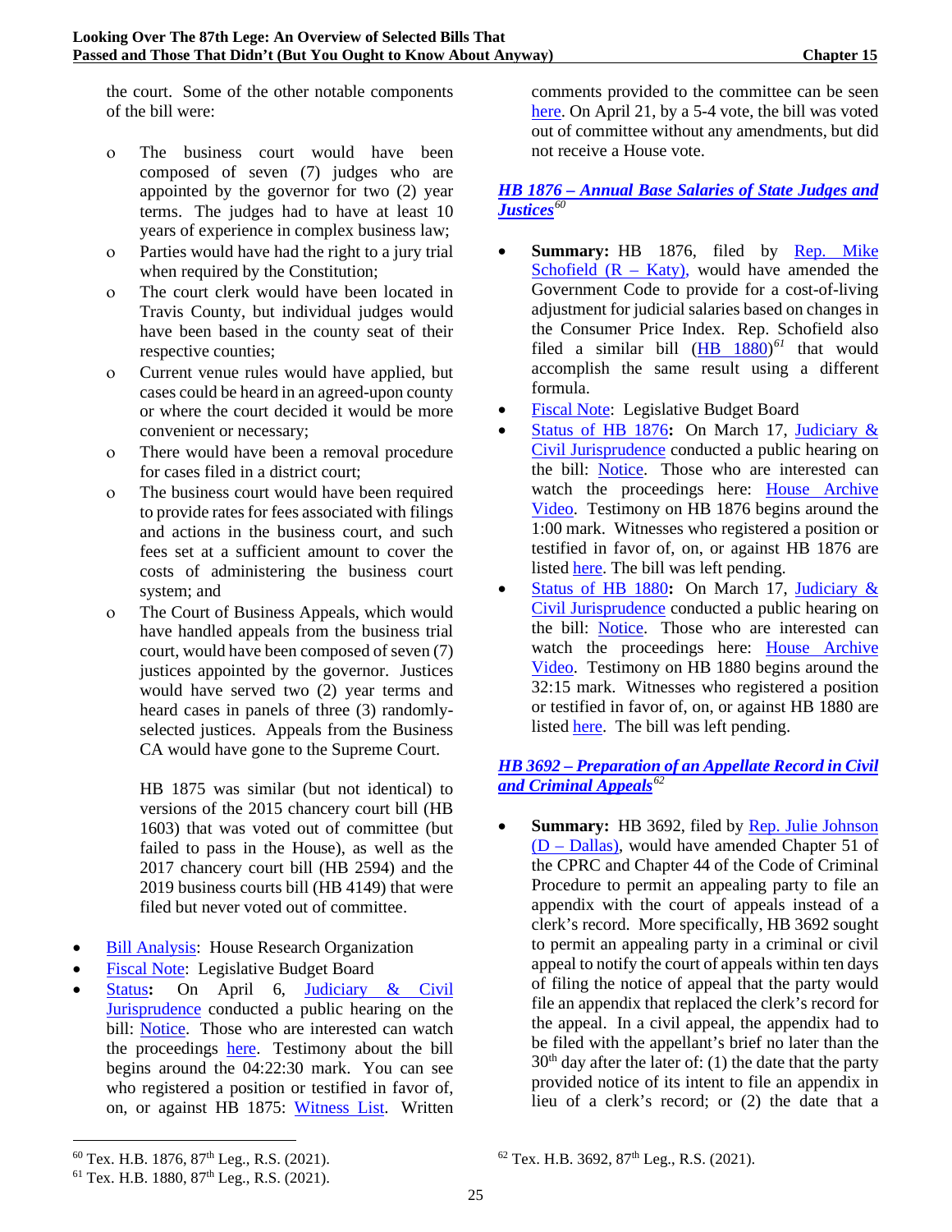the court. Some of the other notable components of the bill were:

- The business court would have been composed of seven (7) judges who are appointed by the governor for two (2) year terms. The judges had to have at least 10 years of experience in complex business law;
- Parties would have had the right to a jury trial when required by the Constitution;
- The court clerk would have been located in Travis County, but individual judges would have been based in the county seat of their respective counties;
- Current venue rules would have applied, but cases could be heard in an agreed-upon county or where the court decided it would be more convenient or necessary;
- There would have been a removal procedure for cases filed in a district court;
- The business court would have been required to provide rates for fees associated with filings and actions in the business court, and such fees set at a sufficient amount to cover the costs of administering the business court system; and
- The Court of Business Appeals, which would have handled appeals from the business trial court, would have been composed of seven (7) justices appointed by the governor. Justices would have served two (2) year terms and heard cases in panels of three (3) randomly-selected justices. Appeals from the Business CA would have gone to the Supreme Court.

  HB 1875 was similar (but not identical) to versions of the 2015 chancery court bill (HB 1603) that was voted out of committee (but failed to pass in the House), as well as the 2017 chancery court bill (HB 2594) and the 2019 business courts bill (HB 4149) that were filed but never voted out of committee.

- Bill Analysis: House Research Organization
- Fiscal Note: Legislative Budget Board
- Status**:** On April 6, Judiciary & Civil Jurisprudence conducted a public hearing on the bill: Notice. Those who are interested can watch the proceedings here. Testimony about the bill begins around the 04:22:30 mark. You can see who registered a position or testified in favor of, on, or against HB 1875: Witness List. Written comments provided to the committee can be seen here. On April 21, by a 5-4 vote, the bill was voted out of committee without any amendments, but did not receive a House vote.

### *HB 1876 – Annual Base Salaries of State Judges and Justices*[60]

- **Summary:** HB 1876, filed by Rep. Mike Schofield (R – Katy), would have amended the Government Code to provide for a cost-of-living adjustment for judicial salaries based on changes in the Consumer Price Index. Rep. Schofield also filed a similar bill (HB 1880)[61] that would accomplish the same result using a different formula.
- Fiscal Note: Legislative Budget Board
- Status of HB 1876**:** On March 17, Judiciary & Civil Jurisprudence conducted a public hearing on the bill: Notice. Those who are interested can watch the proceedings here: House Archive Video. Testimony on HB 1876 begins around the 1:00 mark. Witnesses who registered a position or testified in favor of, on, or against HB 1876 are listed here. The bill was left pending.
- Status of HB 1880**:** On March 17, Judiciary & Civil Jurisprudence conducted a public hearing on the bill: Notice. Those who are interested can watch the proceedings here: House Archive Video. Testimony on HB 1880 begins around the 32:15 mark. Witnesses who registered a position or testified in favor of, on, or against HB 1880 are listed here. The bill was left pending.

### *HB 3692 – Preparation of an Appellate Record in Civil and Criminal Appeals*[62]

- **Summary:** HB 3692, filed by Rep. Julie Johnson (D – Dallas), would have amended Chapter 51 of the CPRC and Chapter 44 of the Code of Criminal Procedure to permit an appealing party to file an appendix with the court of appeals instead of a clerk's record. More specifically, HB 3692 sought to permit an appealing party in a criminal or civil appeal to notify the court of appeals within ten days of filing the notice of appeal that the party would file an appendix that replaced the clerk's record for the appeal. In a civil appeal, the appendix had to be filed with the appellant's brief no later than the 30th day after the later of: (1) the date that the party provided notice of its intent to file an appendix in lieu of a clerk's record; or (2) the date that a

---

[60] Tex. H.B. 1876, 87th Leg., R.S. (2021).

[61] Tex. H.B. 1880, 87th Leg., R.S. (2021).

[62] Tex. H.B. 3692, 87th Leg., R.S. (2021).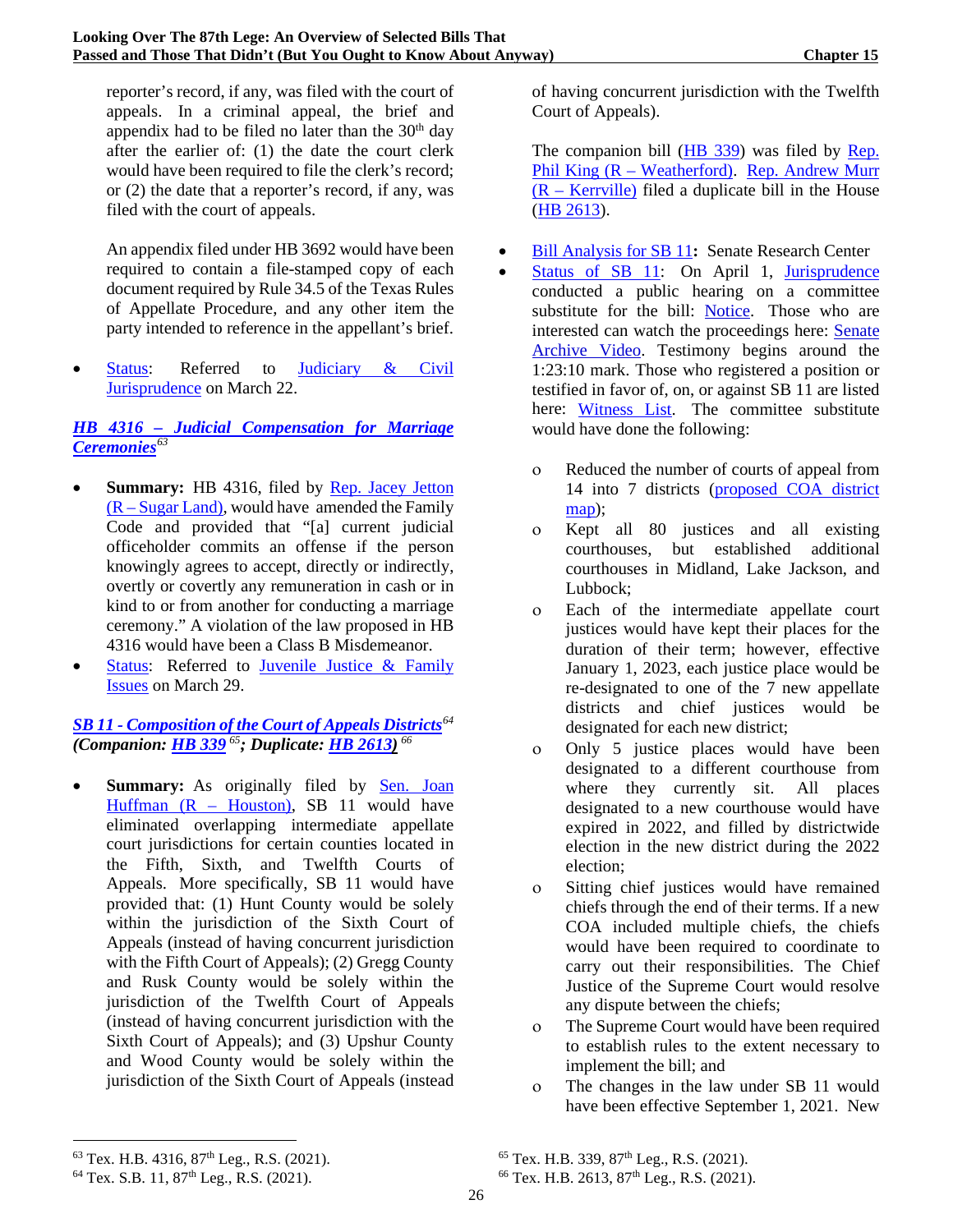reporter's record, if any, was filed with the court of appeals. In a criminal appeal, the brief and appendix had to be filed no later than the 30th day after the earlier of: (1) the date the court clerk would have been required to file the clerk's record; or (2) the date that a reporter's record, if any, was filed with the court of appeals.

An appendix filed under HB 3692 would have been required to contain a file-stamped copy of each document required by Rule 34.5 of the Texas Rules of Appellate Procedure, and any other item the party intended to reference in the appellant's brief.

- Status: Referred to Judiciary & Civil Jurisprudence on March 22.

***HB 4316 – Judicial Compensation for Marriage Ceremonies***[63]

- **Summary:** HB 4316, filed by Rep. Jacey Jetton (R – Sugar Land), would have amended the Family Code and provided that "[a] current judicial officeholder commits an offense if the person knowingly agrees to accept, directly or indirectly, overtly or covertly any remuneration in cash or in kind to or from another for conducting a marriage ceremony." A violation of the law proposed in HB 4316 would have been a Class B Misdemeanor.
- Status: Referred to Juvenile Justice & Family Issues on March 29.

***SB 11 - Composition of the Court of Appeals Districts***[64] ***(Companion: HB 339***[65]***; Duplicate: HB 2613)***[66]

- **Summary:** As originally filed by Sen. Joan Huffman (R – Houston), SB 11 would have eliminated overlapping intermediate appellate court jurisdictions for certain counties located in the Fifth, Sixth, and Twelfth Courts of Appeals. More specifically, SB 11 would have provided that: (1) Hunt County would be solely within the jurisdiction of the Sixth Court of Appeals (instead of having concurrent jurisdiction with the Fifth Court of Appeals); (2) Gregg County and Rusk County would be solely within the jurisdiction of the Twelfth Court of Appeals (instead of having concurrent jurisdiction with the Sixth Court of Appeals); and (3) Upshur County and Wood County would be solely within the jurisdiction of the Sixth Court of Appeals (instead of having concurrent jurisdiction with the Twelfth Court of Appeals).

  The companion bill (HB 339) was filed by Rep. Phil King (R – Weatherford). Rep. Andrew Murr (R – Kerrville) filed a duplicate bill in the House (HB 2613).

- Bill Analysis for SB 11**:** Senate Research Center
- Status of SB 11: On April 1, Jurisprudence conducted a public hearing on a committee substitute for the bill: Notice. Those who are interested can watch the proceedings here: Senate Archive Video. Testimony begins around the 1:23:10 mark. Those who registered a position or testified in favor of, on, or against SB 11 are listed here: Witness List. The committee substitute would have done the following:
  - Reduced the number of courts of appeal from 14 into 7 districts (proposed COA district map);
  - Kept all 80 justices and all existing courthouses, but established additional courthouses in Midland, Lake Jackson, and Lubbock;
  - Each of the intermediate appellate court justices would have kept their places for the duration of their term; however, effective January 1, 2023, each justice place would be re-designated to one of the 7 new appellate districts and chief justices would be designated for each new district;
  - Only 5 justice places would have been designated to a different courthouse from where they currently sit. All places designated to a new courthouse would have expired in 2022, and filled by districtwide election in the new district during the 2022 election;
  - Sitting chief justices would have remained chiefs through the end of their terms. If a new COA included multiple chiefs, the chiefs would have been required to coordinate to carry out their responsibilities. The Chief Justice of the Supreme Court would resolve any dispute between the chiefs;
  - The Supreme Court would have been required to establish rules to the extent necessary to implement the bill; and
  - The changes in the law under SB 11 would have been effective September 1, 2021. New

[63] Tex. H.B. 4316, 87th Leg., R.S. (2021).

[64] Tex. S.B. 11, 87th Leg., R.S. (2021).

[65] Tex. H.B. 339, 87th Leg., R.S. (2021).

[66] Tex. H.B. 2613, 87th Leg., R.S. (2021).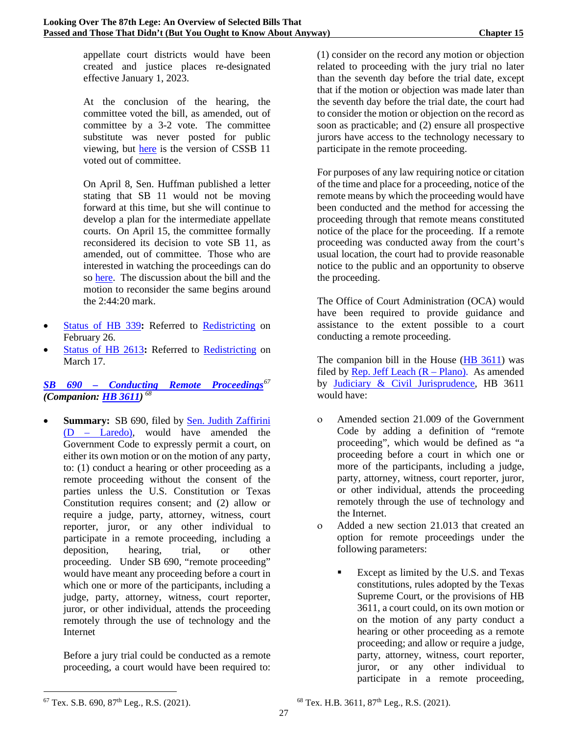appellate court districts would have been created and justice places re-designated effective January 1, 2023.

At the conclusion of the hearing, the committee voted the bill, as amended, out of committee by a 3-2 vote. The committee substitute was never posted for public viewing, but here is the version of CSSB 11 voted out of committee.

On April 8, Sen. Huffman published a letter stating that SB 11 would not be moving forward at this time, but she will continue to develop a plan for the intermediate appellate courts. On April 15, the committee formally reconsidered its decision to vote SB 11, as amended, out of committee. Those who are interested in watching the proceedings can do so here. The discussion about the bill and the motion to reconsider the same begins around the 2:44:20 mark.

- Status of HB 339**:** Referred to Redistricting on February 26.
- Status of HB 2613**:** Referred to Redistricting on March 17.

***SB 690 – Conducting Remote Proceedings[67] (Companion: HB 3611)[68]***

- **Summary:** SB 690, filed by Sen. Judith Zaffirini (D – Laredo), would have amended the Government Code to expressly permit a court, on either its own motion or on the motion of any party, to: (1) conduct a hearing or other proceeding as a remote proceeding without the consent of the parties unless the U.S. Constitution or Texas Constitution requires consent; and (2) allow or require a judge, party, attorney, witness, court reporter, juror, or any other individual to participate in a remote proceeding, including a deposition, hearing, trial, or other proceeding. Under SB 690, "remote proceeding" would have meant any proceeding before a court in which one or more of the participants, including a judge, party, attorney, witness, court reporter, juror, or other individual, attends the proceeding remotely through the use of technology and the Internet

  Before a jury trial could be conducted as a remote proceeding, a court would have been required to: (1) consider on the record any motion or objection related to proceeding with the jury trial no later than the seventh day before the trial date, except that if the motion or objection was made later than the seventh day before the trial date, the court had to consider the motion or objection on the record as soon as practicable; and (2) ensure all prospective jurors have access to the technology necessary to participate in the remote proceeding.

  For purposes of any law requiring notice or citation of the time and place for a proceeding, notice of the remote means by which the proceeding would have been conducted and the method for accessing the proceeding through that remote means constituted notice of the place for the proceeding. If a remote proceeding was conducted away from the court's usual location, the court had to provide reasonable notice to the public and an opportunity to observe the proceeding.

  The Office of Court Administration (OCA) would have been required to provide guidance and assistance to the extent possible to a court conducting a remote proceeding.

  The companion bill in the House (HB 3611) was filed by Rep. Jeff Leach (R – Plano). As amended by Judiciary & Civil Jurisprudence, HB 3611 would have:

  - Amended section 21.009 of the Government Code by adding a definition of "remote proceeding", which would be defined as "a proceeding before a court in which one or more of the participants, including a judge, party, attorney, witness, court reporter, juror, or other individual, attends the proceeding remotely through the use of technology and the Internet.
  - Added a new section 21.013 that created an option for remote proceedings under the following parameters:
    - Except as limited by the U.S. and Texas constitutions, rules adopted by the Texas Supreme Court, or the provisions of HB 3611, a court could, on its own motion or on the motion of any party conduct a hearing or other proceeding as a remote proceeding; and allow or require a judge, party, attorney, witness, court reporter, juror, or any other individual to participate in a remote proceeding,

[67] Tex. S.B. 690, 87th Leg., R.S. (2021).

[68] Tex. H.B. 3611, 87th Leg., R.S. (2021).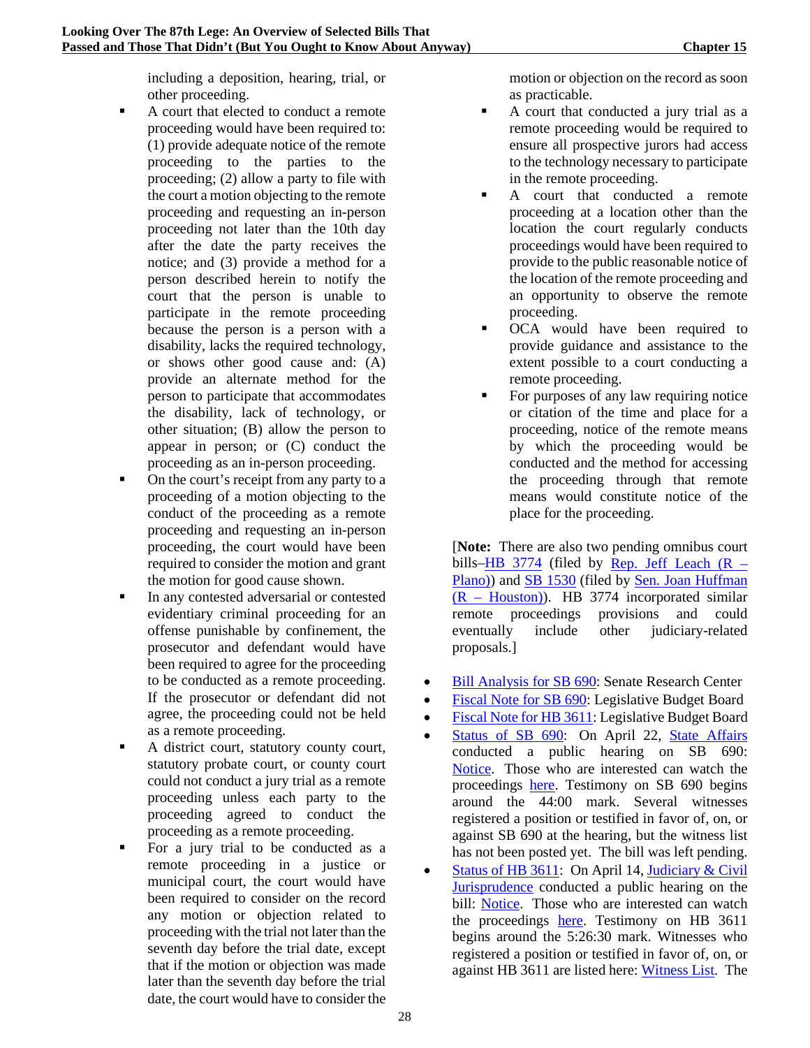including a deposition, hearing, trial, or other proceeding.

- A court that elected to conduct a remote proceeding would have been required to: (1) provide adequate notice of the remote proceeding to the parties to the proceeding; (2) allow a party to file with the court a motion objecting to the remote proceeding and requesting an in-person proceeding not later than the 10th day after the date the party receives the notice; and (3) provide a method for a person described herein to notify the court that the person is unable to participate in the remote proceeding because the person is a person with a disability, lacks the required technology, or shows other good cause and: (A) provide an alternate method for the person to participate that accommodates the disability, lack of technology, or other situation; (B) allow the person to appear in person; or (C) conduct the proceeding as an in-person proceeding.
- On the court's receipt from any party to a proceeding of a motion objecting to the conduct of the proceeding as a remote proceeding and requesting an in-person proceeding, the court would have been required to consider the motion and grant the motion for good cause shown.
- In any contested adversarial or contested evidentiary criminal proceeding for an offense punishable by confinement, the prosecutor and defendant would have been required to agree for the proceeding to be conducted as a remote proceeding. If the prosecutor or defendant did not agree, the proceeding could not be held as a remote proceeding.
- A district court, statutory county court, statutory probate court, or county court could not conduct a jury trial as a remote proceeding unless each party to the proceeding agreed to conduct the proceeding as a remote proceeding.
- For a jury trial to be conducted as a remote proceeding in a justice or municipal court, the court would have been required to consider on the record any motion or objection related to proceeding with the trial not later than the seventh day before the trial date, except that if the motion or objection was made later than the seventh day before the trial date, the court would have to consider the motion or objection on the record as soon as practicable.
- A court that conducted a jury trial as a remote proceeding would be required to ensure all prospective jurors had access to the technology necessary to participate in the remote proceeding.
- A court that conducted a remote proceeding at a location other than the location the court regularly conducts proceedings would have been required to provide to the public reasonable notice of the location of the remote proceeding and an opportunity to observe the remote proceeding.
- OCA would have been required to provide guidance and assistance to the extent possible to a court conducting a remote proceeding.
- For purposes of any law requiring notice or citation of the time and place for a proceeding, notice of the remote means by which the proceeding would be conducted and the method for accessing the proceeding through that remote means would constitute notice of the place for the proceeding.

[**Note:** There are also two pending omnibus court bills–HB 3774 (filed by Rep. Jeff Leach (R – Plano)) and SB 1530 (filed by Sen. Joan Huffman (R – Houston)). HB 3774 incorporated similar remote proceedings provisions and could eventually include other judiciary-related proposals.]

- Bill Analysis for SB 690: Senate Research Center
- Fiscal Note for SB 690: Legislative Budget Board
- Fiscal Note for HB 3611: Legislative Budget Board
- Status of SB 690: On April 22, State Affairs conducted a public hearing on SB 690: Notice. Those who are interested can watch the proceedings here. Testimony on SB 690 begins around the 44:00 mark. Several witnesses registered a position or testified in favor of, on, or against SB 690 at the hearing, but the witness list has not been posted yet. The bill was left pending.
- Status of HB 3611: On April 14, Judiciary & Civil Jurisprudence conducted a public hearing on the bill: Notice. Those who are interested can watch the proceedings here. Testimony on HB 3611 begins around the 5:26:30 mark. Witnesses who registered a position or testified in favor of, on, or against HB 3611 are listed here: Witness List. The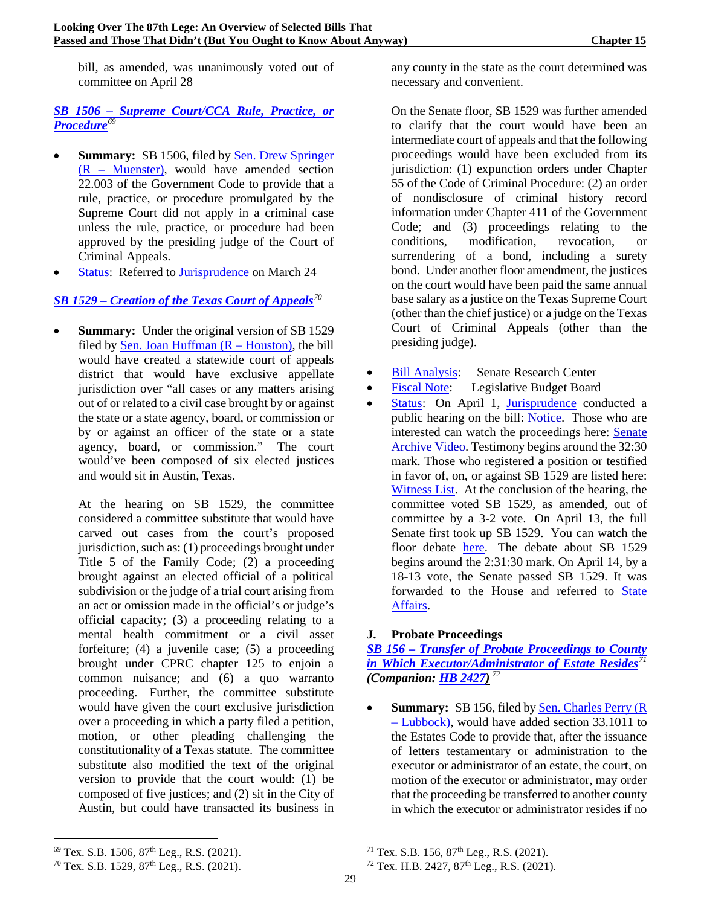bill, as amended, was unanimously voted out of committee on April 28

***SB 1506 – Supreme Court/CCA Rule, Practice, or Procedure***[69]

- **Summary:** SB 1506, filed by Sen. Drew Springer (R – Muenster), would have amended section 22.003 of the Government Code to provide that a rule, practice, or procedure promulgated by the Supreme Court did not apply in a criminal case unless the rule, practice, or procedure had been approved by the presiding judge of the Court of Criminal Appeals.
- Status: Referred to Jurisprudence on March 24

***SB 1529 – Creation of the Texas Court of Appeals***[70]

- **Summary:** Under the original version of SB 1529 filed by Sen. Joan Huffman (R – Houston), the bill would have created a statewide court of appeals district that would have exclusive appellate jurisdiction over "all cases or any matters arising out of or related to a civil case brought by or against the state or a state agency, board, or commission or by or against an officer of the state or a state agency, board, or commission." The court would've been composed of six elected justices and would sit in Austin, Texas.

  At the hearing on SB 1529, the committee considered a committee substitute that would have carved out cases from the court's proposed jurisdiction, such as: (1) proceedings brought under Title 5 of the Family Code; (2) a proceeding brought against an elected official of a political subdivision or the judge of a trial court arising from an act or omission made in the official's or judge's official capacity; (3) a proceeding relating to a mental health commitment or a civil asset forfeiture; (4) a juvenile case; (5) a proceeding brought under CPRC chapter 125 to enjoin a common nuisance; and (6) a quo warranto proceeding. Further, the committee substitute would have given the court exclusive jurisdiction over a proceeding in which a party filed a petition, motion, or other pleading challenging the constitutionality of a Texas statute. The committee substitute also modified the text of the original version to provide that the court would: (1) be composed of five justices; and (2) sit in the City of Austin, but could have transacted its business in any county in the state as the court determined was necessary and convenient.

  On the Senate floor, SB 1529 was further amended to clarify that the court would have been an intermediate court of appeals and that the following proceedings would have been excluded from its jurisdiction: (1) expunction orders under Chapter 55 of the Code of Criminal Procedure: (2) an order of nondisclosure of criminal history record information under Chapter 411 of the Government Code; and (3) proceedings relating to the conditions, modification, revocation, or surrendering of a bond, including a surety bond. Under another floor amendment, the justices on the court would have been paid the same annual base salary as a justice on the Texas Supreme Court (other than the chief justice) or a judge on the Texas Court of Criminal Appeals (other than the presiding judge).

- Bill Analysis: Senate Research Center
- Fiscal Note: Legislative Budget Board
- Status: On April 1, Jurisprudence conducted a public hearing on the bill: Notice. Those who are interested can watch the proceedings here: Senate Archive Video. Testimony begins around the 32:30 mark. Those who registered a position or testified in favor of, on, or against SB 1529 are listed here: Witness List. At the conclusion of the hearing, the committee voted SB 1529, as amended, out of committee by a 3-2 vote. On April 13, the full Senate first took up SB 1529. You can watch the floor debate here. The debate about SB 1529 begins around the 2:31:30 mark. On April 14, by a 18-13 vote, the Senate passed SB 1529. It was forwarded to the House and referred to State Affairs.

### J. Probate Proceedings

***SB 156 – Transfer of Probate Proceedings to County in Which Executor/Administrator of Estate Resides***[71] ***(Companion: HB 2427)***[72]

- **Summary:** SB 156, filed by Sen. Charles Perry (R – Lubbock), would have added section 33.1011 to the Estates Code to provide that, after the issuance of letters testamentary or administration to the executor or administrator of an estate, the court, on motion of the executor or administrator, may order that the proceeding be transferred to another county in which the executor or administrator resides if no

---

[69] Tex. S.B. 1506, 87th Leg., R.S. (2021).

[70] Tex. S.B. 1529, 87th Leg., R.S. (2021).

[71] Tex. S.B. 156, 87th Leg., R.S. (2021).

[72] Tex. H.B. 2427, 87th Leg., R.S. (2021).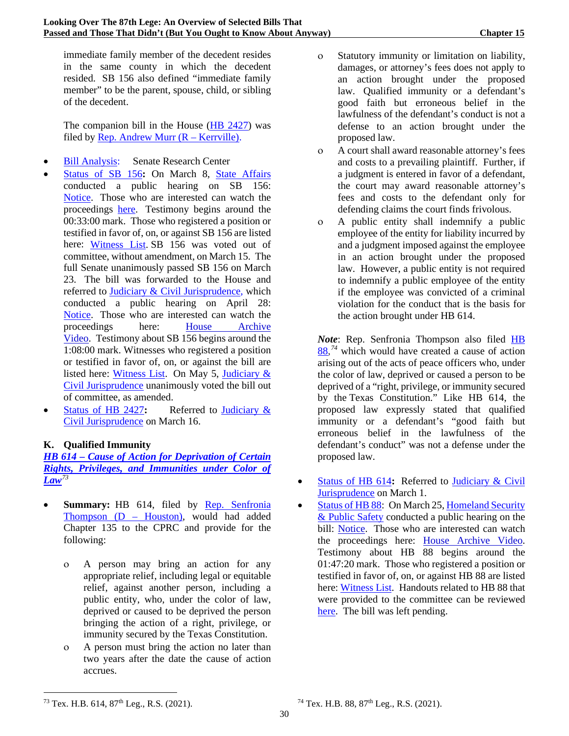immediate family member of the decedent resides in the same county in which the decedent resided. SB 156 also defined "immediate family member" to be the parent, spouse, child, or sibling of the decedent.

The companion bill in the House (HB 2427) was filed by Rep. Andrew Murr (R – Kerrville).

- Bill Analysis: Senate Research Center
- Status of SB 156**:** On March 8, State Affairs conducted a public hearing on SB 156: Notice. Those who are interested can watch the proceedings here. Testimony begins around the 00:33:00 mark. Those who registered a position or testified in favor of, on, or against SB 156 are listed here: Witness List. SB 156 was voted out of committee, without amendment, on March 15. The full Senate unanimously passed SB 156 on March 23. The bill was forwarded to the House and referred to Judiciary & Civil Jurisprudence, which conducted a public hearing on April 28: Notice. Those who are interested can watch the proceedings here: House Archive Video. Testimony about SB 156 begins around the 1:08:00 mark. Witnesses who registered a position or testified in favor of, on, or against the bill are listed here: Witness List. On May 5, Judiciary & Civil Jurisprudence unanimously voted the bill out of committee, as amended.
- Status of HB 2427**:** Referred to Judiciary & Civil Jurisprudence on March 16.

### K. Qualified Immunity

***HB 614 – Cause of Action for Deprivation of Certain Rights, Privileges, and Immunities under Color of Law***[73]

- **Summary:** HB 614, filed by Rep. Senfronia Thompson (D – Houston), would had added Chapter 135 to the CPRC and provide for the following:
  - A person may bring an action for any appropriate relief, including legal or equitable relief, against another person, including a public entity, who, under the color of law, deprived or caused to be deprived the person bringing the action of a right, privilege, or immunity secured by the Texas Constitution.
  - A person must bring the action no later than two years after the date the cause of action accrues.
  - Statutory immunity or limitation on liability, damages, or attorney's fees does not apply to an action brought under the proposed law. Qualified immunity or a defendant's good faith but erroneous belief in the lawfulness of the defendant's conduct is not a defense to an action brought under the proposed law.
  - A court shall award reasonable attorney's fees and costs to a prevailing plaintiff. Further, if a judgment is entered in favor of a defendant, the court may award reasonable attorney's fees and costs to the defendant only for defending claims the court finds frivolous.
  - A public entity shall indemnify a public employee of the entity for liability incurred by and a judgment imposed against the employee in an action brought under the proposed law. However, a public entity is not required to indemnify a public employee of the entity if the employee was convicted of a criminal violation for the conduct that is the basis for the action brought under HB 614.

***Note***: Rep. Senfronia Thompson also filed HB 88,[74] which would have created a cause of action arising out of the acts of peace officers who, under the color of law, deprived or caused a person to be deprived of a "right, privilege, or immunity secured by the Texas Constitution." Like HB 614, the proposed law expressly stated that qualified immunity or a defendant's "good faith but erroneous belief in the lawfulness of the defendant's conduct" was not a defense under the proposed law.

- Status of HB 614**:** Referred to Judiciary & Civil Jurisprudence on March 1.
- Status of HB 88: On March 25, Homeland Security & Public Safety conducted a public hearing on the bill: Notice. Those who are interested can watch the proceedings here: House Archive Video. Testimony about HB 88 begins around the 01:47:20 mark. Those who registered a position or testified in favor of, on, or against HB 88 are listed here: Witness List. Handouts related to HB 88 that were provided to the committee can be reviewed here. The bill was left pending.

---

[73] Tex. H.B. 614, 87th Leg., R.S. (2021).

[74] Tex. H.B. 88, 87th Leg., R.S. (2021).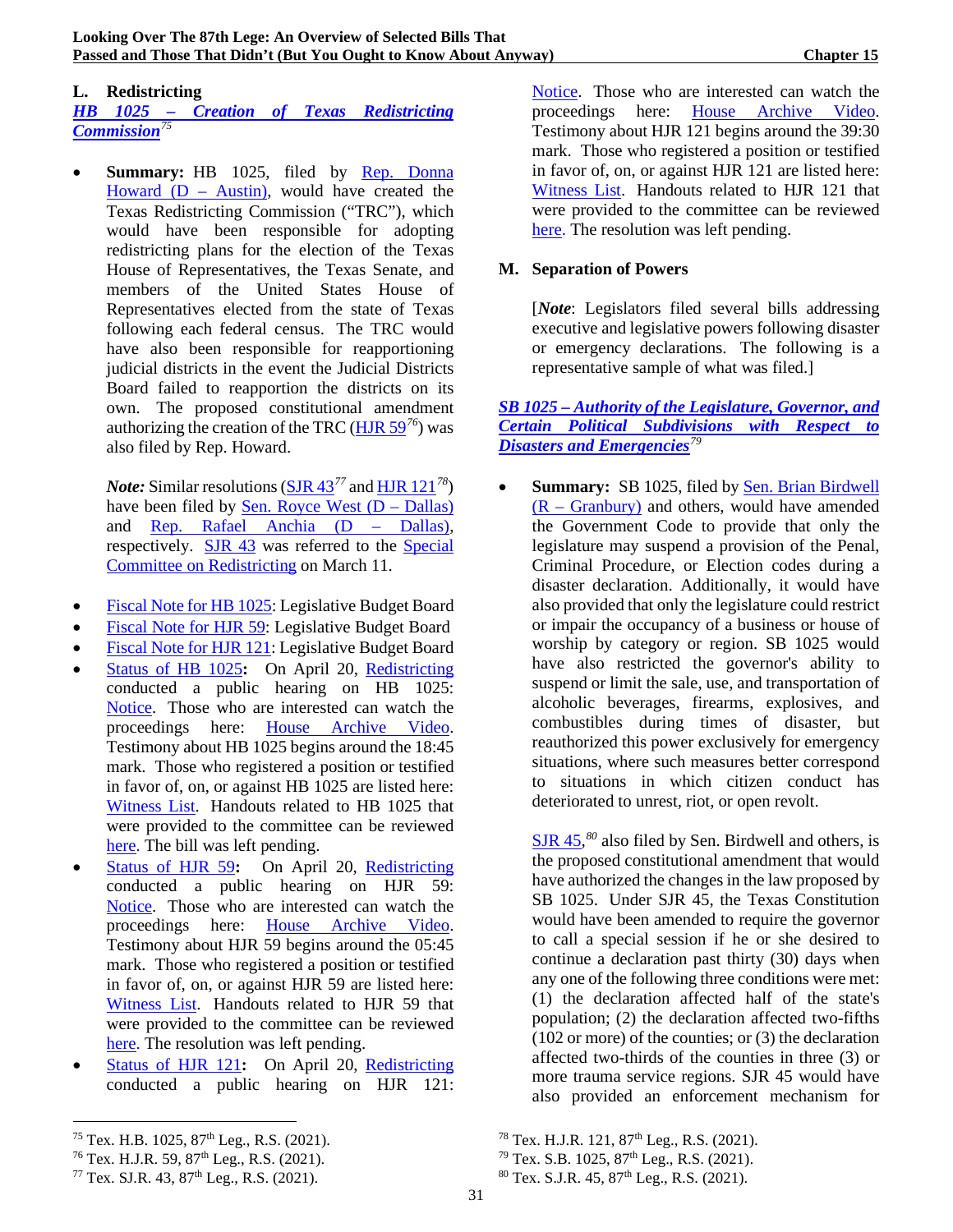## L. Redistricting

***HB 1025 – Creation of Texas Redistricting Commission***[75]

- **Summary:** HB 1025, filed by Rep. Donna Howard (D – Austin), would have created the Texas Redistricting Commission ("TRC"), which would have been responsible for adopting redistricting plans for the election of the Texas House of Representatives, the Texas Senate, and members of the United States House of Representatives elected from the state of Texas following each federal census. The TRC would have also been responsible for reapportioning judicial districts in the event the Judicial Districts Board failed to reapportion the districts on its own. The proposed constitutional amendment authorizing the creation of the TRC (HJR 59[76]) was also filed by Rep. Howard.

  ***Note:*** Similar resolutions (SJR 43[77] and HJR 121[78]) have been filed by Sen. Royce West (D – Dallas) and Rep. Rafael Anchia (D – Dallas), respectively. SJR 43 was referred to the Special Committee on Redistricting on March 11.

- Fiscal Note for HB 1025: Legislative Budget Board
- Fiscal Note for HJR 59: Legislative Budget Board
- Fiscal Note for HJR 121: Legislative Budget Board
- Status of HB 1025**:** On April 20, Redistricting conducted a public hearing on HB 1025: Notice. Those who are interested can watch the proceedings here: House Archive Video. Testimony about HB 1025 begins around the 18:45 mark. Those who registered a position or testified in favor of, on, or against HB 1025 are listed here: Witness List. Handouts related to HB 1025 that were provided to the committee can be reviewed here. The bill was left pending.
- Status of HJR 59**:** On April 20, Redistricting conducted a public hearing on HJR 59: Notice. Those who are interested can watch the proceedings here: House Archive Video. Testimony about HJR 59 begins around the 05:45 mark. Those who registered a position or testified in favor of, on, or against HJR 59 are listed here: Witness List. Handouts related to HJR 59 that were provided to the committee can be reviewed here. The resolution was left pending.
- Status of HJR 121**:** On April 20, Redistricting conducted a public hearing on HJR 121: Notice. Those who are interested can watch the proceedings here: House Archive Video. Testimony about HJR 121 begins around the 39:30 mark. Those who registered a position or testified in favor of, on, or against HJR 121 are listed here: Witness List. Handouts related to HJR 121 that were provided to the committee can be reviewed here. The resolution was left pending.

## M. Separation of Powers

[***Note***: Legislators filed several bills addressing executive and legislative powers following disaster or emergency declarations. The following is a representative sample of what was filed.]

***SB 1025 – Authority of the Legislature, Governor, and Certain Political Subdivisions with Respect to Disasters and Emergencies***[79]

- **Summary:** SB 1025, filed by Sen. Brian Birdwell (R – Granbury) and others, would have amended the Government Code to provide that only the legislature may suspend a provision of the Penal, Criminal Procedure, or Election codes during a disaster declaration. Additionally, it would have also provided that only the legislature could restrict or impair the occupancy of a business or house of worship by category or region. SB 1025 would have also restricted the governor's ability to suspend or limit the sale, use, and transportation of alcoholic beverages, firearms, explosives, and combustibles during times of disaster, but reauthorized this power exclusively for emergency situations, where such measures better correspond to situations in which citizen conduct has deteriorated to unrest, riot, or open revolt.

  SJR 45,[80] also filed by Sen. Birdwell and others, is the proposed constitutional amendment that would have authorized the changes in the law proposed by SB 1025. Under SJR 45, the Texas Constitution would have been amended to require the governor to call a special session if he or she desired to continue a declaration past thirty (30) days when any one of the following three conditions were met: (1) the declaration affected half of the state's population; (2) the declaration affected two-fifths (102 or more) of the counties; or (3) the declaration affected two-thirds of the counties in three (3) or more trauma service regions. SJR 45 would have also provided an enforcement mechanism for

---

[75] Tex. H.B. 1025, 87th Leg., R.S. (2021).
[76] Tex. H.J.R. 59, 87th Leg., R.S. (2021).
[77] Tex. SJ.R. 43, 87th Leg., R.S. (2021).
[78] Tex. H.J.R. 121, 87th Leg., R.S. (2021).
[79] Tex. S.B. 1025, 87th Leg., R.S. (2021).
[80] Tex. S.J.R. 45, 87th Leg., R.S. (2021).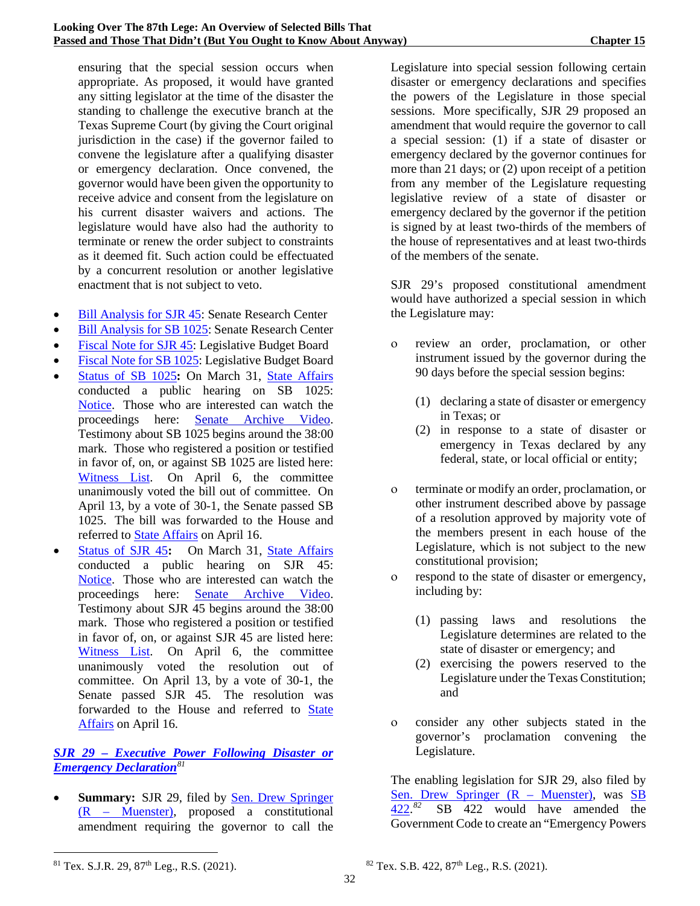ensuring that the special session occurs when appropriate. As proposed, it would have granted any sitting legislator at the time of the disaster the standing to challenge the executive branch at the Texas Supreme Court (by giving the Court original jurisdiction in the case) if the governor failed to convene the legislature after a qualifying disaster or emergency declaration. Once convened, the governor would have been given the opportunity to receive advice and consent from the legislature on his current disaster waivers and actions. The legislature would have also had the authority to terminate or renew the order subject to constraints as it deemed fit. Such action could be effectuated by a concurrent resolution or another legislative enactment that is not subject to veto.

- Bill Analysis for SJR 45: Senate Research Center
- Bill Analysis for SB 1025: Senate Research Center
- Fiscal Note for SJR 45: Legislative Budget Board
- Fiscal Note for SB 1025: Legislative Budget Board
- **Status of SB 1025:** On March 31, State Affairs conducted a public hearing on SB 1025: Notice. Those who are interested can watch the proceedings here: Senate Archive Video. Testimony about SB 1025 begins around the 38:00 mark. Those who registered a position or testified in favor of, on, or against SB 1025 are listed here: Witness List. On April 6, the committee unanimously voted the bill out of committee. On April 13, by a vote of 30-1, the Senate passed SB 1025. The bill was forwarded to the House and referred to State Affairs on April 16.
- **Status of SJR 45:** On March 31, State Affairs conducted a public hearing on SJR 45: Notice. Those who are interested can watch the proceedings here: Senate Archive Video. Testimony about SJR 45 begins around the 38:00 mark. Those who registered a position or testified in favor of, on, or against SJR 45 are listed here: Witness List. On April 6, the committee unanimously voted the resolution out of committee. On April 13, by a vote of 30-1, the Senate passed SJR 45. The resolution was forwarded to the House and referred to State Affairs on April 16.

### ***SJR 29 – Executive Power Following Disaster or Emergency Declaration***[81]

- **Summary:** SJR 29, filed by Sen. Drew Springer (R – Muenster), proposed a constitutional amendment requiring the governor to call the Legislature into special session following certain disaster or emergency declarations and specifies the powers of the Legislature in those special sessions. More specifically, SJR 29 proposed an amendment that would require the governor to call a special session: (1) if a state of disaster or emergency declared by the governor continues for more than 21 days; or (2) upon receipt of a petition from any member of the Legislature requesting legislative review of a state of disaster or emergency declared by the governor if the petition is signed by at least two-thirds of the members of the house of representatives and at least two-thirds of the members of the senate.

  SJR 29's proposed constitutional amendment would have authorized a special session in which the Legislature may:

  - review an order, proclamation, or other instrument issued by the governor during the 90 days before the special session begins:
    - (1) declaring a state of disaster or emergency in Texas; or
    - (2) in response to a state of disaster or emergency in Texas declared by any federal, state, or local official or entity;
  - terminate or modify an order, proclamation, or other instrument described above by passage of a resolution approved by majority vote of the members present in each house of the Legislature, which is not subject to the new constitutional provision;
  - respond to the state of disaster or emergency, including by:
    - (1) passing laws and resolutions the Legislature determines are related to the state of disaster or emergency; and
    - (2) exercising the powers reserved to the Legislature under the Texas Constitution; and
  - consider any other subjects stated in the governor's proclamation convening the Legislature.

  The enabling legislation for SJR 29, also filed by Sen. Drew Springer (R – Muenster), was SB 422.[82] SB 422 would have amended the Government Code to create an "Emergency Powers

[81] Tex. S.J.R. 29, 87th Leg., R.S. (2021).

[82] Tex. S.B. 422, 87th Leg., R.S. (2021).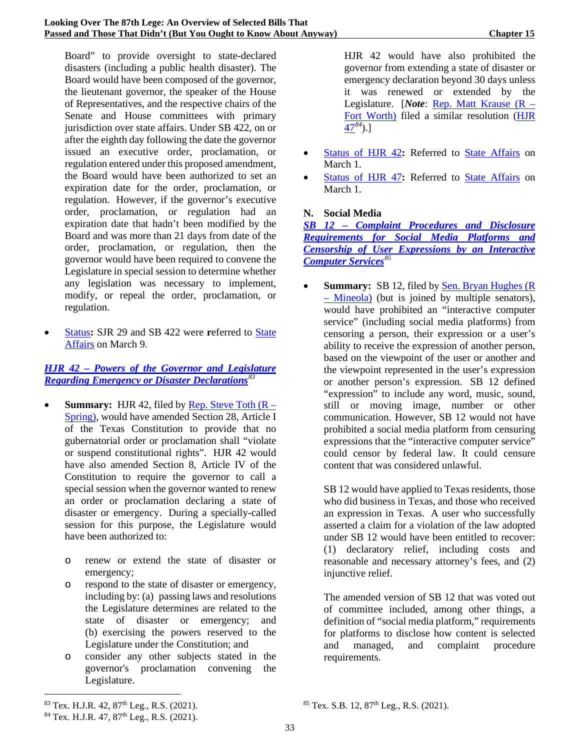Board" to provide oversight to state-declared disasters (including a public health disaster). The Board would have been composed of the governor, the lieutenant governor, the speaker of the House of Representatives, and the respective chairs of the Senate and House committees with primary jurisdiction over state affairs. Under SB 422, on or after the eighth day following the date the governor issued an executive order, proclamation, or regulation entered under this proposed amendment, the Board would have been authorized to set an expiration date for the order, proclamation, or regulation. However, if the governor's executive order, proclamation, or regulation had an expiration date that hadn't been modified by the Board and was more than 21 days from date of the order, proclamation, or regulation, then the governor would have been required to convene the Legislature in special session to determine whether any legislation was necessary to implement, modify, or repeal the order, proclamation, or regulation.

- Status**:** SJR 29 and SB 422 were **r**eferred to State Affairs on March 9.

***HJR 42 – Powers of the Governor and Legislature Regarding Emergency or Disaster Declarations***[83]

- **Summary:** HJR 42, filed by Rep. Steve Toth (R – Spring), would have amended Section 28, Article I of the Texas Constitution to provide that no gubernatorial order or proclamation shall "violate or suspend constitutional rights". HJR 42 would have also amended Section 8, Article IV of the Constitution to require the governor to call a special session when the governor wanted to renew an order or proclamation declaring a state of disaster or emergency. During a specially-called session for this purpose, the Legislature would have been authorized to:
  - renew or extend the state of disaster or emergency;
  - respond to the state of disaster or emergency, including by: (a) passing laws and resolutions the Legislature determines are related to the state of disaster or emergency; and (b) exercising the powers reserved to the Legislature under the Constitution; and
  - consider any other subjects stated in the governor's proclamation convening the Legislature.

  HJR 42 would have also prohibited the governor from extending a state of disaster or emergency declaration beyond 30 days unless it was renewed or extended by the Legislature. [***Note***: Rep. Matt Krause (R – Fort Worth) filed a similar resolution (HJR 47[84]).]

- Status of HJR 42**:** Referred to State Affairs on March 1.
- Status of HJR 47**:** Referred to State Affairs on March 1.

## N. Social Media

***SB 12 – Complaint Procedures and Disclosure Requirements for Social Media Platforms and Censorship of User Expressions by an Interactive Computer Services***[85]

- **Summary:** SB 12, filed by Sen. Bryan Hughes (R – Mineola) (but is joined by multiple senators), would have prohibited an "interactive computer service" (including social media platforms) from censoring a person, their expression or a user's ability to receive the expression of another person, based on the viewpoint of the user or another and the viewpoint represented in the user's expression or another person's expression. SB 12 defined "expression" to include any word, music, sound, still or moving image, number or other communication. However, SB 12 would not have prohibited a social media platform from censuring expressions that the "interactive computer service" could censor by federal law. It could censure content that was considered unlawful.

  SB 12 would have applied to Texas residents, those who did business in Texas, and those who received an expression in Texas. A user who successfully asserted a claim for a violation of the law adopted under SB 12 would have been entitled to recover: (1) declaratory relief, including costs and reasonable and necessary attorney's fees, and (2) injunctive relief.

  The amended version of SB 12 that was voted out of committee included, among other things, a definition of "social media platform," requirements for platforms to disclose how content is selected and managed, and complaint procedure requirements.

---

[83] Tex. H.J.R. 42, 87th Leg., R.S. (2021).

[84] Tex. H.J.R. 47, 87th Leg., R.S. (2021).

[85] Tex. S.B. 12, 87th Leg., R.S. (2021).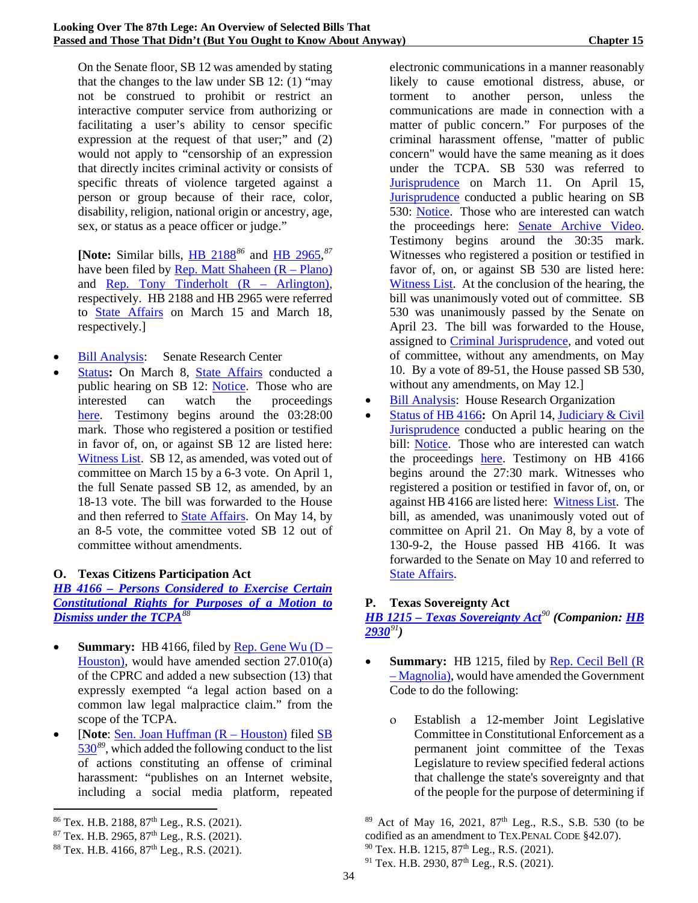On the Senate floor, SB 12 was amended by stating that the changes to the law under SB 12: (1) "may not be construed to prohibit or restrict an interactive computer service from authorizing or facilitating a user's ability to censor specific expression at the request of that user;" and (2) would not apply to "censorship of an expression that directly incites criminal activity or consists of specific threats of violence targeted against a person or group because of their race, color, disability, religion, national origin or ancestry, age, sex, or status as a peace officer or judge."

**[Note:** Similar bills, HB 2188[86] and HB 2965,[87] have been filed by Rep. Matt Shaheen (R – Plano) and Rep. Tony Tinderholt (R – Arlington), respectively. HB 2188 and HB 2965 were referred to State Affairs on March 15 and March 18, respectively.]

- Bill Analysis: Senate Research Center
- Status**:** On March 8, State Affairs conducted a public hearing on SB 12: Notice. Those who are interested can watch the proceedings here. Testimony begins around the 03:28:00 mark. Those who registered a position or testified in favor of, on, or against SB 12 are listed here: Witness List. SB 12, as amended, was voted out of committee on March 15 by a 6-3 vote. On April 1, the full Senate passed SB 12, as amended, by an 18-13 vote. The bill was forwarded to the House and then referred to State Affairs. On May 14, by an 8-5 vote, the committee voted SB 12 out of committee without amendments.

### O. Texas Citizens Participation Act

***HB 4166 – Persons Considered to Exercise Certain Constitutional Rights for Purposes of a Motion to Dismiss under the TCPA***[88]

- **Summary:** HB 4166, filed by Rep. Gene Wu (D – Houston), would have amended section 27.010(a) of the CPRC and added a new subsection (13) that expressly exempted "a legal action based on a common law legal malpractice claim." from the scope of the TCPA.
- [**Note**: Sen. Joan Huffman (R – Houston) filed SB 530[89], which added the following conduct to the list of actions constituting an offense of criminal harassment: "publishes on an Internet website, including a social media platform, repeated electronic communications in a manner reasonably likely to cause emotional distress, abuse, or torment to another person, unless the communications are made in connection with a matter of public concern." For purposes of the criminal harassment offense, "matter of public concern" would have the same meaning as it does under the TCPA. SB 530 was referred to Jurisprudence on March 11. On April 15, Jurisprudence conducted a public hearing on SB 530: Notice. Those who are interested can watch the proceedings here: Senate Archive Video. Testimony begins around the 30:35 mark. Witnesses who registered a position or testified in favor of, on, or against SB 530 are listed here: Witness List. At the conclusion of the hearing, the bill was unanimously voted out of committee. SB 530 was unanimously passed by the Senate on April 23. The bill was forwarded to the House, assigned to Criminal Jurisprudence, and voted out of committee, without any amendments, on May 10. By a vote of 89-51, the House passed SB 530, without any amendments, on May 12.]
- Bill Analysis: House Research Organization
- Status of HB 4166**:** On April 14, Judiciary & Civil Jurisprudence conducted a public hearing on the bill: Notice. Those who are interested can watch the proceedings here. Testimony on HB 4166 begins around the 27:30 mark. Witnesses who registered a position or testified in favor of, on, or against HB 4166 are listed here: Witness List. The bill, as amended, was unanimously voted out of committee on April 21. On May 8, by a vote of 130-9-2, the House passed HB 4166. It was forwarded to the Senate on May 10 and referred to State Affairs.

### P. Texas Sovereignty Act

***HB 1215 – Texas Sovereignty Act***[90] ***(Companion: HB 2930***[91]***)***

- **Summary:** HB 1215, filed by Rep. Cecil Bell (R – Magnolia), would have amended the Government Code to do the following:
  - Establish a 12-member Joint Legislative Committee in Constitutional Enforcement as a permanent joint committee of the Texas Legislature to review specified federal actions that challenge the state's sovereignty and that of the people for the purpose of determining if

---

[86] Tex. H.B. 2188, 87th Leg., R.S. (2021).

[87] Tex. H.B. 2965, 87th Leg., R.S. (2021).

[88] Tex. H.B. 4166, 87th Leg., R.S. (2021).

[89] Act of May 16, 2021, 87th Leg., R.S., S.B. 530 (to be codified as an amendment to TEX.PENAL CODE §42.07).

[90] Tex. H.B. 1215, 87th Leg., R.S. (2021).

[91] Tex. H.B. 2930, 87th Leg., R.S. (2021).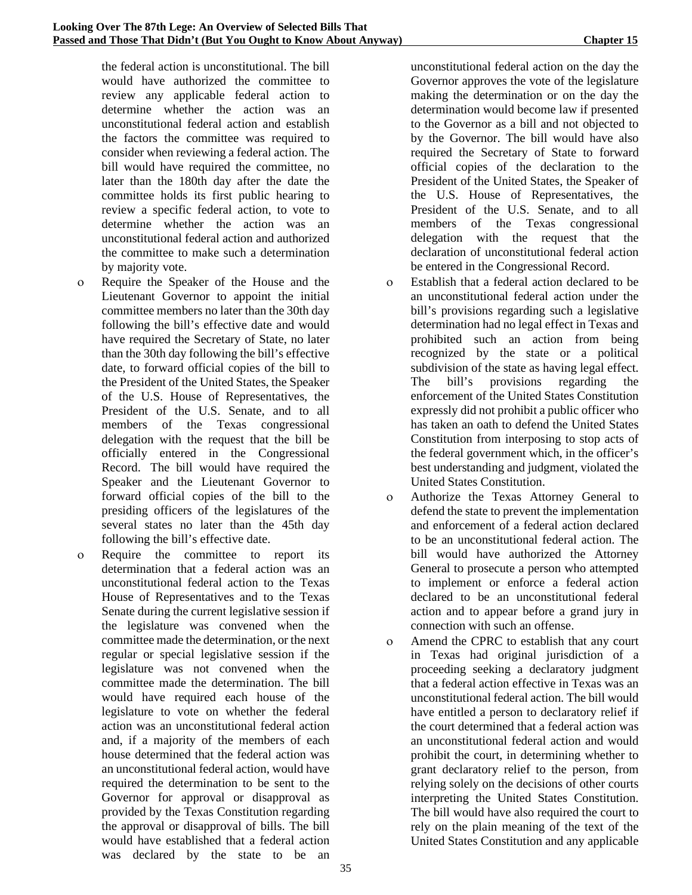the federal action is unconstitutional. The bill would have authorized the committee to review any applicable federal action to determine whether the action was an unconstitutional federal action and establish the factors the committee was required to consider when reviewing a federal action. The bill would have required the committee, no later than the 180th day after the date the committee holds its first public hearing to review a specific federal action, to vote to determine whether the action was an unconstitutional federal action and authorized the committee to make such a determination by majority vote.

- Require the Speaker of the House and the Lieutenant Governor to appoint the initial committee members no later than the 30th day following the bill's effective date and would have required the Secretary of State, no later than the 30th day following the bill's effective date, to forward official copies of the bill to the President of the United States, the Speaker of the U.S. House of Representatives, the President of the U.S. Senate, and to all members of the Texas congressional delegation with the request that the bill be officially entered in the Congressional Record. The bill would have required the Speaker and the Lieutenant Governor to forward official copies of the bill to the presiding officers of the legislatures of the several states no later than the 45th day following the bill's effective date.
- Require the committee to report its determination that a federal action was an unconstitutional federal action to the Texas House of Representatives and to the Texas Senate during the current legislative session if the legislature was convened when the committee made the determination, or the next regular or special legislative session if the legislature was not convened when the committee made the determination. The bill would have required each house of the legislature to vote on whether the federal action was an unconstitutional federal action and, if a majority of the members of each house determined that the federal action was an unconstitutional federal action, would have required the determination to be sent to the Governor for approval or disapproval as provided by the Texas Constitution regarding the approval or disapproval of bills. The bill would have established that a federal action was declared by the state to be an unconstitutional federal action on the day the Governor approves the vote of the legislature making the determination or on the day the determination would become law if presented to the Governor as a bill and not objected to by the Governor. The bill would have also required the Secretary of State to forward official copies of the declaration to the President of the United States, the Speaker of the U.S. House of Representatives, the President of the U.S. Senate, and to all members of the Texas congressional delegation with the request that the declaration of unconstitutional federal action be entered in the Congressional Record.
- Establish that a federal action declared to be an unconstitutional federal action under the bill's provisions regarding such a legislative determination had no legal effect in Texas and prohibited such an action from being recognized by the state or a political subdivision of the state as having legal effect. The bill's provisions regarding the enforcement of the United States Constitution expressly did not prohibit a public officer who has taken an oath to defend the United States Constitution from interposing to stop acts of the federal government which, in the officer's best understanding and judgment, violated the United States Constitution.
- Authorize the Texas Attorney General to defend the state to prevent the implementation and enforcement of a federal action declared to be an unconstitutional federal action. The bill would have authorized the Attorney General to prosecute a person who attempted to implement or enforce a federal action declared to be an unconstitutional federal action and to appear before a grand jury in connection with such an offense.
- Amend the CPRC to establish that any court in Texas had original jurisdiction of a proceeding seeking a declaratory judgment that a federal action effective in Texas was an unconstitutional federal action. The bill would have entitled a person to declaratory relief if the court determined that a federal action was an unconstitutional federal action and would prohibit the court, in determining whether to grant declaratory relief to the person, from relying solely on the decisions of other courts interpreting the United States Constitution. The bill would have also required the court to rely on the plain meaning of the text of the United States Constitution and any applicable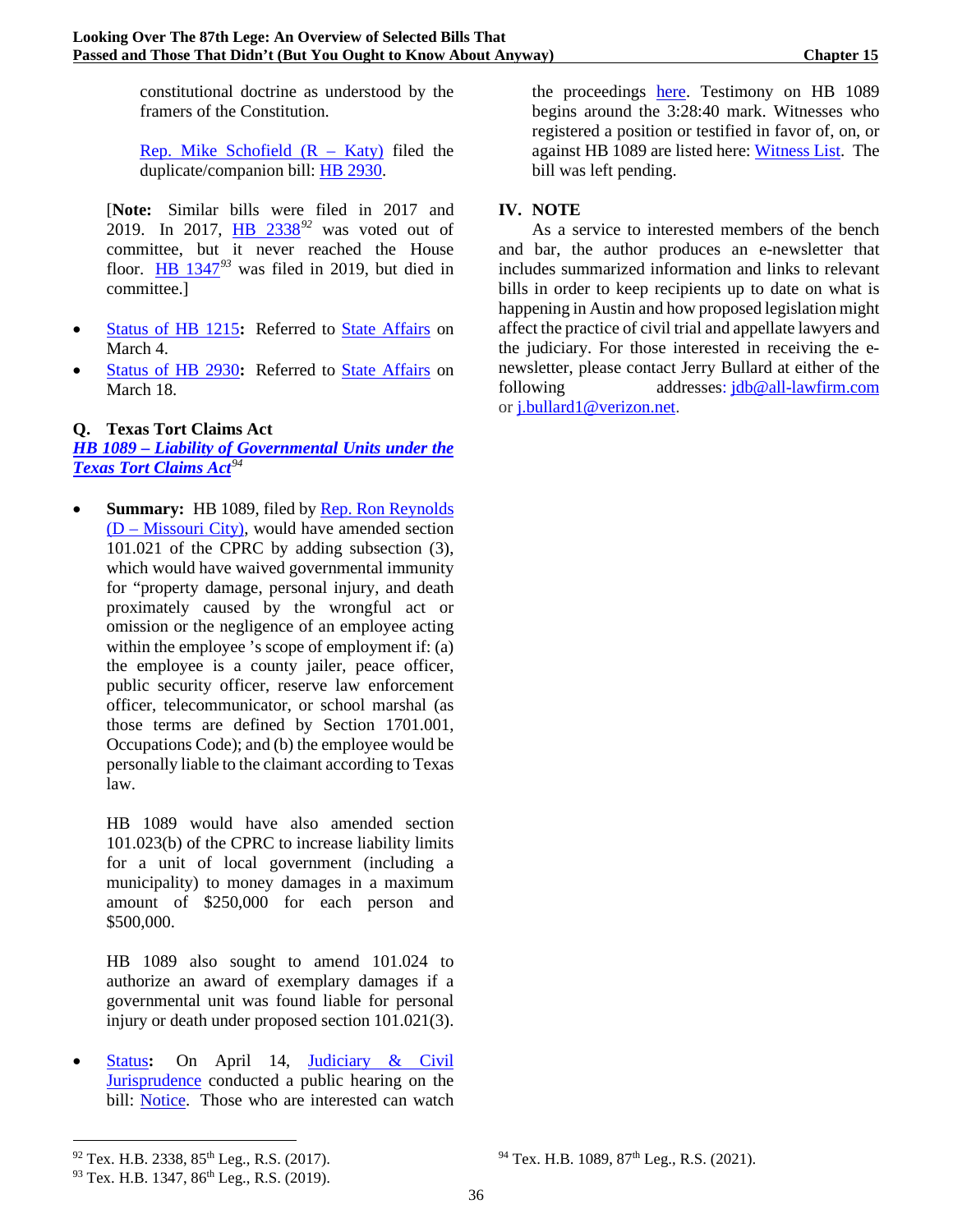constitutional doctrine as understood by the framers of the Constitution.

Rep. Mike Schofield (R – Katy) filed the duplicate/companion bill: HB 2930.

[**Note:** Similar bills were filed in 2017 and 2019. In 2017, HB 2338[92] was voted out of committee, but it never reached the House floor. HB 1347[93] was filed in 2019, but died in committee.]

- Status of HB 1215**:** Referred to State Affairs on March 4.
- Status of HB 2930**:** Referred to State Affairs on March 18.

### Q. Texas Tort Claims Act

***HB 1089 – Liability of Governmental Units under the Texas Tort Claims Act***[94]

- **Summary:** HB 1089, filed by Rep. Ron Reynolds (D – Missouri City), would have amended section 101.021 of the CPRC by adding subsection (3), which would have waived governmental immunity for "property damage, personal injury, and death proximately caused by the wrongful act or omission or the negligence of an employee acting within the employee 's scope of employment if: (a) the employee is a county jailer, peace officer, public security officer, reserve law enforcement officer, telecommunicator, or school marshal (as those terms are defined by Section 1701.001, Occupations Code); and (b) the employee would be personally liable to the claimant according to Texas law.

  HB 1089 would have also amended section 101.023(b) of the CPRC to increase liability limits for a unit of local government (including a municipality) to money damages in a maximum amount of $250,000 for each person and $500,000.

  HB 1089 also sought to amend 101.024 to authorize an award of exemplary damages if a governmental unit was found liable for personal injury or death under proposed section 101.021(3).

- Status**:** On April 14, Judiciary & Civil Jurisprudence conducted a public hearing on the bill: Notice. Those who are interested can watch the proceedings here. Testimony on HB 1089 begins around the 3:28:40 mark. Witnesses who registered a position or testified in favor of, on, or against HB 1089 are listed here: Witness List. The bill was left pending.

## IV. NOTE

As a service to interested members of the bench and bar, the author produces an e-newsletter that includes summarized information and links to relevant bills in order to keep recipients up to date on what is happening in Austin and how proposed legislation might affect the practice of civil trial and appellate lawyers and the judiciary. For those interested in receiving the e-newsletter, please contact Jerry Bullard at either of the following addresses: jdb@all-lawfirm.com or j.bullard1@verizon.net.

---

[92] Tex. H.B. 2338, 85th Leg., R.S. (2017).

[93] Tex. H.B. 1347, 86th Leg., R.S. (2019).

[94] Tex. H.B. 1089, 87th Leg., R.S. (2021).